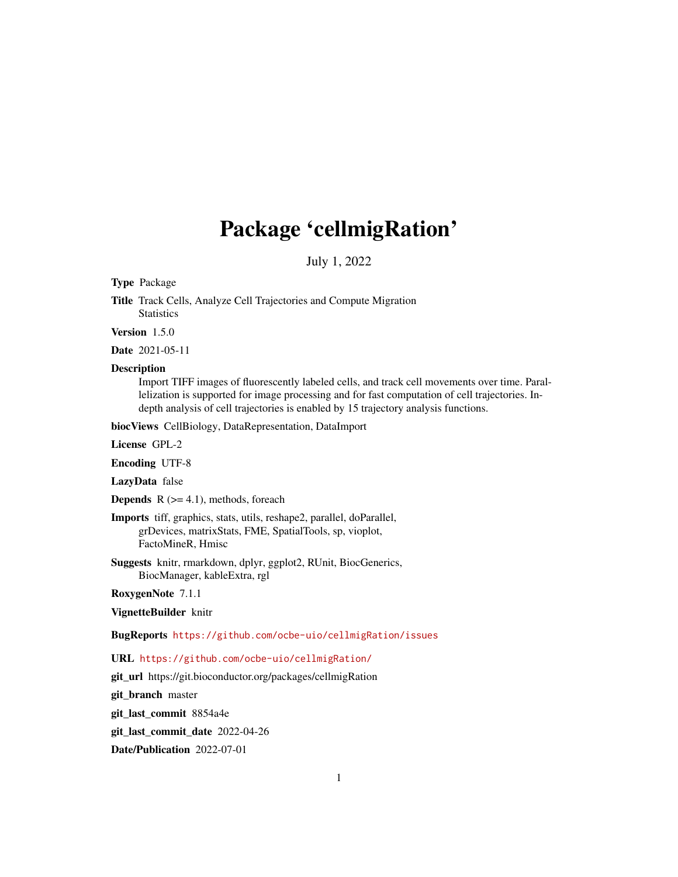# Package 'cellmigRation'

July 1, 2022

**Type** Package

**Title** Track Cells, Analyze Cell Trajectories and Compute Migration Statistics

**Version** 1.5.0

**Date** 2021-05-11

**Description**
Import TIFF images of fluorescently labeled cells, and track cell movements over time. Parallelization is supported for image processing and for fast computation of cell trajectories. In-depth analysis of cell trajectories is enabled by 15 trajectory analysis functions.

**biocViews** CellBiology, DataRepresentation, DataImport

**License** GPL-2

**Encoding** UTF-8

**LazyData** false

**Depends** R (>= 4.1), methods, foreach

**Imports** tiff, graphics, stats, utils, reshape2, parallel, doParallel, grDevices, matrixStats, FME, SpatialTools, sp, vioplot, FactoMineR, Hmisc

**Suggests** knitr, rmarkdown, dplyr, ggplot2, RUnit, BiocGenerics, BiocManager, kableExtra, rgl

**RoxygenNote** 7.1.1

**VignetteBuilder** knitr

**BugReports** https://github.com/ocbe-uio/cellmigRation/issues

**URL** https://github.com/ocbe-uio/cellmigRation/

**git_url** https://git.bioconductor.org/packages/cellmigRation

**git_branch** master

**git_last_commit** 8854a4e

**git_last_commit_date** 2022-04-26

**Date/Publication** 2022-07-01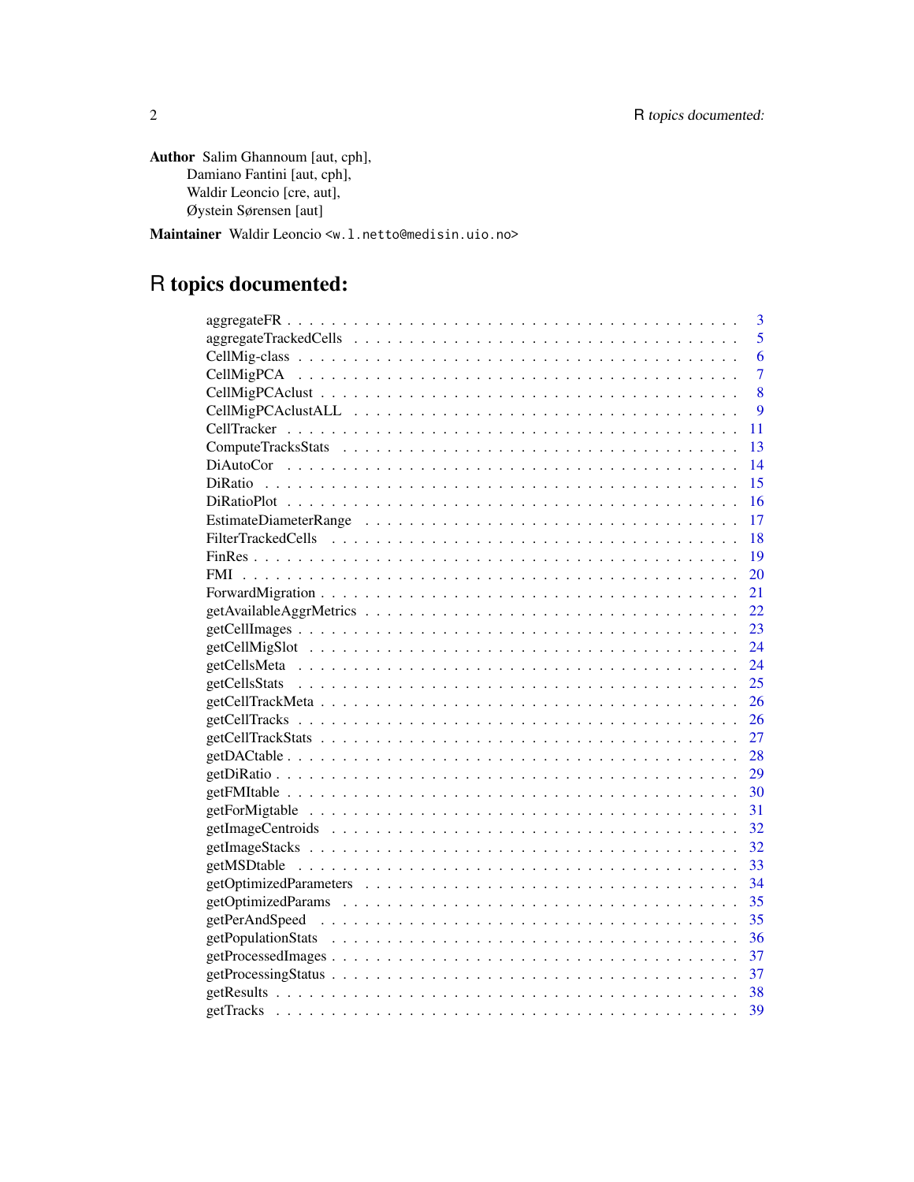**Author** Salim Ghannoum [aut, cph],
Damiano Fantini [aut, cph],
Waldir Leoncio [cre, aut],
Øystein Sørensen [aut]

**Maintainer** Waldir Leoncio <w.l.netto@medisin.uio.no>

# R topics documented:

| | |
|---|---|
| aggregateFR | 3 |
| aggregateTrackedCells | 5 |
| CellMig-class | 6 |
| CellMigPCA | 7 |
| CellMigPCAclust | 8 |
| CellMigPCAclustALL | 9 |
| CellTracker | 11 |
| ComputeTracksStats | 13 |
| DiAutoCor | 14 |
| DiRatio | 15 |
| DiRatioPlot | 16 |
| EstimateDiameterRange | 17 |
| FilterTrackedCells | 18 |
| FinRes | 19 |
| FMI | 20 |
| ForwardMigration | 21 |
| getAvailableAggrMetrics | 22 |
| getCellImages | 23 |
| getCellMigSlot | 24 |
| getCellsMeta | 24 |
| getCellsStats | 25 |
| getCellTrackMeta | 26 |
| getCellTracks | 26 |
| getCellTrackStats | 27 |
| getDACtable | 28 |
| getDiRatio | 29 |
| getFMItable | 30 |
| getForMigtable | 31 |
| getImageCentroids | 32 |
| getImageStacks | 32 |
| getMSDtable | 33 |
| getOptimizedParameters | 34 |
| getOptimizedParams | 35 |
| getPerAndSpeed | 35 |
| getPopulationStats | 36 |
| getProcessedImages | 37 |
| getProcessingStatus | 37 |
| getResults | 38 |
| getTracks | 39 |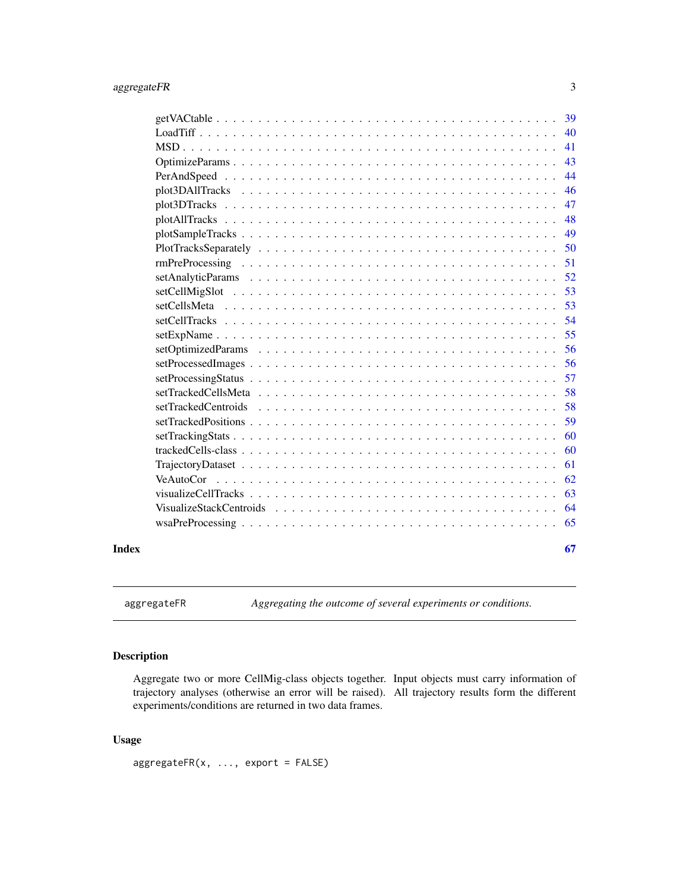getVACtable . . . . . . . . . . . . . . . . . . . . . . . . . . . . . . . . . . . . . . 39
LoadTiff . . . . . . . . . . . . . . . . . . . . . . . . . . . . . . . . . . . . . . . . 40
MSD . . . . . . . . . . . . . . . . . . . . . . . . . . . . . . . . . . . . . . . . . . 41
OptimizeParams . . . . . . . . . . . . . . . . . . . . . . . . . . . . . . . . . . . . 43
PerAndSpeed . . . . . . . . . . . . . . . . . . . . . . . . . . . . . . . . . . . . . 44
plot3DAllTracks . . . . . . . . . . . . . . . . . . . . . . . . . . . . . . . . . . . 46
plot3DTracks . . . . . . . . . . . . . . . . . . . . . . . . . . . . . . . . . . . . . 47
plotAllTracks . . . . . . . . . . . . . . . . . . . . . . . . . . . . . . . . . . . . . 48
plotSampleTracks . . . . . . . . . . . . . . . . . . . . . . . . . . . . . . . . . . . 49
PlotTracksSeparately . . . . . . . . . . . . . . . . . . . . . . . . . . . . . . . . . 50
rmPreProcessing . . . . . . . . . . . . . . . . . . . . . . . . . . . . . . . . . . . 51
setAnalyticParams . . . . . . . . . . . . . . . . . . . . . . . . . . . . . . . . . . 52
setCellMigSlot . . . . . . . . . . . . . . . . . . . . . . . . . . . . . . . . . . . . 53
setCellsMeta . . . . . . . . . . . . . . . . . . . . . . . . . . . . . . . . . . . . . 53
setCellTracks . . . . . . . . . . . . . . . . . . . . . . . . . . . . . . . . . . . . . 54
setExpName . . . . . . . . . . . . . . . . . . . . . . . . . . . . . . . . . . . . . . 55
setOptimizedParams . . . . . . . . . . . . . . . . . . . . . . . . . . . . . . . . . 56
setProcessedImages . . . . . . . . . . . . . . . . . . . . . . . . . . . . . . . . . 56
setProcessingStatus . . . . . . . . . . . . . . . . . . . . . . . . . . . . . . . . . 57
setTrackedCellsMeta . . . . . . . . . . . . . . . . . . . . . . . . . . . . . . . . . 58
setTrackedCentroids . . . . . . . . . . . . . . . . . . . . . . . . . . . . . . . . . 58
setTrackedPositions . . . . . . . . . . . . . . . . . . . . . . . . . . . . . . . . . 59
setTrackingStats . . . . . . . . . . . . . . . . . . . . . . . . . . . . . . . . . . . 60
trackedCells-class . . . . . . . . . . . . . . . . . . . . . . . . . . . . . . . . . . 60
TrajectoryDataset . . . . . . . . . . . . . . . . . . . . . . . . . . . . . . . . . . 61
VeAutoCor . . . . . . . . . . . . . . . . . . . . . . . . . . . . . . . . . . . . . . . 62
visualizeCellTracks . . . . . . . . . . . . . . . . . . . . . . . . . . . . . . . . . 63
VisualizeStackCentroids . . . . . . . . . . . . . . . . . . . . . . . . . . . . . . . 64
wsaPreProcessing . . . . . . . . . . . . . . . . . . . . . . . . . . . . . . . . . . . 65

**Index** **67**

---

`aggregateFR` *Aggregating the outcome of several experiments or conditions.*

---

## Description

Aggregate two or more CellMig-class objects together. Input objects must carry information of trajectory analyses (otherwise an error will be raised). All trajectory results form the different experiments/conditions are returned in two data frames.

## Usage

```
aggregateFR(x, ..., export = FALSE)
```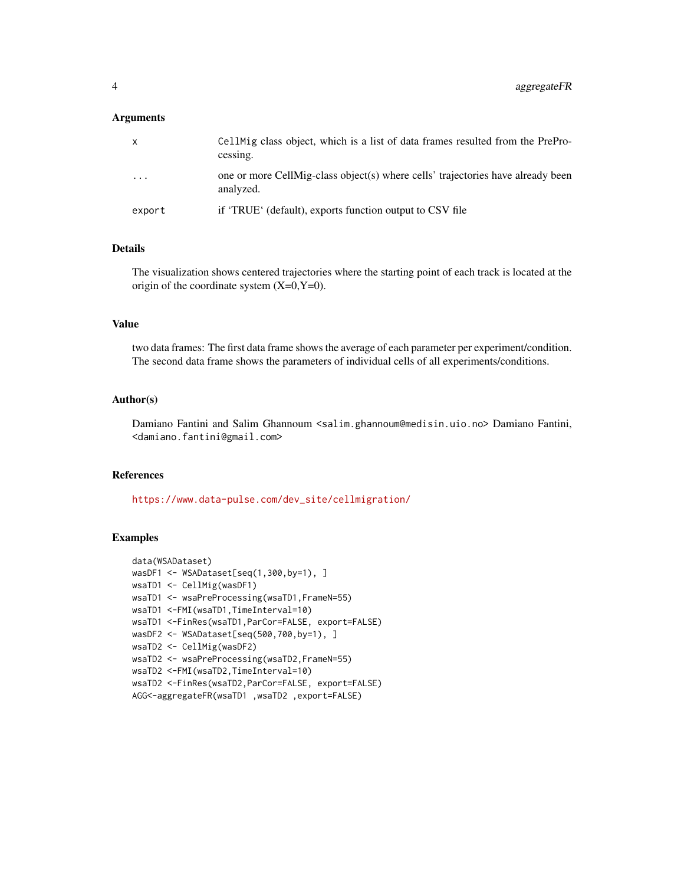## Arguments

| | |
|---|---|
| x | `CellMig` class object, which is a list of data frames resulted from the PreProcessing. |
| ... | one or more CellMig-class object(s) where cells' trajectories have already been analyzed. |
| export | if 'TRUE' (default), exports function output to CSV file |

## Details

The visualization shows centered trajectories where the starting point of each track is located at the origin of the coordinate system (X=0,Y=0).

## Value

two data frames: The first data frame shows the average of each parameter per experiment/condition. The second data frame shows the parameters of individual cells of all experiments/conditions.

## Author(s)

Damiano Fantini and Salim Ghannoum <salim.ghannoum@medisin.uio.no> Damiano Fantini, <damiano.fantini@gmail.com>

## References

https://www.data-pulse.com/dev_site/cellmigration/

## Examples

```
data(WSADataset)
wasDF1 <- WSADataset[seq(1,300,by=1), ]
wsaTD1 <- CellMig(wasDF1)
wsaTD1 <- wsaPreProcessing(wsaTD1,FrameN=55)
wsaTD1 <-FMI(wsaTD1,TimeInterval=10)
wsaTD1 <-FinRes(wsaTD1,ParCor=FALSE, export=FALSE)
wasDF2 <- WSADataset[seq(500,700,by=1), ]
wsaTD2 <- CellMig(wasDF2)
wsaTD2 <- wsaPreProcessing(wsaTD2,FrameN=55)
wsaTD2 <-FMI(wsaTD2,TimeInterval=10)
wsaTD2 <-FinRes(wsaTD2,ParCor=FALSE, export=FALSE)
AGG<-aggregateFR(wsaTD1 ,wsaTD2 ,export=FALSE)
```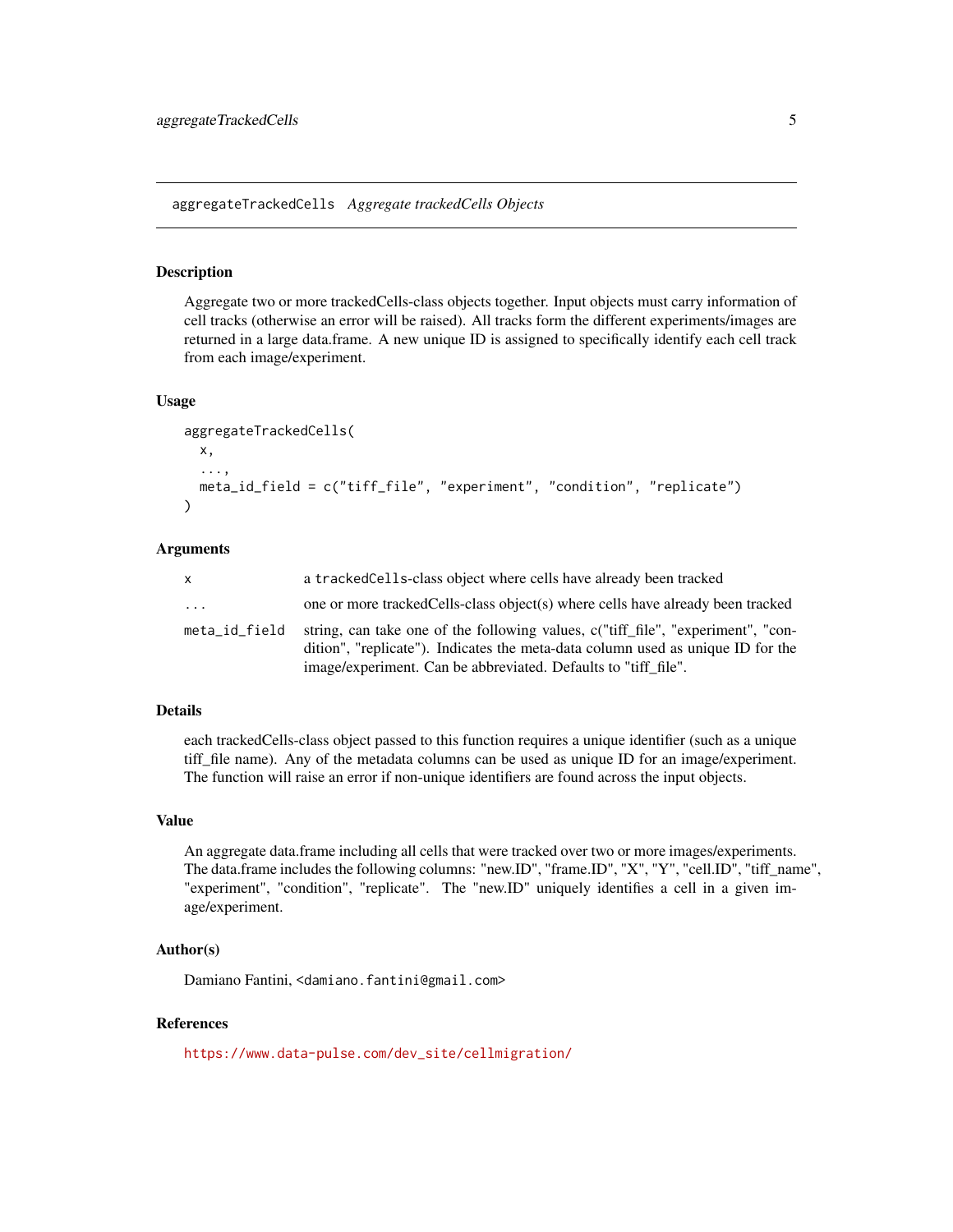## aggregateTrackedCells *Aggregate trackedCells Objects*

### Description

Aggregate two or more trackedCells-class objects together. Input objects must carry information of cell tracks (otherwise an error will be raised). All tracks form the different experiments/images are returned in a large data.frame. A new unique ID is assigned to specifically identify each cell track from each image/experiment.

### Usage

```
aggregateTrackedCells(
  x,
  ...,
  meta_id_field = c("tiff_file", "experiment", "condition", "replicate")
)
```

### Arguments

| | |
|---|---|
| x | a trackedCells-class object where cells have already been tracked |
| ... | one or more trackedCells-class object(s) where cells have already been tracked |
| meta_id_field | string, can take one of the following values, c("tiff_file", "experiment", "condition", "replicate"). Indicates the meta-data column used as unique ID for the image/experiment. Can be abbreviated. Defaults to "tiff_file". |

### Details

each trackedCells-class object passed to this function requires a unique identifier (such as a unique tiff_file name). Any of the metadata columns can be used as unique ID for an image/experiment. The function will raise an error if non-unique identifiers are found across the input objects.

### Value

An aggregate data.frame including all cells that were tracked over two or more images/experiments. The data.frame includes the following columns: "new.ID", "frame.ID", "X", "Y", "cell.ID", "tiff_name", "experiment", "condition", "replicate". The "new.ID" uniquely identifies a cell in a given image/experiment.

### Author(s)

Damiano Fantini, <damiano.fantini@gmail.com>

### References

https://www.data-pulse.com/dev_site/cellmigration/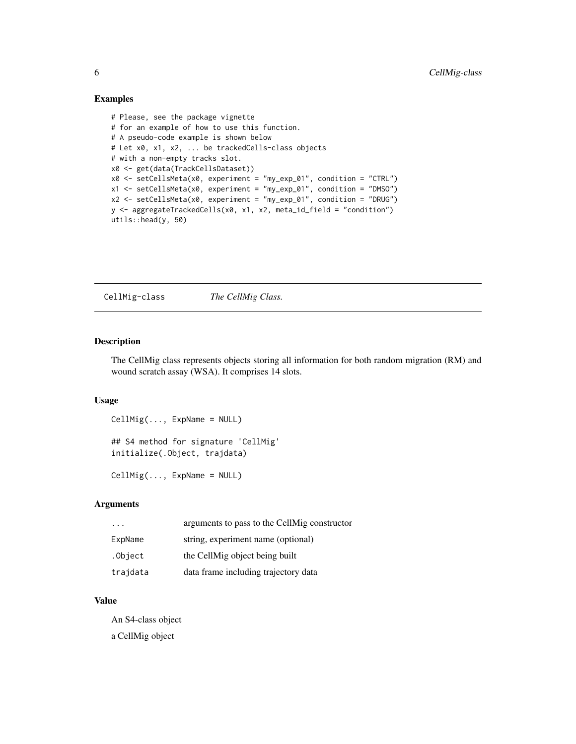### Examples

```
# Please, see the package vignette
# for an example of how to use this function.
# A pseudo-code example is shown below
# Let x0, x1, x2, ... be trackedCells-class objects
# with a non-empty tracks slot.
x0 <- get(data(TrackCellsDataset))
x0 <- setCellsMeta(x0, experiment = "my_exp_01", condition = "CTRL")
x1 <- setCellsMeta(x0, experiment = "my_exp_01", condition = "DMSO")
x2 <- setCellsMeta(x0, experiment = "my_exp_01", condition = "DRUG")
y <- aggregateTrackedCells(x0, x1, x2, meta_id_field = "condition")
utils::head(y, 50)
```

---

## CellMig-class *The CellMig Class.*

### Description

The CellMig class represents objects storing all information for both random migration (RM) and wound scratch assay (WSA). It comprises 14 slots.

### Usage

```
CellMig(..., ExpName = NULL)

## S4 method for signature 'CellMig'
initialize(.Object, trajdata)

CellMig(..., ExpName = NULL)
```

### Arguments

| | |
|---|---|
| ... | arguments to pass to the CellMig constructor |
| ExpName | string, experiment name (optional) |
| .Object | the CellMig object being built |
| trajdata | data frame including trajectory data |

### Value

An S4-class object

a CellMig object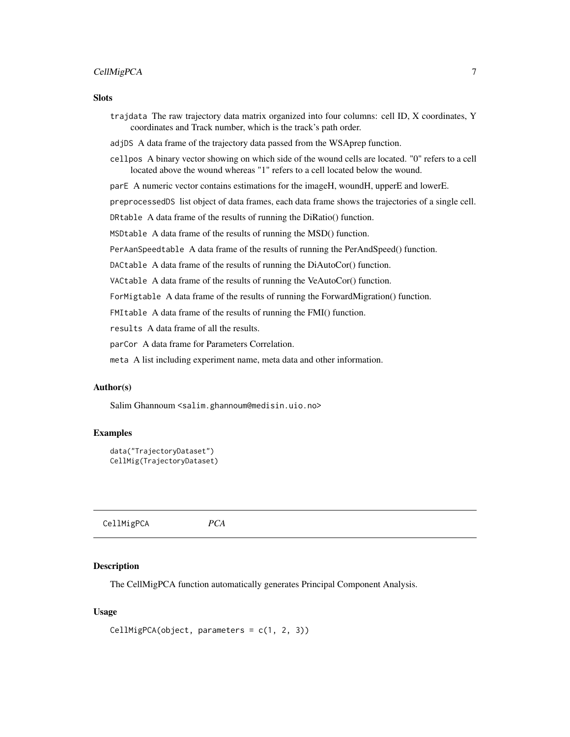## Slots

`trajdata` The raw trajectory data matrix organized into four columns: cell ID, X coordinates, Y coordinates and Track number, which is the track's path order.

`adjDS` A data frame of the trajectory data passed from the WSAprep function.

`cellpos` A binary vector showing on which side of the wound cells are located. "0" refers to a cell located above the wound whereas "1" refers to a cell located below the wound.

`parE` A numeric vector contains estimations for the imageH, woundH, upperE and lowerE.

`preprocessedDS` list object of data frames, each data frame shows the trajectories of a single cell.

`DRtable` A data frame of the results of running the DiRatio() function.

`MSDtable` A data frame of the results of running the MSD() function.

`PerAanSpeedtable` A data frame of the results of running the PerAndSpeed() function.

`DACtable` A data frame of the results of running the DiAutoCor() function.

`VACtable` A data frame of the results of running the VeAutoCor() function.

`ForMigtable` A data frame of the results of running the ForwardMigration() function.

`FMItable` A data frame of the results of running the FMI() function.

`results` A data frame of all the results.

`parCor` A data frame for Parameters Correlation.

`meta` A list including experiment name, meta data and other information.

## Author(s)

Salim Ghannoum <salim.ghannoum@medisin.uio.no>

## Examples

```
data("TrajectoryDataset")
CellMig(TrajectoryDataset)
```

---

# CellMigPCA *PCA*

---

## Description

The CellMigPCA function automatically generates Principal Component Analysis.

## Usage

```
CellMigPCA(object, parameters = c(1, 2, 3))
```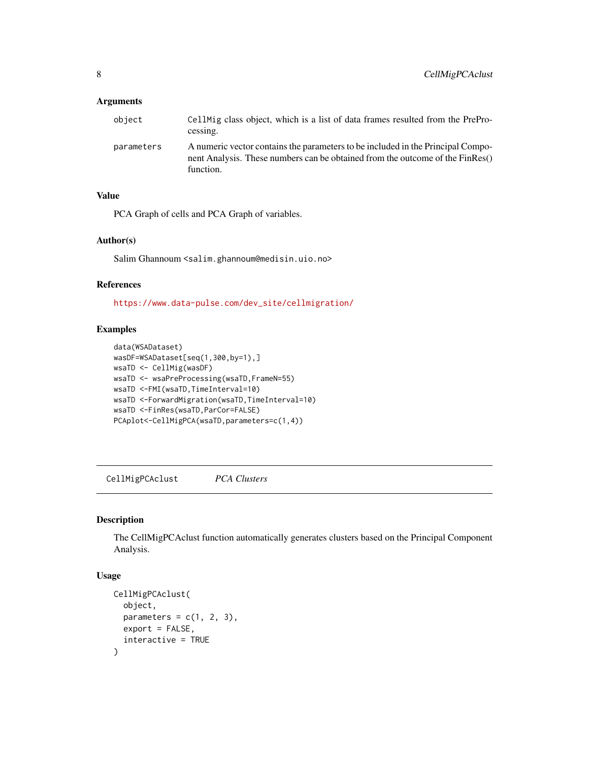## Arguments

| | |
|---|---|
| object | CellMig class object, which is a list of data frames resulted from the PreProcessing. |
| parameters | A numeric vector contains the parameters to be included in the Principal Component Analysis. These numbers can be obtained from the outcome of the FinRes() function. |

## Value

PCA Graph of cells and PCA Graph of variables.

## Author(s)

Salim Ghannoum <salim.ghannoum@medisin.uio.no>

## References

https://www.data-pulse.com/dev_site/cellmigration/

## Examples

```
data(WSADataset)
wasDF=WSADataset[seq(1,300,by=1),]
wsaTD <- CellMig(wasDF)
wsaTD <- wsaPreProcessing(wsaTD,FrameN=55)
wsaTD <-FMI(wsaTD,TimeInterval=10)
wsaTD <-ForwardMigration(wsaTD,TimeInterval=10)
wsaTD <-FinRes(wsaTD,ParCor=FALSE)
PCAplot<-CellMigPCA(wsaTD,parameters=c(1,4))
```

---

# CellMigPCAclust *PCA Clusters*

---

## Description

The CellMigPCAclust function automatically generates clusters based on the Principal Component Analysis.

## Usage

```
CellMigPCAclust(
  object,
  parameters = c(1, 2, 3),
  export = FALSE,
  interactive = TRUE
)
```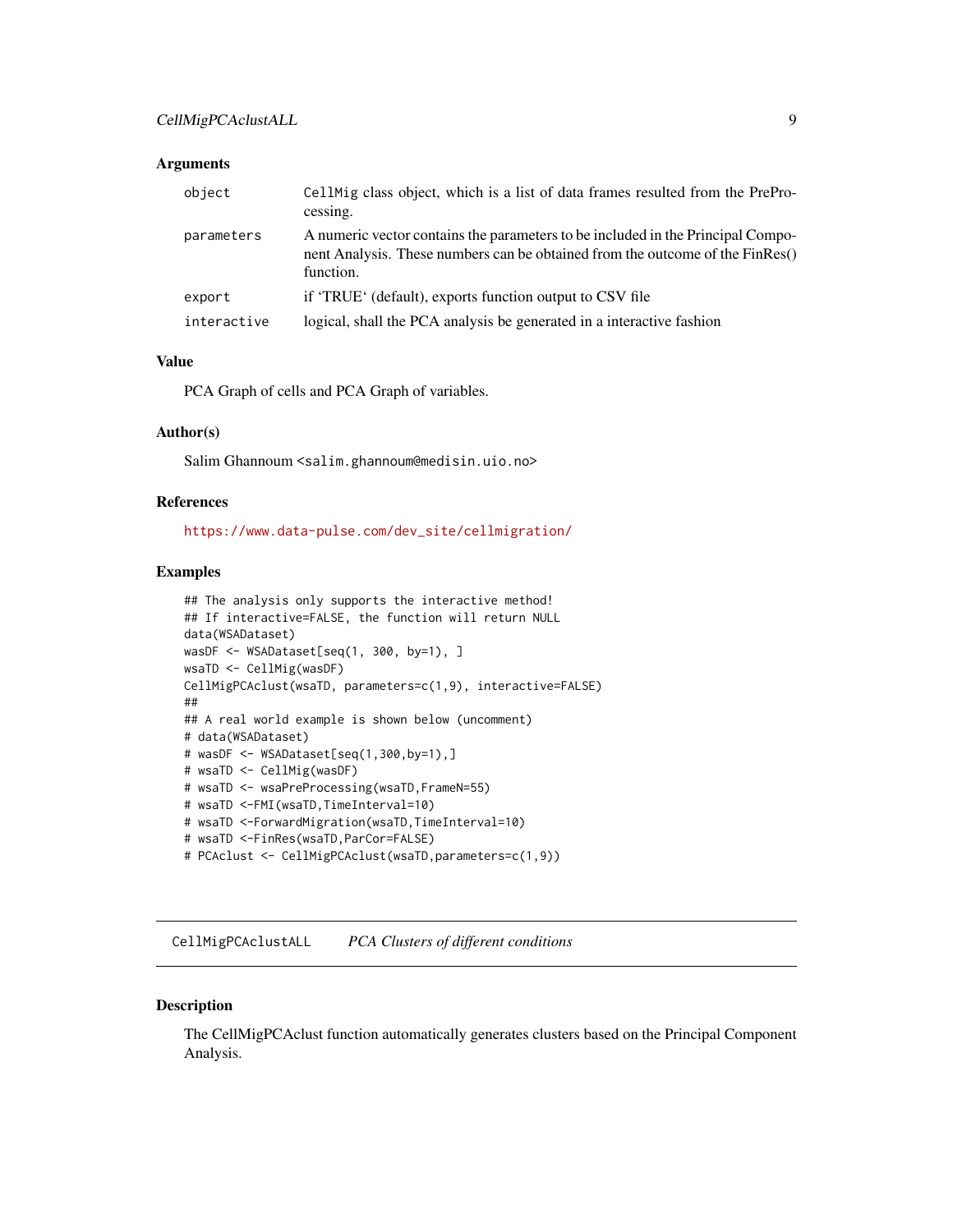### Arguments

| | |
|---|---|
| `object` | `CellMig` class object, which is a list of data frames resulted from the PrePro-cessing. |
| `parameters` | A numeric vector contains the parameters to be included in the Principal Component Analysis. These numbers can be obtained from the outcome of the FinRes() function. |
| `export` | if 'TRUE' (default), exports function output to CSV file |
| `interactive` | logical, shall the PCA analysis be generated in a interactive fashion |

### Value

PCA Graph of cells and PCA Graph of variables.

### Author(s)

Salim Ghannoum <salim.ghannoum@medisin.uio.no>

### References

https://www.data-pulse.com/dev_site/cellmigration/

### Examples

```
## The analysis only supports the interactive method!
## If interactive=FALSE, the function will return NULL
data(WSADataset)
wasDF <- WSADataset[seq(1, 300, by=1), ]
wsaTD <- CellMig(wasDF)
CellMigPCAclust(wsaTD, parameters=c(1,9), interactive=FALSE)
##
## A real world example is shown below (uncomment)
# data(WSADataset)
# wasDF <- WSADataset[seq(1,300,by=1),]
# wsaTD <- CellMig(wasDF)
# wsaTD <- wsaPreProcessing(wsaTD,FrameN=55)
# wsaTD <-FMI(wsaTD,TimeInterval=10)
# wsaTD <-ForwardMigration(wsaTD,TimeInterval=10)
# wsaTD <-FinRes(wsaTD,ParCor=FALSE)
# PCAclust <- CellMigPCAclust(wsaTD,parameters=c(1,9))
```

---

## CellMigPCAclustALL — *PCA Clusters of different conditions*

### Description

The CellMigPCAclust function automatically generates clusters based on the Principal Component Analysis.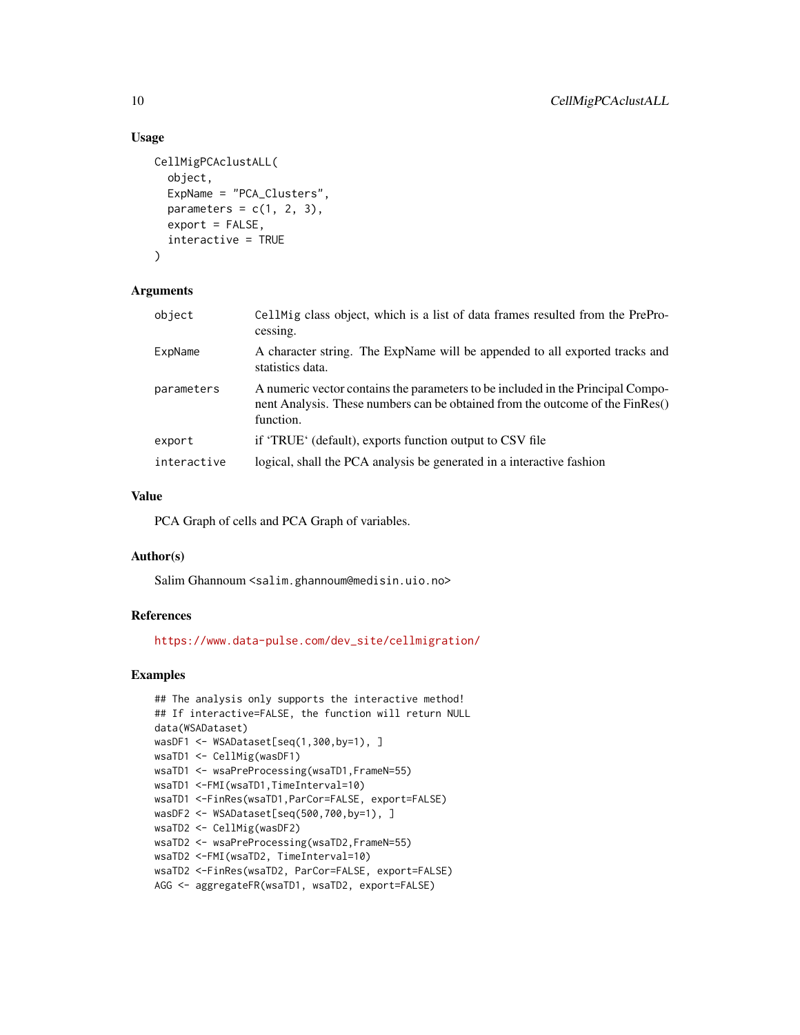### Usage

```
CellMigPCAclustALL(
  object,
  ExpName = "PCA_Clusters",
  parameters = c(1, 2, 3),
  export = FALSE,
  interactive = TRUE
)
```

### Arguments

| | |
|---|---|
| `object` | CellMig class object, which is a list of data frames resulted from the PreProcessing. |
| `ExpName` | A character string. The ExpName will be appended to all exported tracks and statistics data. |
| `parameters` | A numeric vector contains the parameters to be included in the Principal Component Analysis. These numbers can be obtained from the outcome of the FinRes() function. |
| `export` | if 'TRUE' (default), exports function output to CSV file |
| `interactive` | logical, shall the PCA analysis be generated in a interactive fashion |

### Value

PCA Graph of cells and PCA Graph of variables.

### Author(s)

Salim Ghannoum <salim.ghannoum@medisin.uio.no>

### References

https://www.data-pulse.com/dev_site/cellmigration/

### Examples

```
## The analysis only supports the interactive method!
## If interactive=FALSE, the function will return NULL
data(WSADataset)
wasDF1 <- WSADataset[seq(1,300,by=1), ]
wsaTD1 <- CellMig(wasDF1)
wsaTD1 <- wsaPreProcessing(wsaTD1,FrameN=55)
wsaTD1 <-FMI(wsaTD1,TimeInterval=10)
wsaTD1 <-FinRes(wsaTD1,ParCor=FALSE, export=FALSE)
wasDF2 <- WSADataset[seq(500,700,by=1), ]
wsaTD2 <- CellMig(wasDF2)
wsaTD2 <- wsaPreProcessing(wsaTD2,FrameN=55)
wsaTD2 <-FMI(wsaTD2, TimeInterval=10)
wsaTD2 <-FinRes(wsaTD2, ParCor=FALSE, export=FALSE)
AGG <- aggregateFR(wsaTD1, wsaTD2, export=FALSE)
```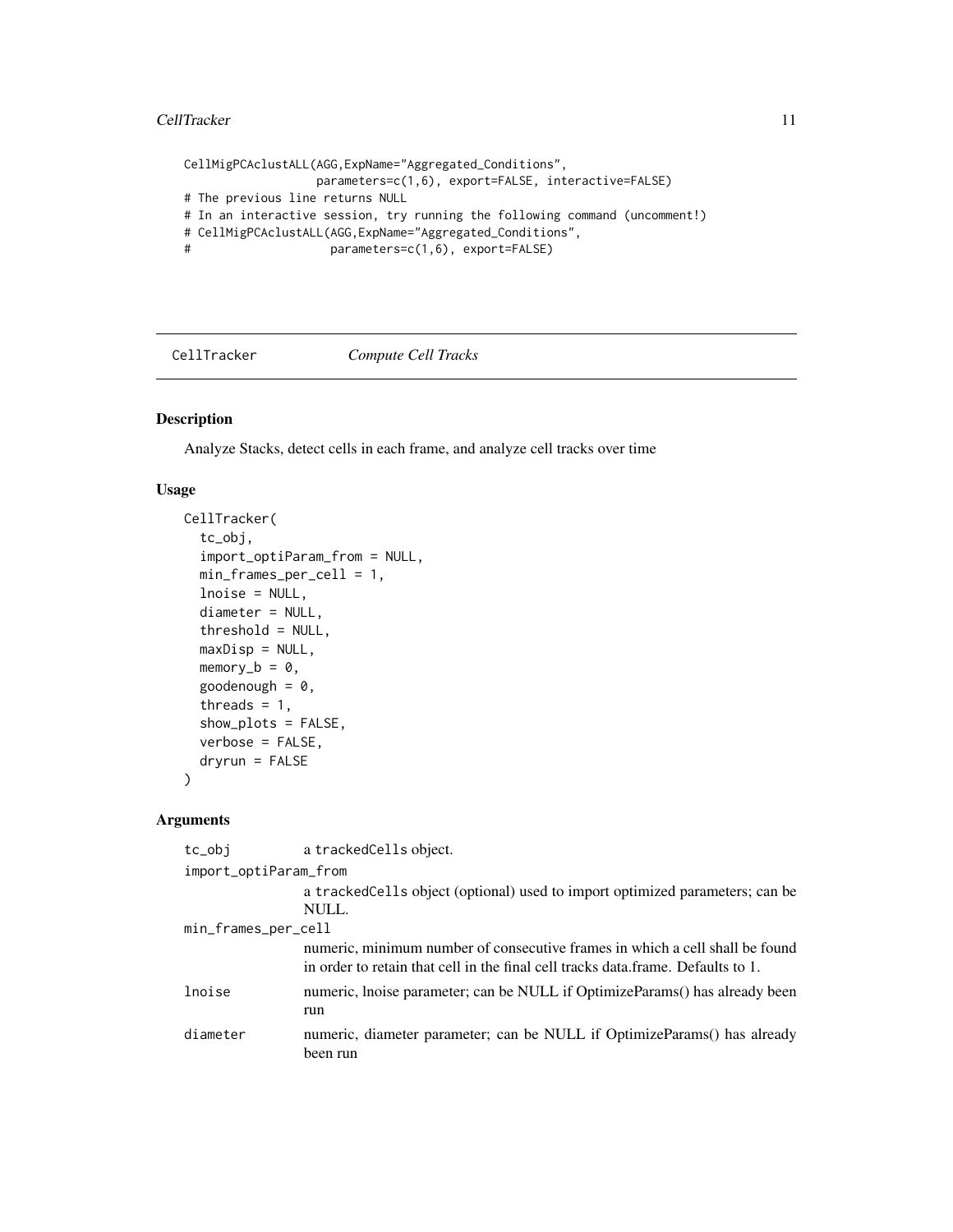```
CellMigPCAclustALL(AGG,ExpName="Aggregated_Conditions",
                   parameters=c(1,6), export=FALSE, interactive=FALSE)
# The previous line returns NULL
# In an interactive session, try running the following command (uncomment!)
# CellMigPCAclustALL(AGG,ExpName="Aggregated_Conditions",
#                    parameters=c(1,6), export=FALSE)
```

## CellTracker *Compute Cell Tracks*

### Description

Analyze Stacks, detect cells in each frame, and analyze cell tracks over time

### Usage

```
CellTracker(
  tc_obj,
  import_optiParam_from = NULL,
  min_frames_per_cell = 1,
  lnoise = NULL,
  diameter = NULL,
  threshold = NULL,
  maxDisp = NULL,
  memory_b = 0,
  goodenough = 0,
  threads = 1,
  show_plots = FALSE,
  verbose = FALSE,
  dryrun = FALSE
)
```

### Arguments

| Argument | Description |
|---|---|
| `tc_obj` | a `trackedCells` object. |
| `import_optiParam_from` | a `trackedCells` object (optional) used to import optimized parameters; can be NULL. |
| `min_frames_per_cell` | numeric, minimum number of consecutive frames in which a cell shall be found in order to retain that cell in the final cell tracks data.frame. Defaults to 1. |
| `lnoise` | numeric, lnoise parameter; can be NULL if OptimizeParams() has already been run |
| `diameter` | numeric, diameter parameter; can be NULL if OptimizeParams() has already been run |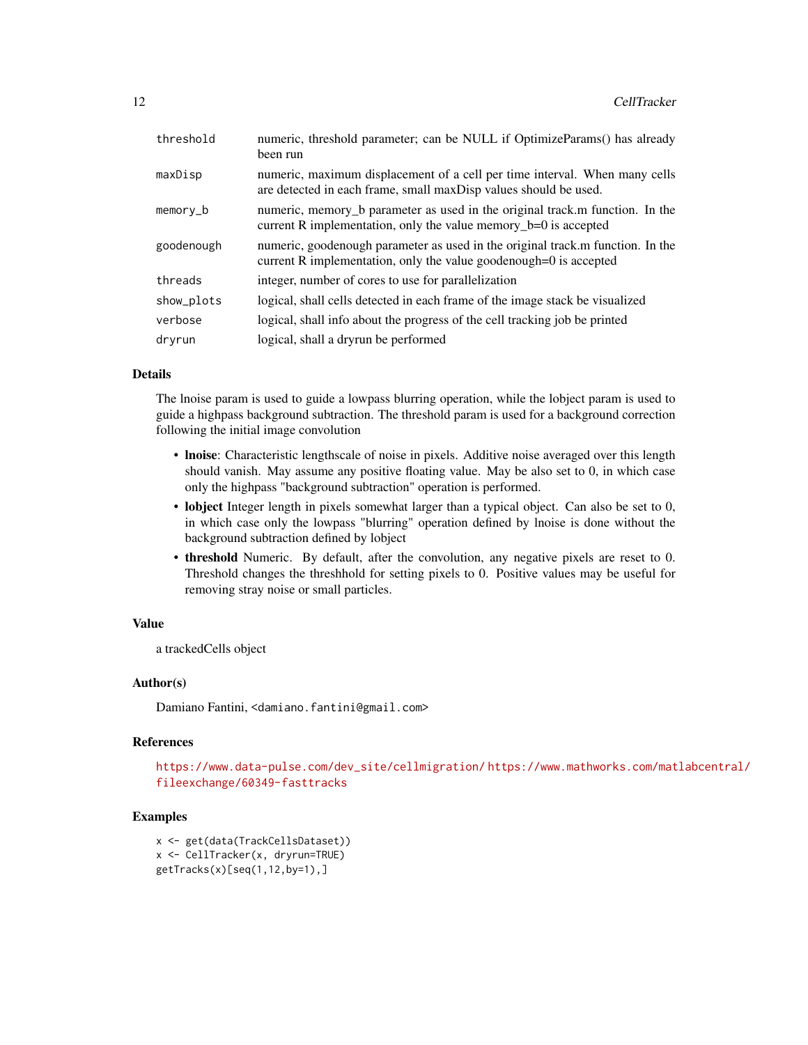| | |
|---|---|
| threshold | numeric, threshold parameter; can be NULL if OptimizeParams() has already been run |
| maxDisp | numeric, maximum displacement of a cell per time interval. When many cells are detected in each frame, small maxDisp values should be used. |
| memory_b | numeric, memory_b parameter as used in the original track.m function. In the current R implementation, only the value memory_b=0 is accepted |
| goodenough | numeric, goodenough parameter as used in the original track.m function. In the current R implementation, only the value goodenough=0 is accepted |
| threads | integer, number of cores to use for parallelization |
| show_plots | logical, shall cells detected in each frame of the image stack be visualized |
| verbose | logical, shall info about the progress of the cell tracking job be printed |
| dryrun | logical, shall a dryrun be performed |

### Details

The lnoise param is used to guide a lowpass blurring operation, while the lobject param is used to guide a highpass background subtraction. The threshold param is used for a background correction following the initial image convolution

- **lnoise**: Characteristic lengthscale of noise in pixels. Additive noise averaged over this length should vanish. May assume any positive floating value. May be also set to 0, in which case only the highpass "background subtraction" operation is performed.
- **lobject** Integer length in pixels somewhat larger than a typical object. Can also be set to 0, in which case only the lowpass "blurring" operation defined by lnoise is done without the background subtraction defined by lobject
- **threshold** Numeric. By default, after the convolution, any negative pixels are reset to 0. Threshold changes the threshhold for setting pixels to 0. Positive values may be useful for removing stray noise or small particles.

### Value

a trackedCells object

### Author(s)

Damiano Fantini, <damiano.fantini@gmail.com>

### References

https://www.data-pulse.com/dev_site/cellmigration/ https://www.mathworks.com/matlabcentral/fileexchange/60349-fasttracks

### Examples

```
x <- get(data(TrackCellsDataset))
x <- CellTracker(x, dryrun=TRUE)
getTracks(x)[seq(1,12,by=1),]
```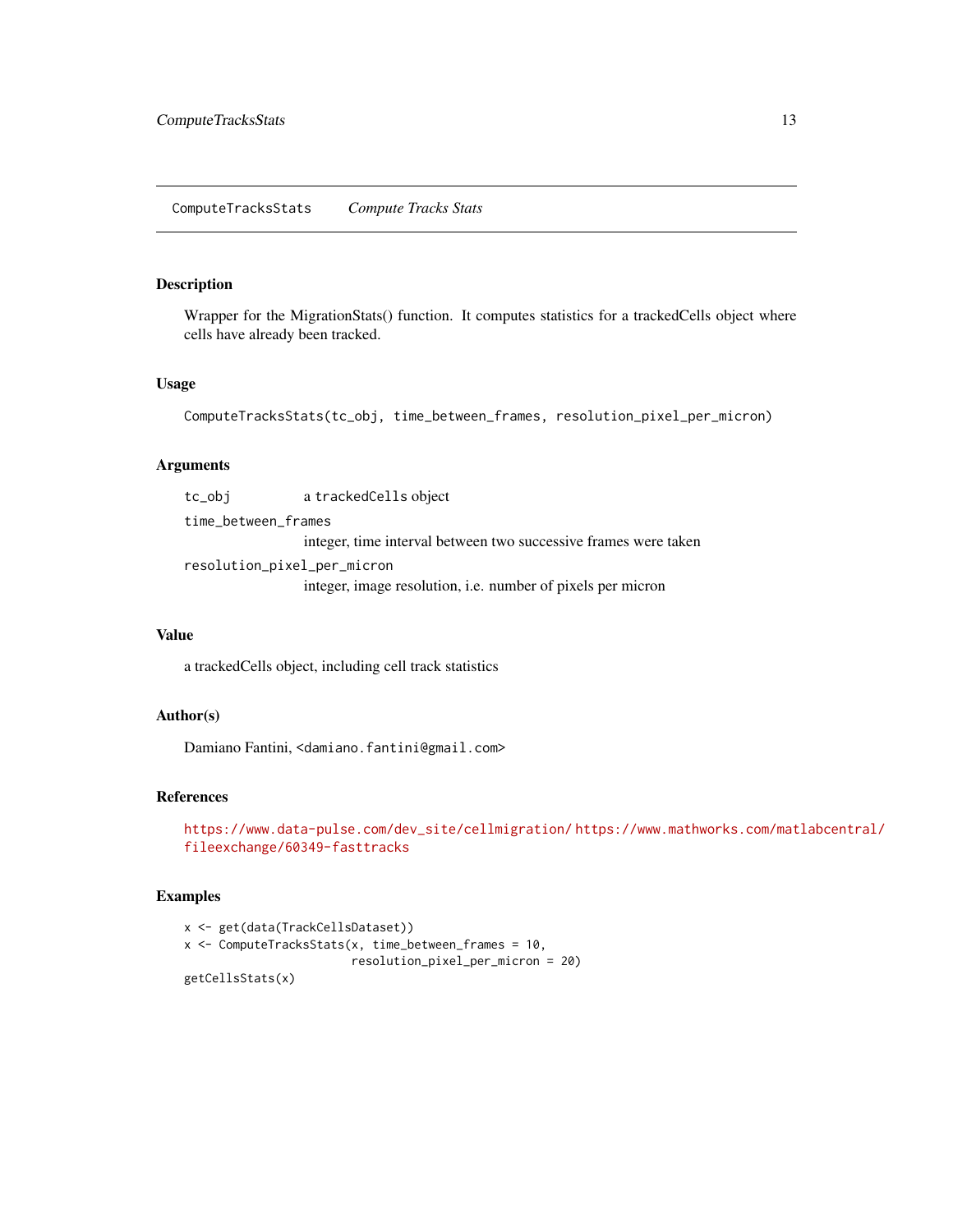## ComputeTracksStats *Compute Tracks Stats*

### Description

Wrapper for the MigrationStats() function. It computes statistics for a trackedCells object where cells have already been tracked.

### Usage

```
ComputeTracksStats(tc_obj, time_between_frames, resolution_pixel_per_micron)
```

### Arguments

| | |
|---|---|
| `tc_obj` | a `trackedCells` object |
| `time_between_frames` | integer, time interval between two successive frames were taken |
| `resolution_pixel_per_micron` | integer, image resolution, i.e. number of pixels per micron |

### Value

a trackedCells object, including cell track statistics

### Author(s)

Damiano Fantini, <damiano.fantini@gmail.com>

### References

https://www.data-pulse.com/dev_site/cellmigration/ https://www.mathworks.com/matlabcentral/fileexchange/60349-fasttracks

### Examples

```
x <- get(data(TrackCellsDataset))
x <- ComputeTracksStats(x, time_between_frames = 10,
                        resolution_pixel_per_micron = 20)
getCellsStats(x)
```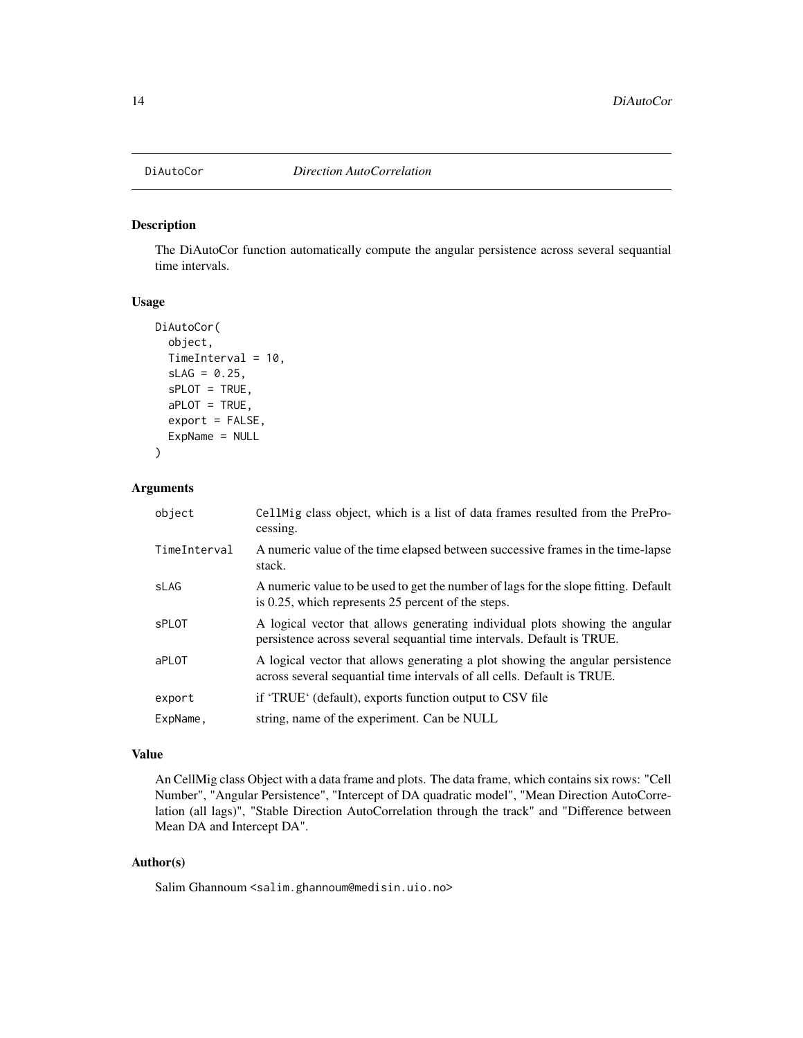## DiAutoCor *Direction AutoCorrelation*

### Description

The DiAutoCor function automatically compute the angular persistence across several sequantial time intervals.

### Usage

```
DiAutoCor(
  object,
  TimeInterval = 10,
  sLAG = 0.25,
  sPLOT = TRUE,
  aPLOT = TRUE,
  export = FALSE,
  ExpName = NULL
)
```

### Arguments

| | |
|---|---|
| object | CellMig class object, which is a list of data frames resulted from the PreProcessing. |
| TimeInterval | A numeric value of the time elapsed between successive frames in the time-lapse stack. |
| sLAG | A numeric value to be used to get the number of lags for the slope fitting. Default is 0.25, which represents 25 percent of the steps. |
| sPLOT | A logical vector that allows generating individual plots showing the angular persistence across several sequantial time intervals. Default is TRUE. |
| aPLOT | A logical vector that allows generating a plot showing the angular persistence across several sequantial time intervals of all cells. Default is TRUE. |
| export | if 'TRUE' (default), exports function output to CSV file |
| ExpName, | string, name of the experiment. Can be NULL |

### Value

An CellMig class Object with a data frame and plots. The data frame, which contains six rows: "Cell Number", "Angular Persistence", "Intercept of DA quadratic model", "Mean Direction AutoCorrelation (all lags)", "Stable Direction AutoCorrelation through the track" and "Difference between Mean DA and Intercept DA".

### Author(s)

Salim Ghannoum <salim.ghannoum@medisin.uio.no>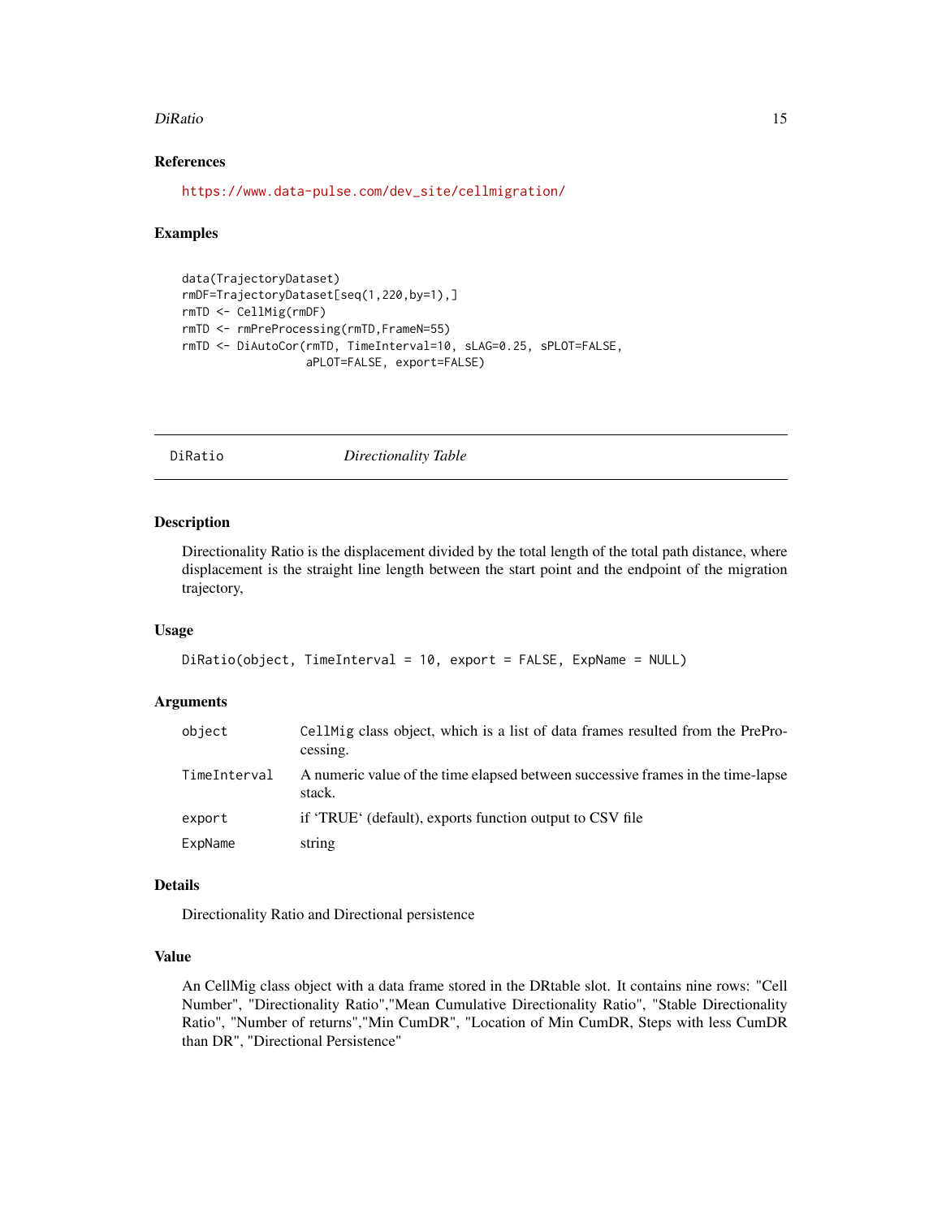### References

https://www.data-pulse.com/dev_site/cellmigration/

### Examples

```
data(TrajectoryDataset)
rmDF=TrajectoryDataset[seq(1,220,by=1),]
rmTD <- CellMig(rmDF)
rmTD <- rmPreProcessing(rmTD,FrameN=55)
rmTD <- DiAutoCor(rmTD, TimeInterval=10, sLAG=0.25, sPLOT=FALSE,
                  aPLOT=FALSE, export=FALSE)
```

---

## DiRatio *Directionality Table*

---

### Description

Directionality Ratio is the displacement divided by the total length of the total path distance, where displacement is the straight line length between the start point and the endpoint of the migration trajectory,

### Usage

```
DiRatio(object, TimeInterval = 10, export = FALSE, ExpName = NULL)
```

### Arguments

| | |
|---|---|
| object | CellMig class object, which is a list of data frames resulted from the PreProcessing. |
| TimeInterval | A numeric value of the time elapsed between successive frames in the time-lapse stack. |
| export | if 'TRUE' (default), exports function output to CSV file |
| ExpName | string |

### Details

Directionality Ratio and Directional persistence

### Value

An CellMig class object with a data frame stored in the DRtable slot. It contains nine rows: "Cell Number", "Directionality Ratio","Mean Cumulative Directionality Ratio", "Stable Directionality Ratio", "Number of returns","Min CumDR", "Location of Min CumDR, Steps with less CumDR than DR", "Directional Persistence"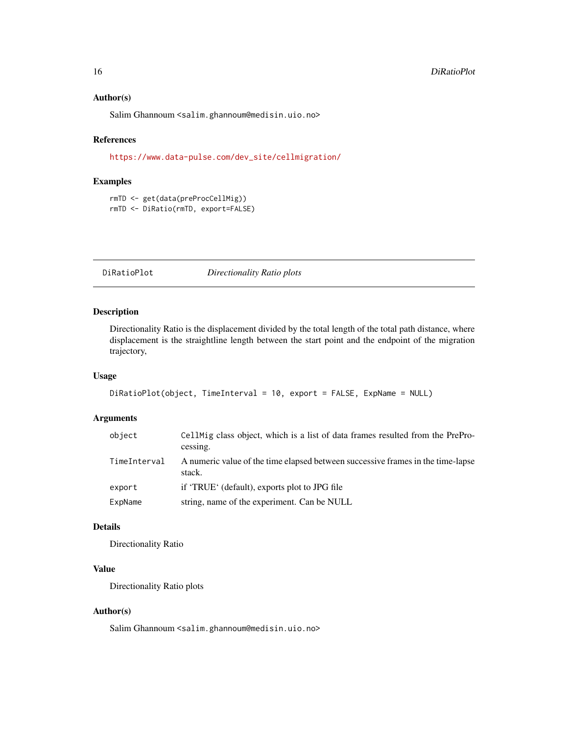### Author(s)

Salim Ghannoum <salim.ghannoum@medisin.uio.no>

### References

https://www.data-pulse.com/dev_site/cellmigration/

### Examples

```
rmTD <- get(data(preProcCellMig))
rmTD <- DiRatio(rmTD, export=FALSE)
```

---

## DiRatioPlot *Directionality Ratio plots*

---

### Description

Directionality Ratio is the displacement divided by the total length of the total path distance, where displacement is the straightline length between the start point and the endpoint of the migration trajectory,

### Usage

```
DiRatioPlot(object, TimeInterval = 10, export = FALSE, ExpName = NULL)
```

### Arguments

| | |
|---|---|
| object | CellMig class object, which is a list of data frames resulted from the PreProcessing. |
| TimeInterval | A numeric value of the time elapsed between successive frames in the time-lapse stack. |
| export | if 'TRUE' (default), exports plot to JPG file |
| ExpName | string, name of the experiment. Can be NULL |

### Details

Directionality Ratio

### Value

Directionality Ratio plots

### Author(s)

Salim Ghannoum <salim.ghannoum@medisin.uio.no>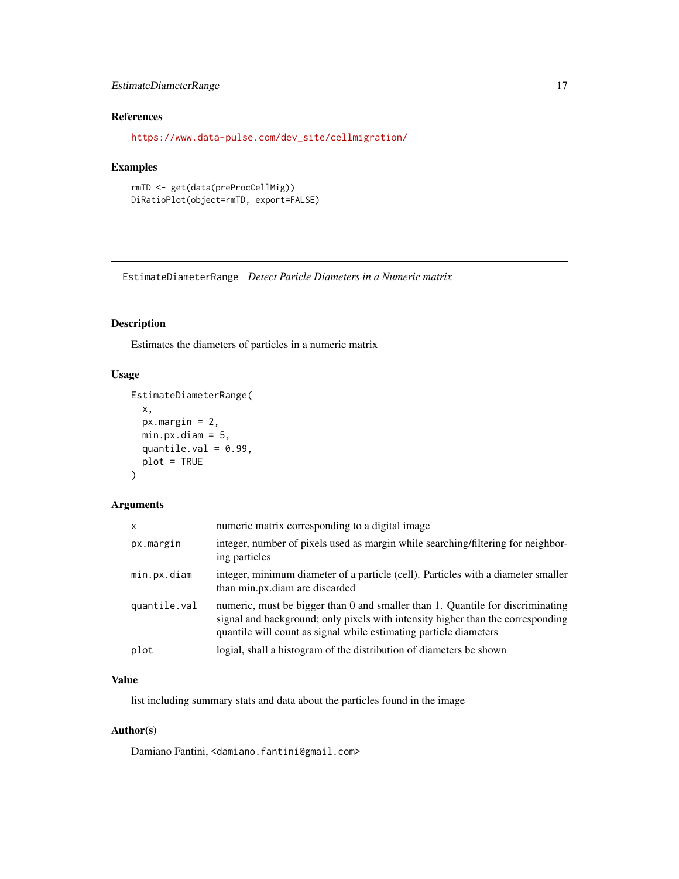## References

https://www.data-pulse.com/dev_site/cellmigration/

## Examples

```
rmTD <- get(data(preProcCellMig))
DiRatioPlot(object=rmTD, export=FALSE)
```

---

# EstimateDiameterRange *Detect Paricle Diameters in a Numeric matrix*

---

## Description

Estimates the diameters of particles in a numeric matrix

## Usage

```
EstimateDiameterRange(
  x,
  px.margin = 2,
  min.px.diam = 5,
  quantile.val = 0.99,
  plot = TRUE
)
```

## Arguments

| | |
|---|---|
| `x` | numeric matrix corresponding to a digital image |
| `px.margin` | integer, number of pixels used as margin while searching/filtering for neighboring particles |
| `min.px.diam` | integer, minimum diameter of a particle (cell). Particles with a diameter smaller than min.px.diam are discarded |
| `quantile.val` | numeric, must be bigger than 0 and smaller than 1. Quantile for discriminating signal and background; only pixels with intensity higher than the corresponding quantile will count as signal while estimating particle diameters |
| `plot` | logial, shall a histogram of the distribution of diameters be shown |

## Value

list including summary stats and data about the particles found in the image

## Author(s)

Damiano Fantini, <damiano.fantini@gmail.com>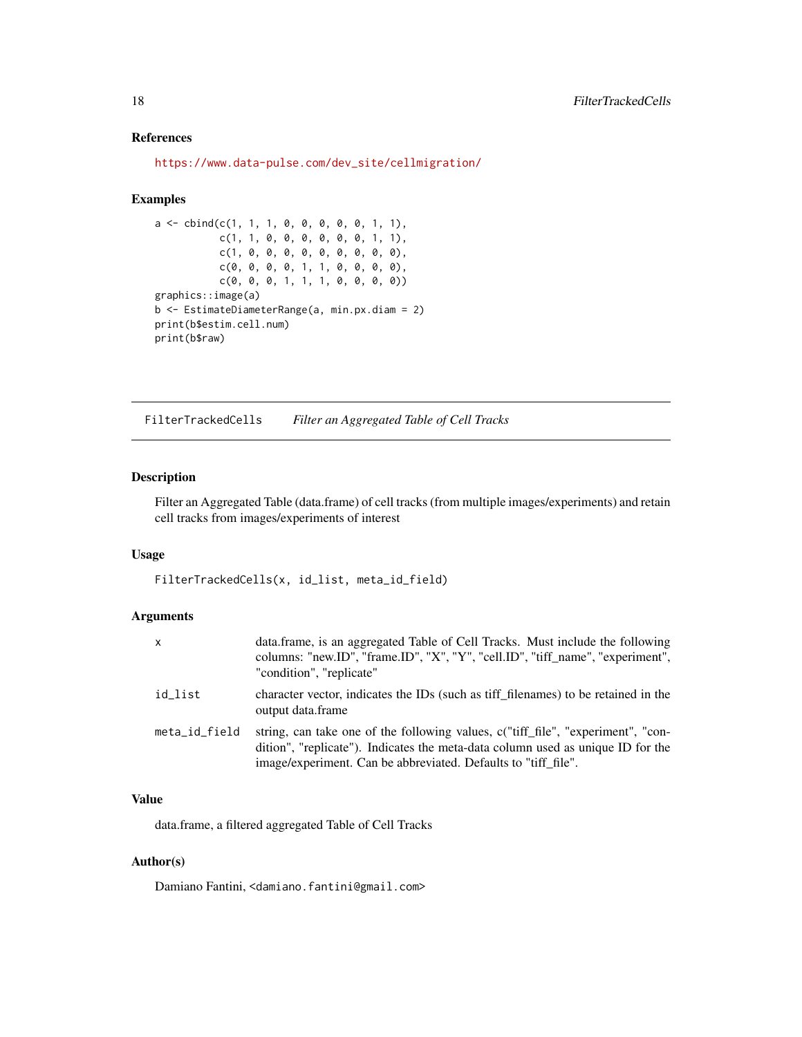### References

https://www.data-pulse.com/dev_site/cellmigration/

### Examples

```
a <- cbind(c(1, 1, 1, 0, 0, 0, 0, 0, 1, 1),
           c(1, 1, 0, 0, 0, 0, 0, 0, 1, 1),
           c(1, 0, 0, 0, 0, 0, 0, 0, 0, 0),
           c(0, 0, 0, 0, 1, 1, 0, 0, 0, 0),
           c(0, 0, 0, 1, 1, 1, 0, 0, 0, 0))
graphics::image(a)
b <- EstimateDiameterRange(a, min.px.diam = 2)
print(b$estim.cell.num)
print(b$raw)
```

---

## FilterTrackedCells *Filter an Aggregated Table of Cell Tracks*

### Description

Filter an Aggregated Table (data.frame) of cell tracks (from multiple images/experiments) and retain cell tracks from images/experiments of interest

### Usage

```
FilterTrackedCells(x, id_list, meta_id_field)
```

### Arguments

| | |
|---|---|
| `x` | data.frame, is an aggregated Table of Cell Tracks. Must include the following columns: "new.ID", "frame.ID", "X", "Y", "cell.ID", "tiff_name", "experiment", "condition", "replicate" |
| `id_list` | character vector, indicates the IDs (such as tiff_filenames) to be retained in the output data.frame |
| `meta_id_field` | string, can take one of the following values, c("tiff_file", "experiment", "condition", "replicate"). Indicates the meta-data column used as unique ID for the image/experiment. Can be abbreviated. Defaults to "tiff_file". |

### Value

data.frame, a filtered aggregated Table of Cell Tracks

### Author(s)

Damiano Fantini, <damiano.fantini@gmail.com>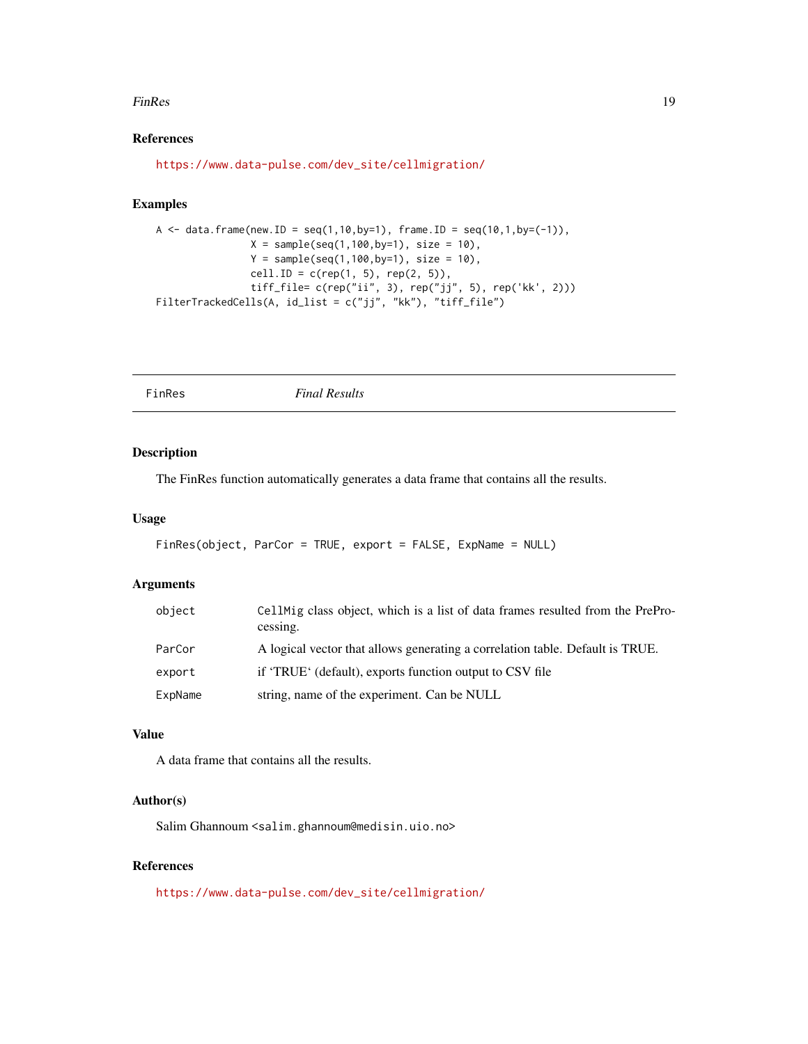## References

https://www.data-pulse.com/dev_site/cellmigration/

## Examples

```
A <- data.frame(new.ID = seq(1,10,by=1), frame.ID = seq(10,1,by=(-1)),
                X = sample(seq(1,100,by=1), size = 10),
                Y = sample(seq(1,100,by=1), size = 10),
                cell.ID = c(rep(1, 5), rep(2, 5)),
                tiff_file= c(rep("ii", 3), rep("jj", 5), rep('kk', 2)))
FilterTrackedCells(A, id_list = c("jj", "kk"), "tiff_file")
```

---

# FinRes *Final Results*

---

## Description

The FinRes function automatically generates a data frame that contains all the results.

## Usage

```
FinRes(object, ParCor = TRUE, export = FALSE, ExpName = NULL)
```

## Arguments

| | |
|---|---|
| object | CellMig class object, which is a list of data frames resulted from the PreProcessing. |
| ParCor | A logical vector that allows generating a correlation table. Default is TRUE. |
| export | if 'TRUE' (default), exports function output to CSV file |
| ExpName | string, name of the experiment. Can be NULL |

## Value

A data frame that contains all the results.

## Author(s)

Salim Ghannoum <salim.ghannoum@medisin.uio.no>

## References

https://www.data-pulse.com/dev_site/cellmigration/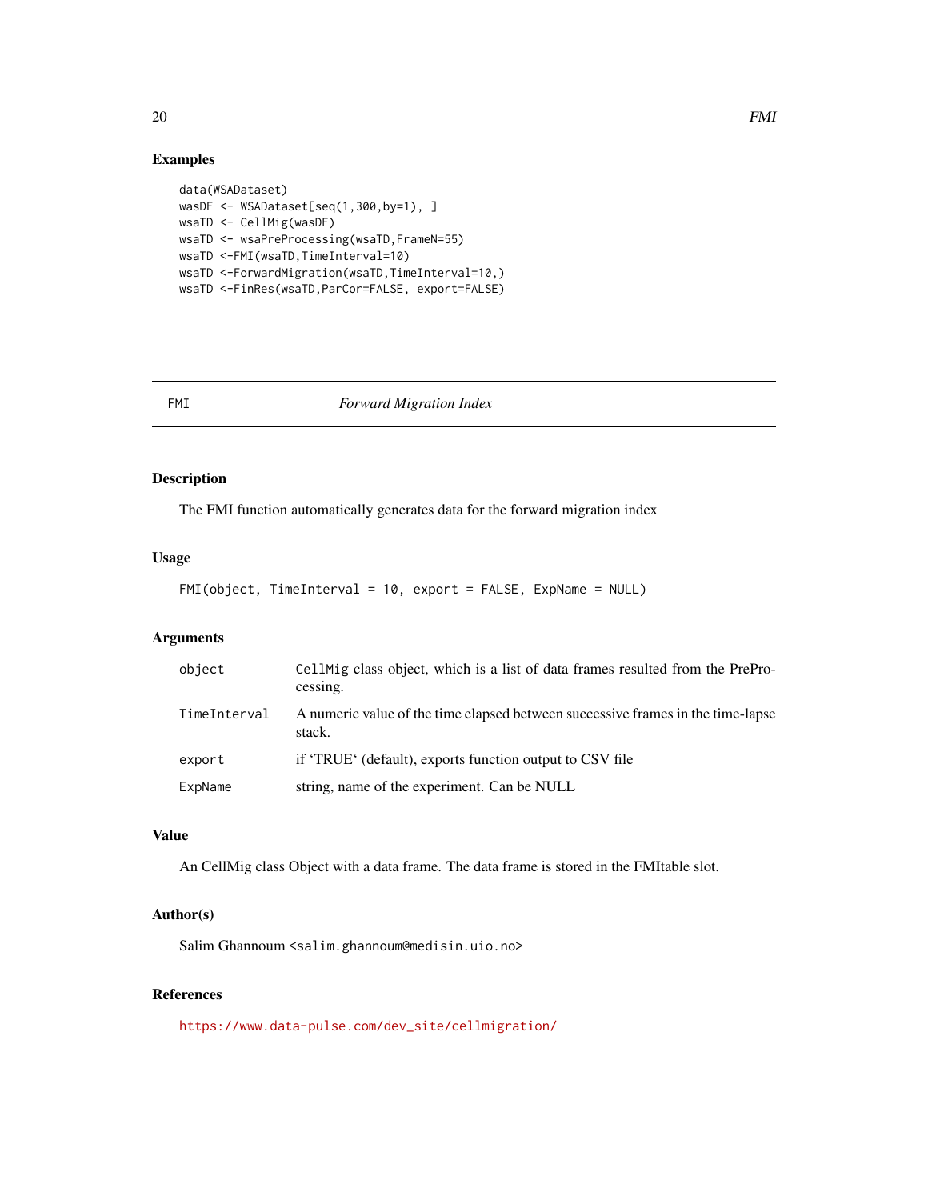## Examples

```
data(WSADataset)
wasDF <- WSADataset[seq(1,300,by=1), ]
wsaTD <- CellMig(wasDF)
wsaTD <- wsaPreProcessing(wsaTD,FrameN=55)
wsaTD <-FMI(wsaTD,TimeInterval=10)
wsaTD <-ForwardMigration(wsaTD,TimeInterval=10,)
wsaTD <-FinRes(wsaTD,ParCor=FALSE, export=FALSE)
```

---

# FMI — *Forward Migration Index*

## Description

The FMI function automatically generates data for the forward migration index

## Usage

```
FMI(object, TimeInterval = 10, export = FALSE, ExpName = NULL)
```

## Arguments

| | |
|---|---|
| `object` | `CellMig` class object, which is a list of data frames resulted from the PreProcessing. |
| `TimeInterval` | A numeric value of the time elapsed between successive frames in the time-lapse stack. |
| `export` | if 'TRUE' (default), exports function output to CSV file |
| `ExpName` | string, name of the experiment. Can be NULL |

## Value

An CellMig class Object with a data frame. The data frame is stored in the FMItable slot.

## Author(s)

Salim Ghannoum <salim.ghannoum@medisin.uio.no>

## References

https://www.data-pulse.com/dev_site/cellmigration/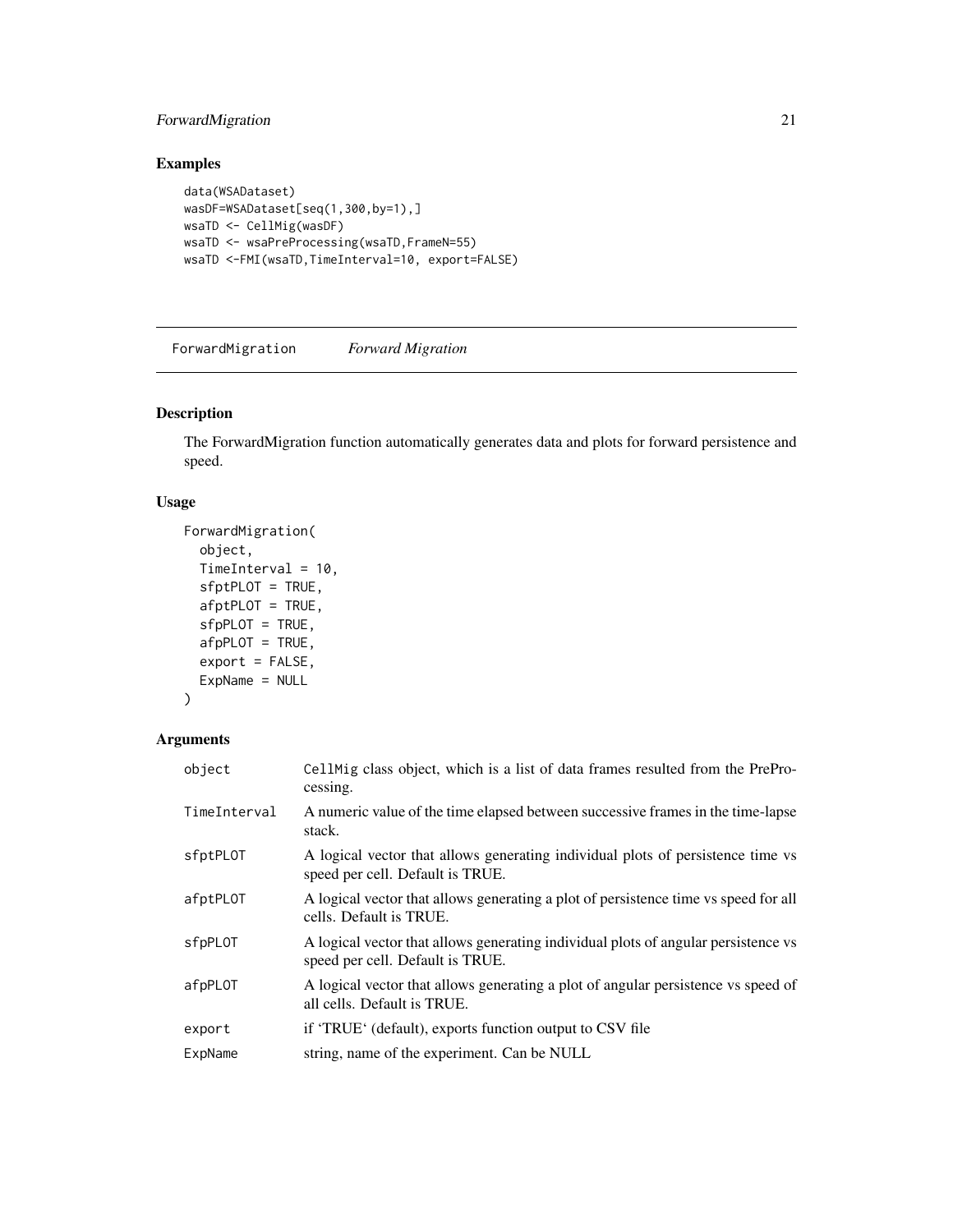## Examples

```
data(WSADataset)
wasDF=WSADataset[seq(1,300,by=1),]
wsaTD <- CellMig(wasDF)
wsaTD <- wsaPreProcessing(wsaTD,FrameN=55)
wsaTD <-FMI(wsaTD,TimeInterval=10, export=FALSE)
```

---

# ForwardMigration *Forward Migration*

---

## Description

The ForwardMigration function automatically generates data and plots for forward persistence and speed.

## Usage

```
ForwardMigration(
  object,
  TimeInterval = 10,
  sfptPLOT = TRUE,
  afptPLOT = TRUE,
  sfpPLOT = TRUE,
  afpPLOT = TRUE,
  export = FALSE,
  ExpName = NULL
)
```

## Arguments

| | |
|---|---|
| `object` | `CellMig` class object, which is a list of data frames resulted from the PrePro-cessing. |
| `TimeInterval` | A numeric value of the time elapsed between successive frames in the time-lapse stack. |
| `sfptPLOT` | A logical vector that allows generating individual plots of persistence time vs speed per cell. Default is TRUE. |
| `afptPLOT` | A logical vector that allows generating a plot of persistence time vs speed for all cells. Default is TRUE. |
| `sfpPLOT` | A logical vector that allows generating individual plots of angular persistence vs speed per cell. Default is TRUE. |
| `afpPLOT` | A logical vector that allows generating a plot of angular persistence vs speed of all cells. Default is TRUE. |
| `export` | if 'TRUE' (default), exports function output to CSV file |
| `ExpName` | string, name of the experiment. Can be NULL |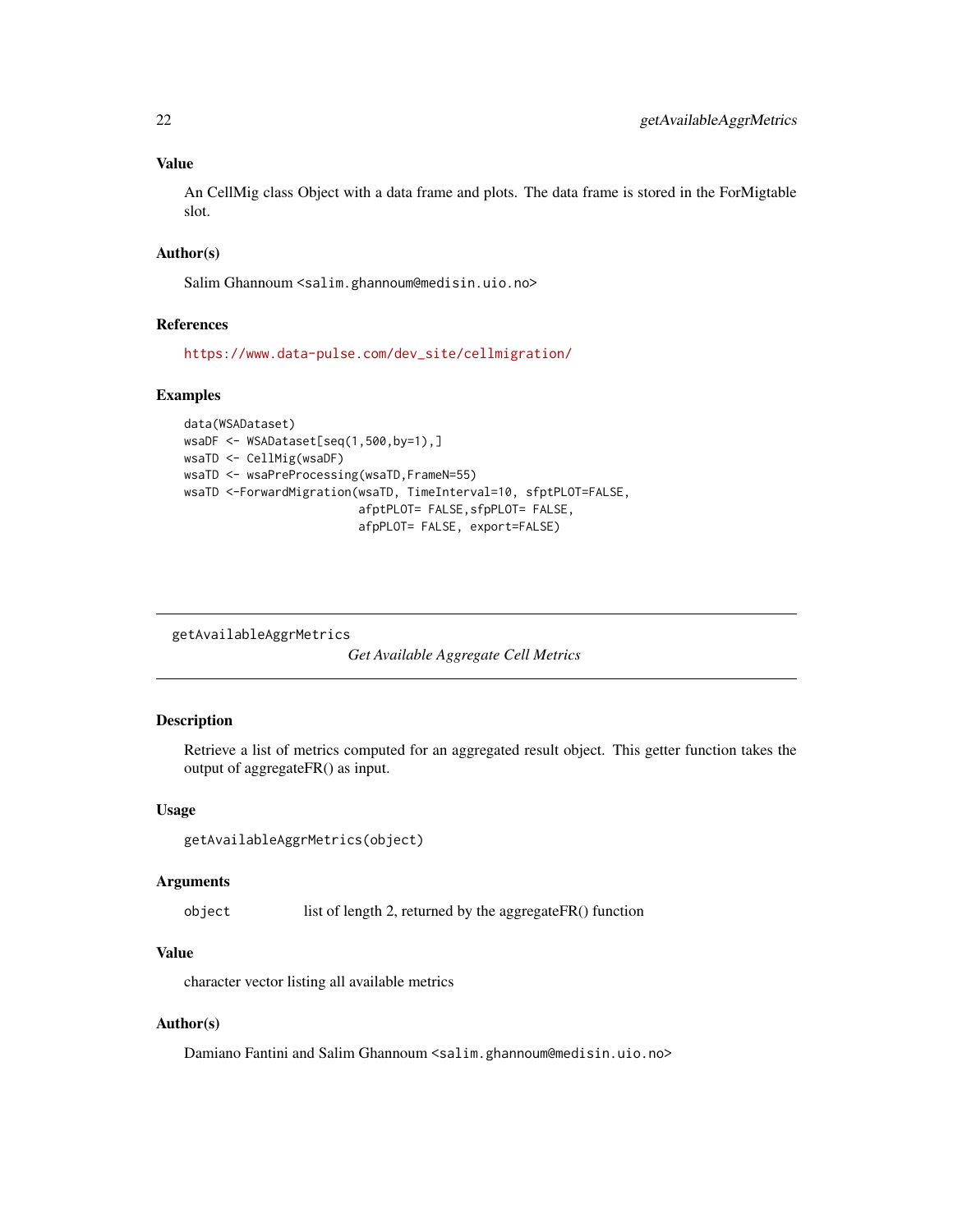## Value

An CellMig class Object with a data frame and plots. The data frame is stored in the ForMigtable slot.

## Author(s)

Salim Ghannoum <salim.ghannoum@medisin.uio.no>

## References

https://www.data-pulse.com/dev_site/cellmigration/

## Examples

```
data(WSADataset)
wsaDF <- WSADataset[seq(1,500,by=1),]
wsaTD <- CellMig(wsaDF)
wsaTD <- wsaPreProcessing(wsaTD,FrameN=55)
wsaTD <-ForwardMigration(wsaTD, TimeInterval=10, sfptPLOT=FALSE,
                         afptPLOT= FALSE,sfpPLOT= FALSE,
                         afpPLOT= FALSE, export=FALSE)
```

---

# getAvailableAggrMetrics

*Get Available Aggregate Cell Metrics*

---

## Description

Retrieve a list of metrics computed for an aggregated result object. This getter function takes the output of aggregateFR() as input.

## Usage

```
getAvailableAggrMetrics(object)
```

## Arguments

| | |
|---|---|
| object | list of length 2, returned by the aggregateFR() function |

## Value

character vector listing all available metrics

## Author(s)

Damiano Fantini and Salim Ghannoum <salim.ghannoum@medisin.uio.no>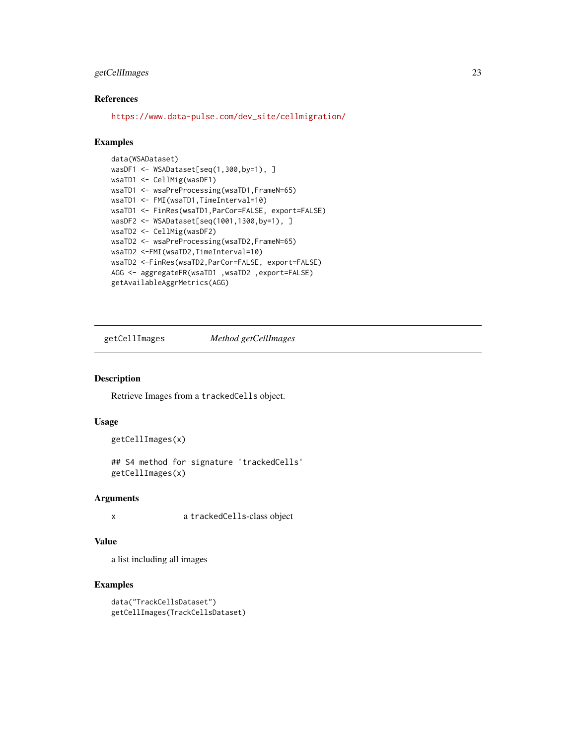### References

https://www.data-pulse.com/dev_site/cellmigration/

### Examples

```
data(WSADataset)
wasDF1 <- WSADataset[seq(1,300,by=1), ]
wsaTD1 <- CellMig(wasDF1)
wsaTD1 <- wsaPreProcessing(wsaTD1,FrameN=65)
wsaTD1 <- FMI(wsaTD1,TimeInterval=10)
wsaTD1 <- FinRes(wsaTD1,ParCor=FALSE, export=FALSE)
wasDF2 <- WSADataset[seq(1001,1300,by=1), ]
wsaTD2 <- CellMig(wasDF2)
wsaTD2 <- wsaPreProcessing(wsaTD2,FrameN=65)
wsaTD2 <-FMI(wsaTD2,TimeInterval=10)
wsaTD2 <-FinRes(wsaTD2,ParCor=FALSE, export=FALSE)
AGG <- aggregateFR(wsaTD1 ,wsaTD2 ,export=FALSE)
getAvailableAggrMetrics(AGG)
```

---

## getCellImages *Method getCellImages*

### Description

Retrieve Images from a `trackedCells` object.

### Usage

```
getCellImages(x)

## S4 method for signature 'trackedCells'
getCellImages(x)
```

### Arguments

| | |
|---|---|
| x | a `trackedCells`-class object |

### Value

a list including all images

### Examples

```
data("TrackCellsDataset")
getCellImages(TrackCellsDataset)
```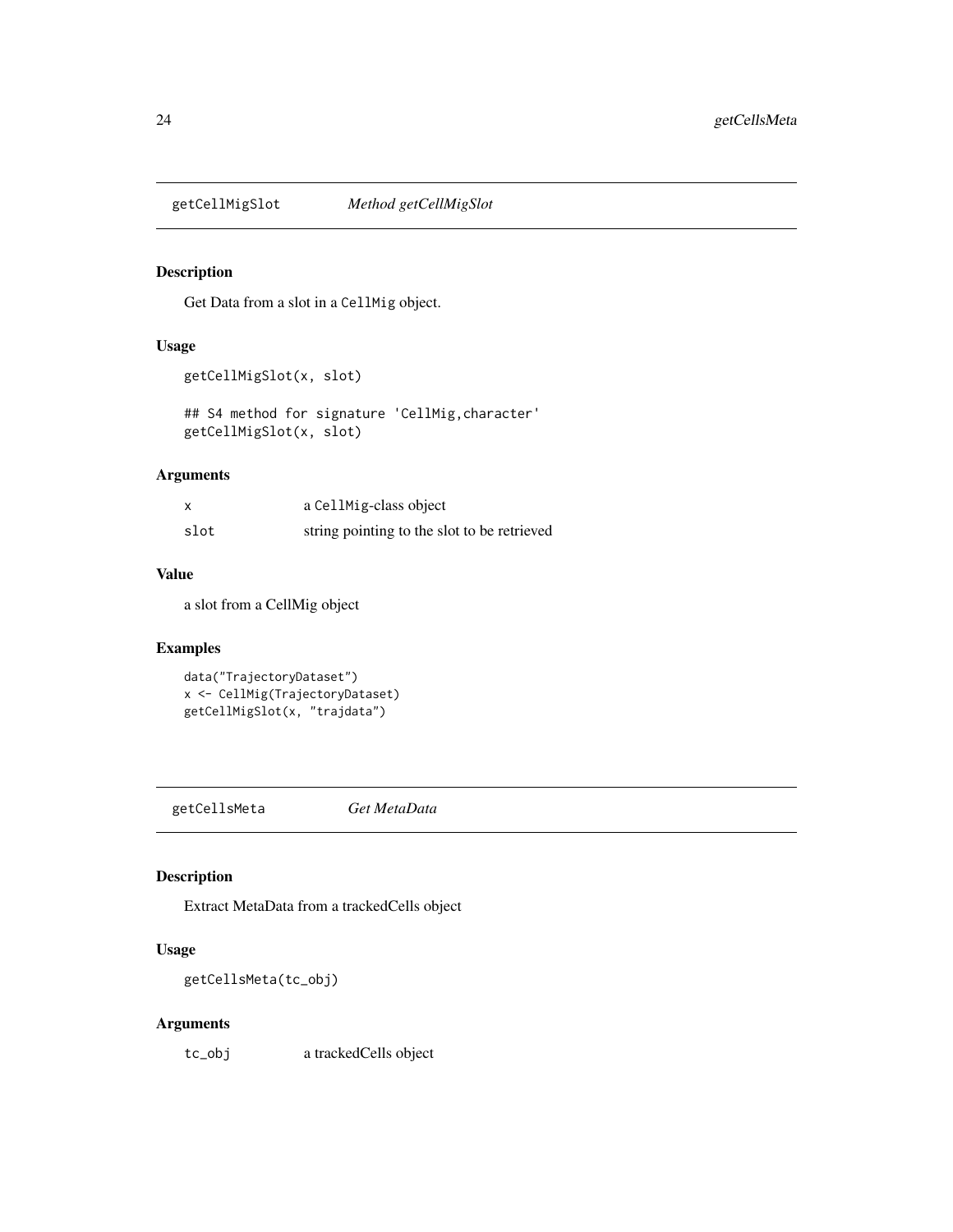## getCellMigSlot *Method getCellMigSlot*

### Description

Get Data from a slot in a CellMig object.

### Usage

```
getCellMigSlot(x, slot)

## S4 method for signature 'CellMig,character'
getCellMigSlot(x, slot)
```

### Arguments

| | |
|---|---|
| x | a CellMig-class object |
| slot | string pointing to the slot to be retrieved |

### Value

a slot from a CellMig object

### Examples

```
data("TrajectoryDataset")
x <- CellMig(TrajectoryDataset)
getCellMigSlot(x, "trajdata")
```

## getCellsMeta *Get MetaData*

### Description

Extract MetaData from a trackedCells object

### Usage

```
getCellsMeta(tc_obj)
```

### Arguments

| | |
|---|---|
| tc_obj | a trackedCells object |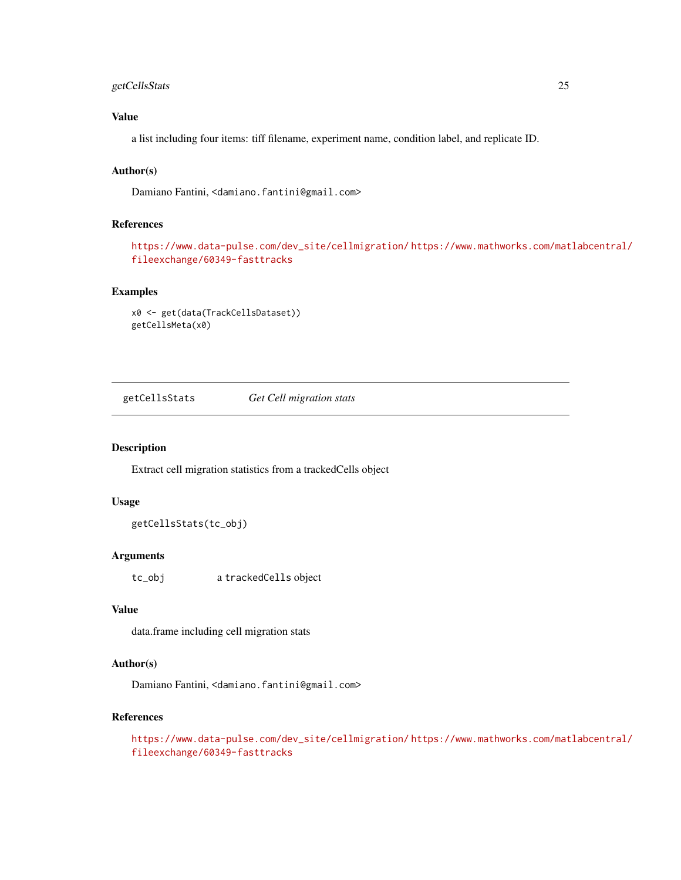### Value

a list including four items: tiff filename, experiment name, condition label, and replicate ID.

### Author(s)

Damiano Fantini, <damiano.fantini@gmail.com>

### References

https://www.data-pulse.com/dev_site/cellmigration/ https://www.mathworks.com/matlabcentral/fileexchange/60349-fasttracks

### Examples

```
x0 <- get(data(TrackCellsDataset))
getCellsMeta(x0)
```

---

## getCellsStats *Get Cell migration stats*

---

### Description

Extract cell migration statistics from a trackedCells object

### Usage

```
getCellsStats(tc_obj)
```

### Arguments

| | |
|---|---|
| tc_obj | a trackedCells object |

### Value

data.frame including cell migration stats

### Author(s)

Damiano Fantini, <damiano.fantini@gmail.com>

### References

https://www.data-pulse.com/dev_site/cellmigration/ https://www.mathworks.com/matlabcentral/fileexchange/60349-fasttracks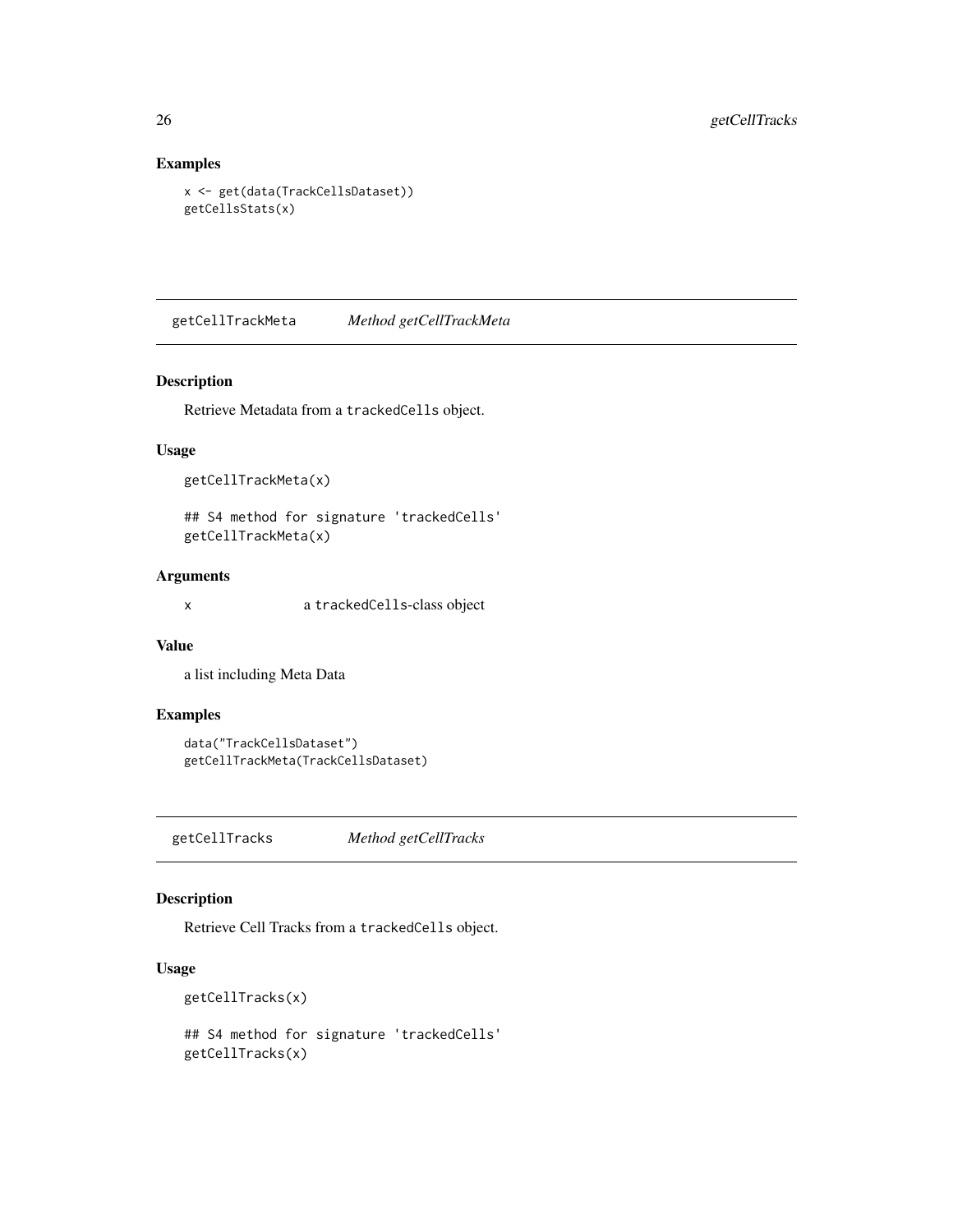## Examples

```
x <- get(data(TrackCellsDataset))
getCellsStats(x)
```

---

## getCellTrackMeta &nbsp;&nbsp;&nbsp;&nbsp; *Method getCellTrackMeta*

### Description

Retrieve Metadata from a `trackedCells` object.

### Usage

```
getCellTrackMeta(x)

## S4 method for signature 'trackedCells'
getCellTrackMeta(x)
```

### Arguments

| | |
|---|---|
| x | a `trackedCells`-class object |

### Value

a list including Meta Data

### Examples

```
data("TrackCellsDataset")
getCellTrackMeta(TrackCellsDataset)
```

---

## getCellTracks &nbsp;&nbsp;&nbsp;&nbsp; *Method getCellTracks*

### Description

Retrieve Cell Tracks from a `trackedCells` object.

### Usage

```
getCellTracks(x)

## S4 method for signature 'trackedCells'
getCellTracks(x)
```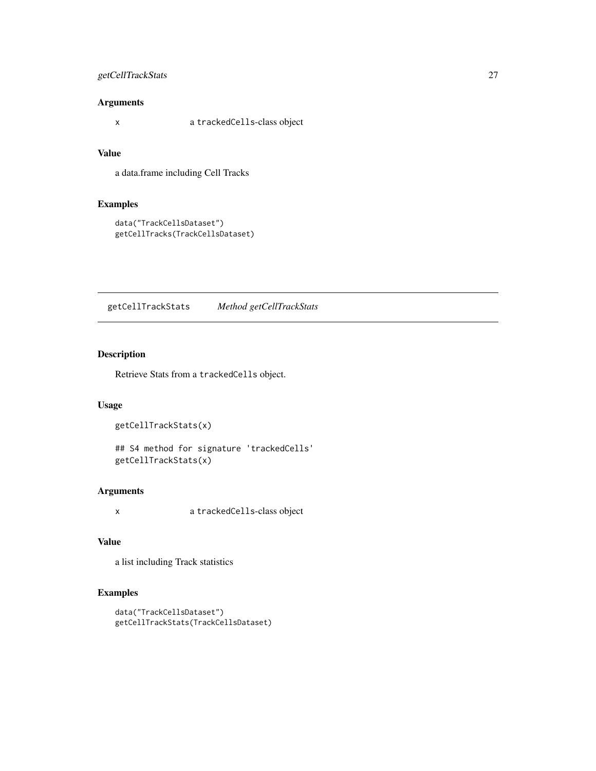## Arguments

x a `trackedCells`-class object

## Value

a data.frame including Cell Tracks

## Examples

```
data("TrackCellsDataset")
getCellTracks(TrackCellsDataset)
```

---

# getCellTrackStats *Method getCellTrackStats*

## Description

Retrieve Stats from a `trackedCells` object.

## Usage

```
getCellTrackStats(x)

## S4 method for signature 'trackedCells'
getCellTrackStats(x)
```

## Arguments

x a `trackedCells`-class object

## Value

a list including Track statistics

## Examples

```
data("TrackCellsDataset")
getCellTrackStats(TrackCellsDataset)
```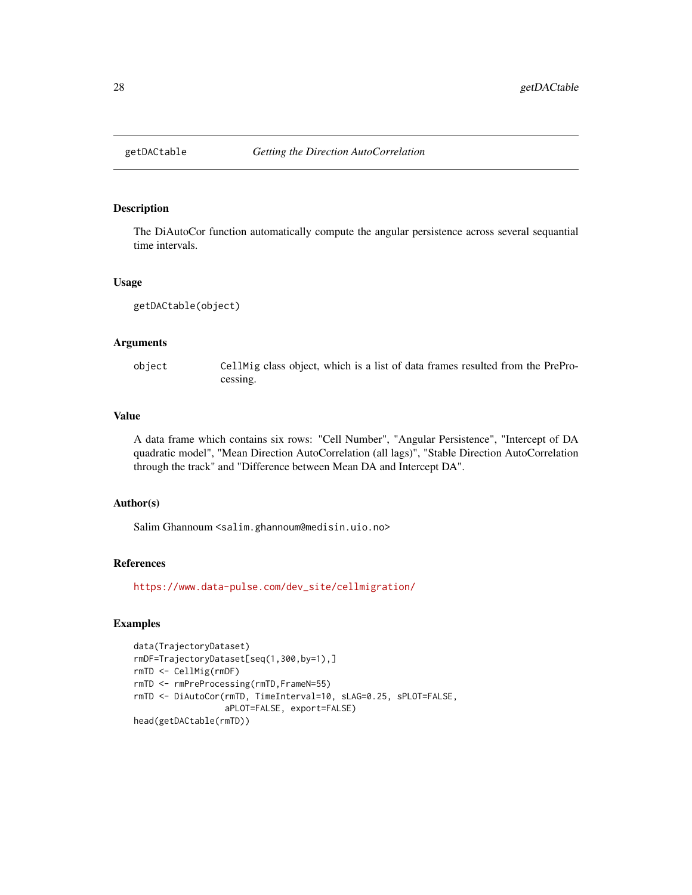# getDACtable — *Getting the Direction AutoCorrelation*

## Description

The DiAutoCor function automatically compute the angular persistence across several sequantial time intervals.

## Usage

```
getDACtable(object)
```

## Arguments

| | |
|---|---|
| object | `CellMig` class object, which is a list of data frames resulted from the PreProcessing. |

## Value

A data frame which contains six rows: "Cell Number", "Angular Persistence", "Intercept of DA quadratic model", "Mean Direction AutoCorrelation (all lags)", "Stable Direction AutoCorrelation through the track" and "Difference between Mean DA and Intercept DA".

## Author(s)

Salim Ghannoum <salim.ghannoum@medisin.uio.no>

## References

https://www.data-pulse.com/dev_site/cellmigration/

## Examples

```
data(TrajectoryDataset)
rmDF=TrajectoryDataset[seq(1,300,by=1),]
rmTD <- CellMig(rmDF)
rmTD <- rmPreProcessing(rmTD,FrameN=55)
rmTD <- DiAutoCor(rmTD, TimeInterval=10, sLAG=0.25, sPLOT=FALSE,
                  aPLOT=FALSE, export=FALSE)
head(getDACtable(rmTD))
```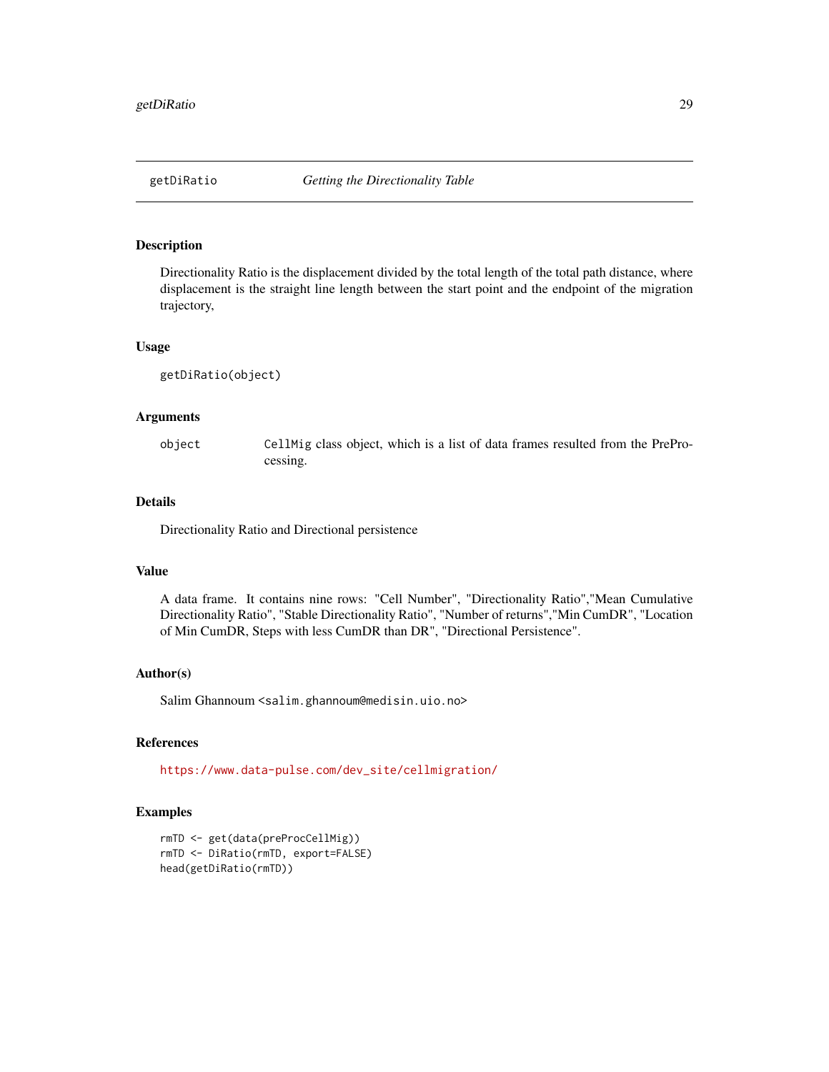getDiRatio *Getting the Directionality Table*

## Description

Directionality Ratio is the displacement divided by the total length of the total path distance, where displacement is the straight line length between the start point and the endpoint of the migration trajectory,

## Usage

```
getDiRatio(object)
```

## Arguments

| | |
|---|---|
| object | `CellMig` class object, which is a list of data frames resulted from the PreProcessing. |

## Details

Directionality Ratio and Directional persistence

## Value

A data frame. It contains nine rows: "Cell Number", "Directionality Ratio","Mean Cumulative Directionality Ratio", "Stable Directionality Ratio", "Number of returns","Min CumDR", "Location of Min CumDR, Steps with less CumDR than DR", "Directional Persistence".

## Author(s)

Salim Ghannoum <salim.ghannoum@medisin.uio.no>

## References

https://www.data-pulse.com/dev_site/cellmigration/

## Examples

```
rmTD <- get(data(preProcCellMig))
rmTD <- DiRatio(rmTD, export=FALSE)
head(getDiRatio(rmTD))
```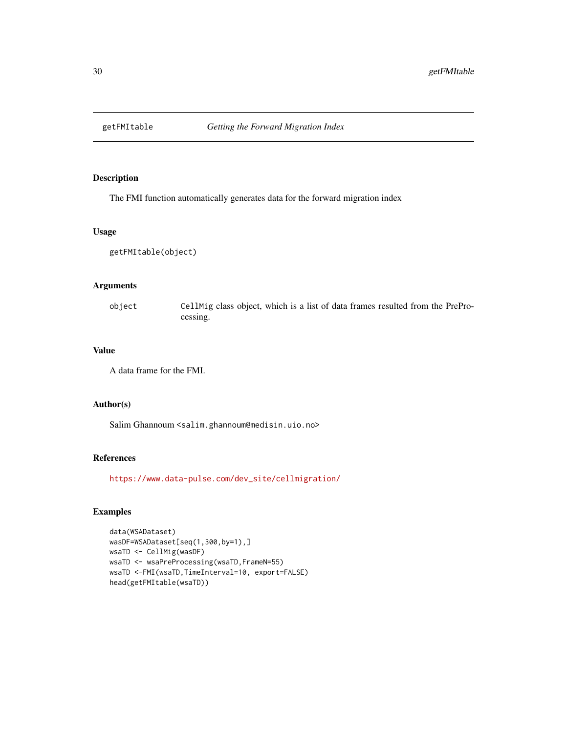# getFMItable — *Getting the Forward Migration Index*

## Description

The FMI function automatically generates data for the forward migration index

## Usage

```
getFMItable(object)
```

## Arguments

| | |
|---|---|
| object | CellMig class object, which is a list of data frames resulted from the PreProcessing. |

## Value

A data frame for the FMI.

## Author(s)

Salim Ghannoum <salim.ghannoum@medisin.uio.no>

## References

https://www.data-pulse.com/dev_site/cellmigration/

## Examples

```
data(WSADataset)
wasDF=WSADataset[seq(1,300,by=1),]
wsaTD <- CellMig(wasDF)
wsaTD <- wsaPreProcessing(wsaTD,FrameN=55)
wsaTD <-FMI(wsaTD,TimeInterval=10, export=FALSE)
head(getFMItable(wsaTD))
```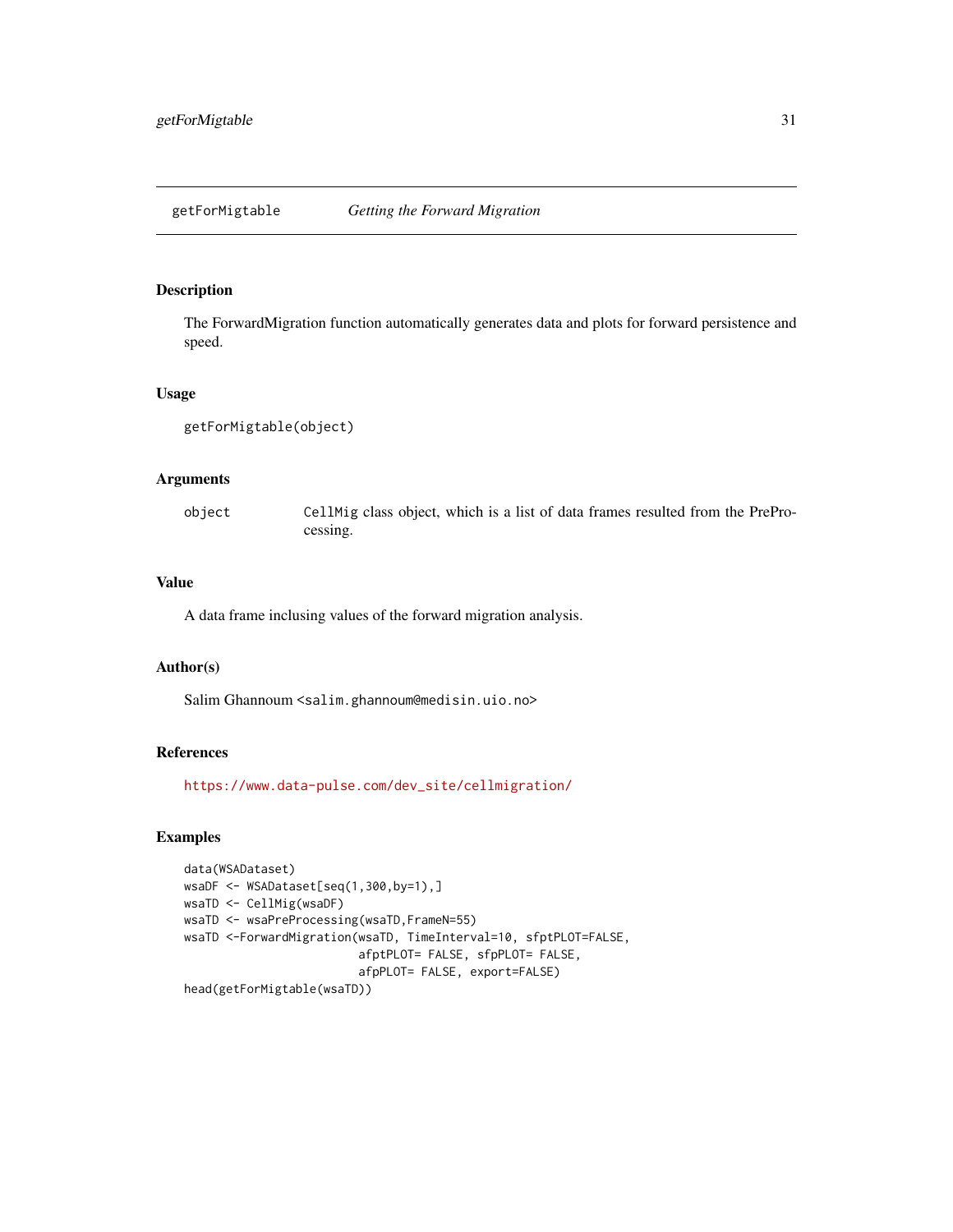## getForMigtable *Getting the Forward Migration*

### Description

The ForwardMigration function automatically generates data and plots for forward persistence and speed.

### Usage

```
getForMigtable(object)
```

### Arguments

| | |
|---|---|
| object | CellMig class object, which is a list of data frames resulted from the PreProcessing. |

### Value

A data frame inclusing values of the forward migration analysis.

### Author(s)

Salim Ghannoum <salim.ghannoum@medisin.uio.no>

### References

https://www.data-pulse.com/dev_site/cellmigration/

### Examples

```
data(WSADataset)
wsaDF <- WSADataset[seq(1,300,by=1),]
wsaTD <- CellMig(wsaDF)
wsaTD <- wsaPreProcessing(wsaTD,FrameN=55)
wsaTD <-ForwardMigration(wsaTD, TimeInterval=10, sfptPLOT=FALSE,
                         afptPLOT= FALSE, sfpPLOT= FALSE,
                         afpPLOT= FALSE, export=FALSE)
head(getForMigtable(wsaTD))
```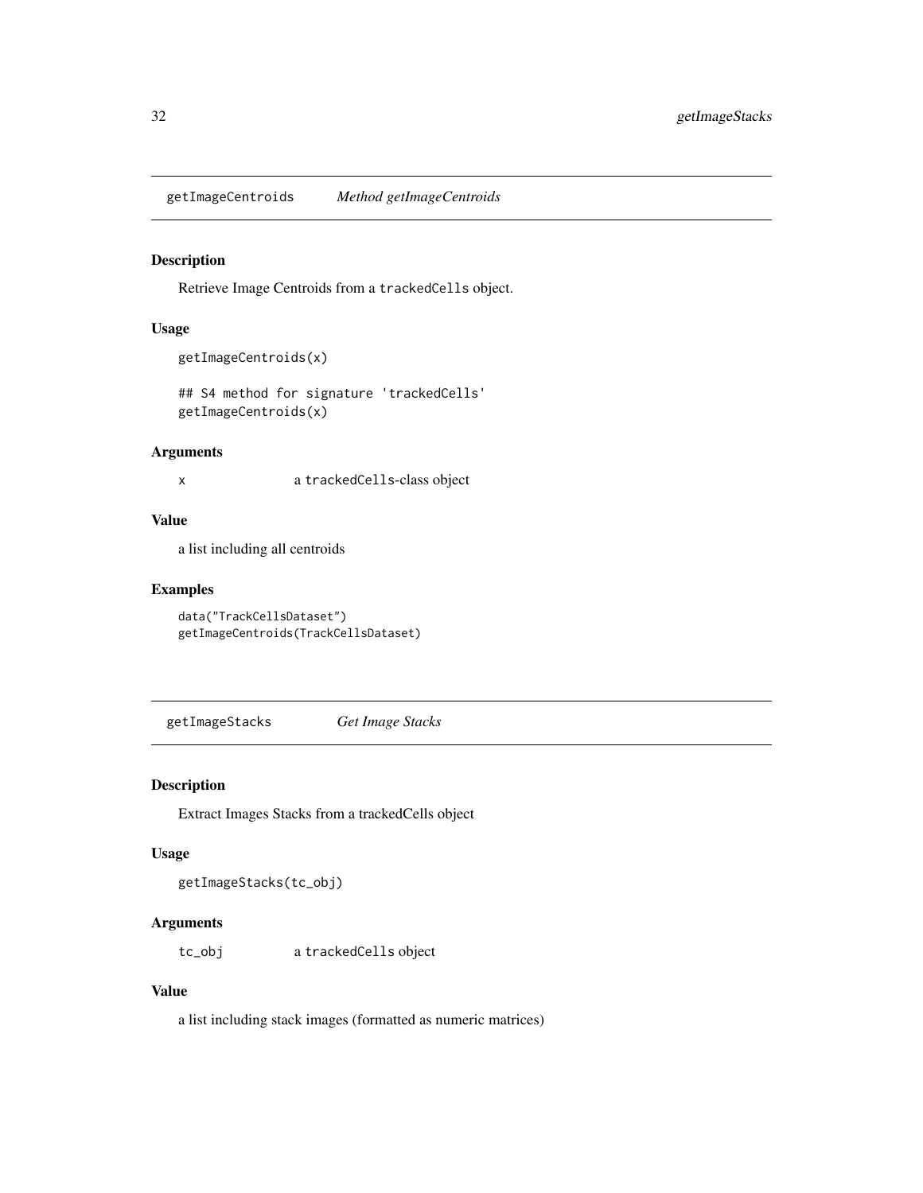## getImageCentroids *Method getImageCentroids*

### Description

Retrieve Image Centroids from a trackedCells object.

### Usage

```
getImageCentroids(x)

## S4 method for signature 'trackedCells'
getImageCentroids(x)
```

### Arguments

x a trackedCells-class object

### Value

a list including all centroids

### Examples

```
data("TrackCellsDataset")
getImageCentroids(TrackCellsDataset)
```

## getImageStacks *Get Image Stacks*

### Description

Extract Images Stacks from a trackedCells object

### Usage

```
getImageStacks(tc_obj)
```

### Arguments

tc_obj a trackedCells object

### Value

a list including stack images (formatted as numeric matrices)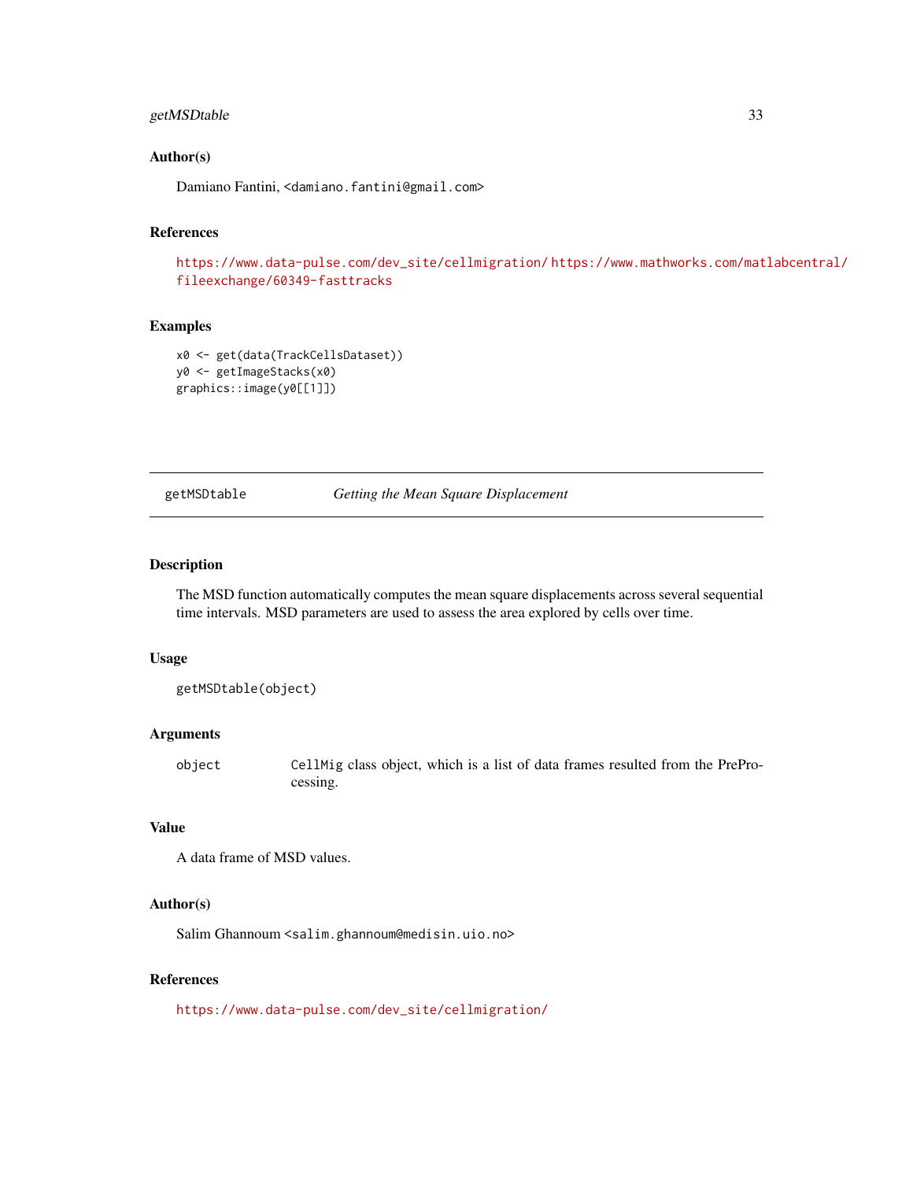### Author(s)

Damiano Fantini, <damiano.fantini@gmail.com>

### References

https://www.data-pulse.com/dev_site/cellmigration/ https://www.mathworks.com/matlabcentral/fileexchange/60349-fasttracks

### Examples

```
x0 <- get(data(TrackCellsDataset))
y0 <- getImageStacks(x0)
graphics::image(y0[[1]])
```

---

## getMSDtable — *Getting the Mean Square Displacement*

### Description

The MSD function automatically computes the mean square displacements across several sequential time intervals. MSD parameters are used to assess the area explored by cells over time.

### Usage

```
getMSDtable(object)
```

### Arguments

| | |
|---|---|
| object | CellMig class object, which is a list of data frames resulted from the PreProcessing. |

### Value

A data frame of MSD values.

### Author(s)

Salim Ghannoum <salim.ghannoum@medisin.uio.no>

### References

https://www.data-pulse.com/dev_site/cellmigration/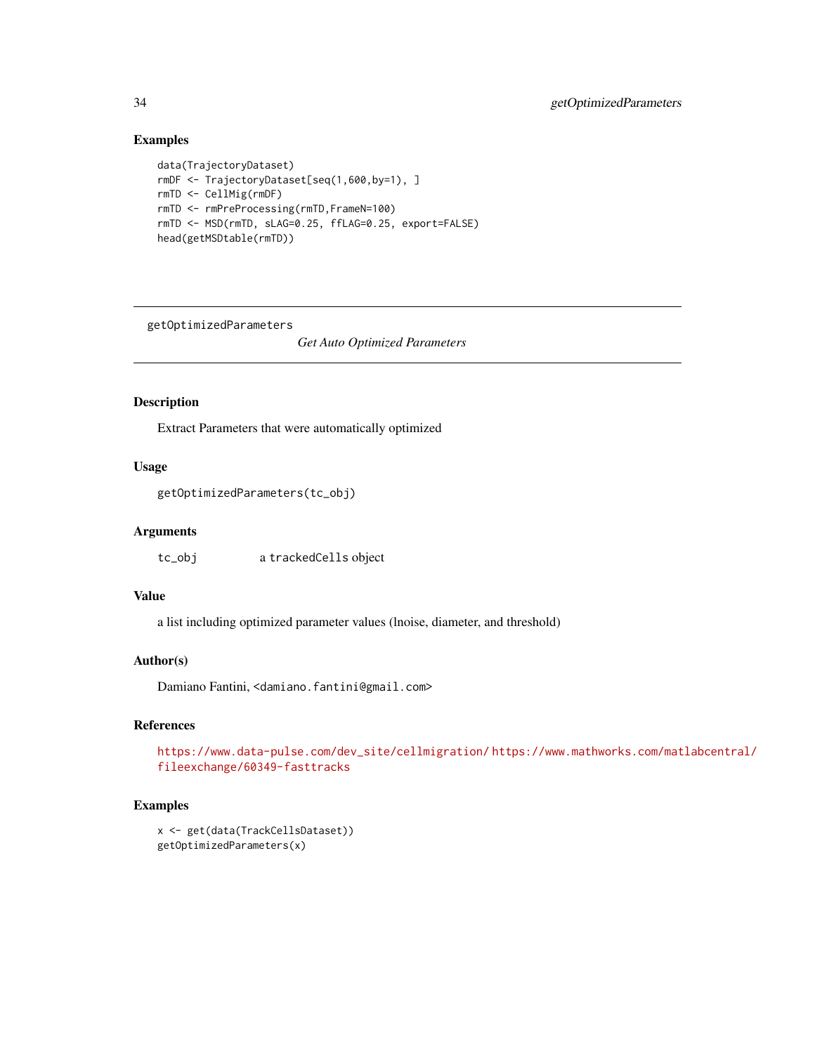## Examples

```
data(TrajectoryDataset)
rmDF <- TrajectoryDataset[seq(1,600,by=1), ]
rmTD <- CellMig(rmDF)
rmTD <- rmPreProcessing(rmTD,FrameN=100)
rmTD <- MSD(rmTD, sLAG=0.25, ffLAG=0.25, export=FALSE)
head(getMSDtable(rmTD))
```

---

# getOptimizedParameters &emsp; *Get Auto Optimized Parameters*

---

## Description

Extract Parameters that were automatically optimized

## Usage

```
getOptimizedParameters(tc_obj)
```

## Arguments

| | |
|---|---|
| `tc_obj` | a `trackedCells` object |

## Value

a list including optimized parameter values (lnoise, diameter, and threshold)

## Author(s)

Damiano Fantini, <damiano.fantini@gmail.com>

## References

https://www.data-pulse.com/dev_site/cellmigration/ https://www.mathworks.com/matlabcentral/fileexchange/60349-fasttracks

## Examples

```
x <- get(data(TrackCellsDataset))
getOptimizedParameters(x)
```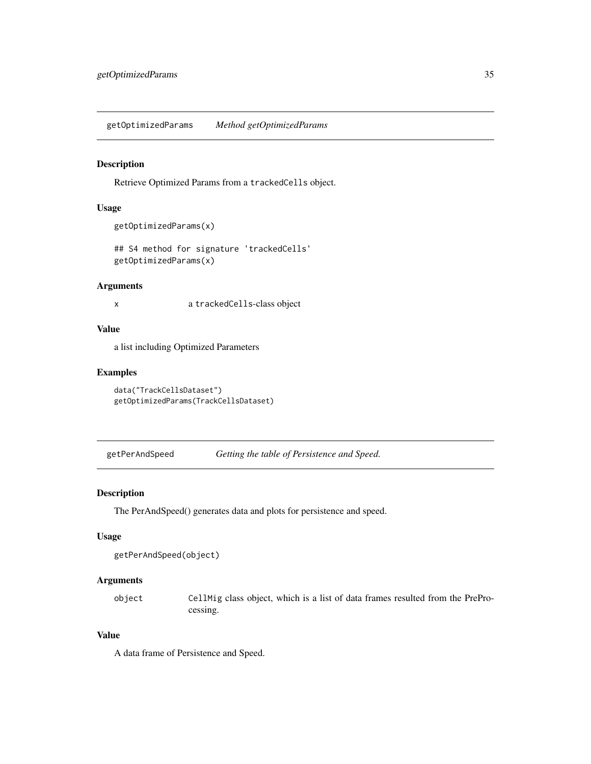## getOptimizedParams *Method getOptimizedParams*

### Description

Retrieve Optimized Params from a `trackedCells` object.

### Usage

```
getOptimizedParams(x)

## S4 method for signature 'trackedCells'
getOptimizedParams(x)
```

### Arguments

| | |
|---|---|
| `x` | a `trackedCells`-class object |

### Value

a list including Optimized Parameters

### Examples

```
data("TrackCellsDataset")
getOptimizedParams(TrackCellsDataset)
```

## getPerAndSpeed *Getting the table of Persistence and Speed.*

### Description

The PerAndSpeed() generates data and plots for persistence and speed.

### Usage

```
getPerAndSpeed(object)
```

### Arguments

| | |
|---|---|
| `object` | `CellMig` class object, which is a list of data frames resulted from the PreProcessing. |

### Value

A data frame of Persistence and Speed.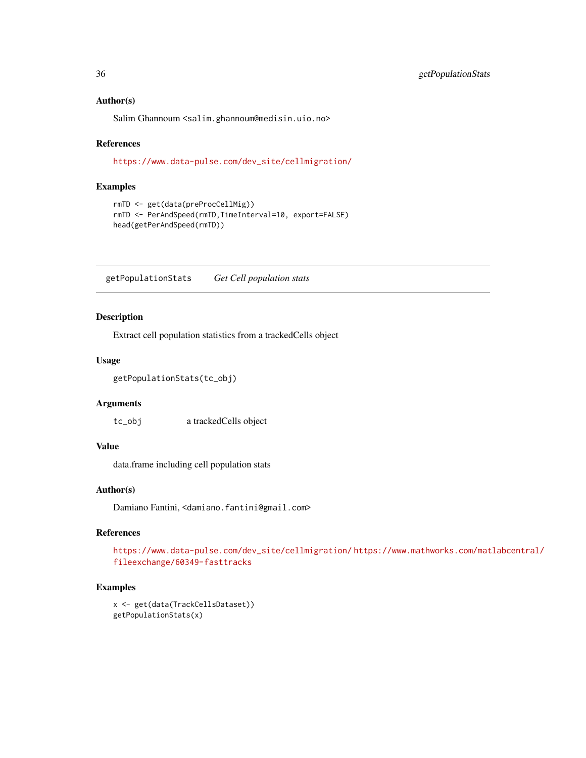### Author(s)

Salim Ghannoum <salim.ghannoum@medisin.uio.no>

### References

https://www.data-pulse.com/dev_site/cellmigration/

### Examples

```
rmTD <- get(data(preProcCellMig))
rmTD <- PerAndSpeed(rmTD,TimeInterval=10, export=FALSE)
head(getPerAndSpeed(rmTD))
```

---

## getPopulationStats &nbsp;&nbsp;&nbsp; *Get Cell population stats*

### Description

Extract cell population statistics from a trackedCells object

### Usage

```
getPopulationStats(tc_obj)
```

### Arguments

| | |
|---|---|
| tc_obj | a trackedCells object |

### Value

data.frame including cell population stats

### Author(s)

Damiano Fantini, <damiano.fantini@gmail.com>

### References

https://www.data-pulse.com/dev_site/cellmigration/ https://www.mathworks.com/matlabcentral/fileexchange/60349-fasttracks

### Examples

```
x <- get(data(TrackCellsDataset))
getPopulationStats(x)
```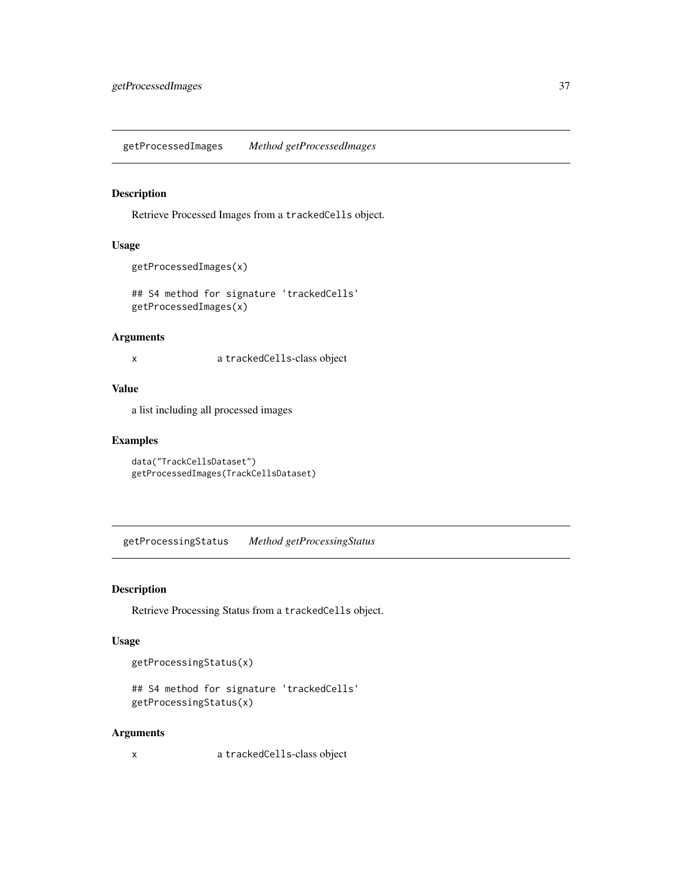## getProcessedImages *Method getProcessedImages*

### Description

Retrieve Processed Images from a `trackedCells` object.

### Usage

```
getProcessedImages(x)

## S4 method for signature 'trackedCells'
getProcessedImages(x)
```

### Arguments

| | |
|---|---|
| `x` | a `trackedCells`-class object |

### Value

a list including all processed images

### Examples

```
data("TrackCellsDataset")
getProcessedImages(TrackCellsDataset)
```

## getProcessingStatus *Method getProcessingStatus*

### Description

Retrieve Processing Status from a `trackedCells` object.

### Usage

```
getProcessingStatus(x)

## S4 method for signature 'trackedCells'
getProcessingStatus(x)
```

### Arguments

| | |
|---|---|
| `x` | a `trackedCells`-class object |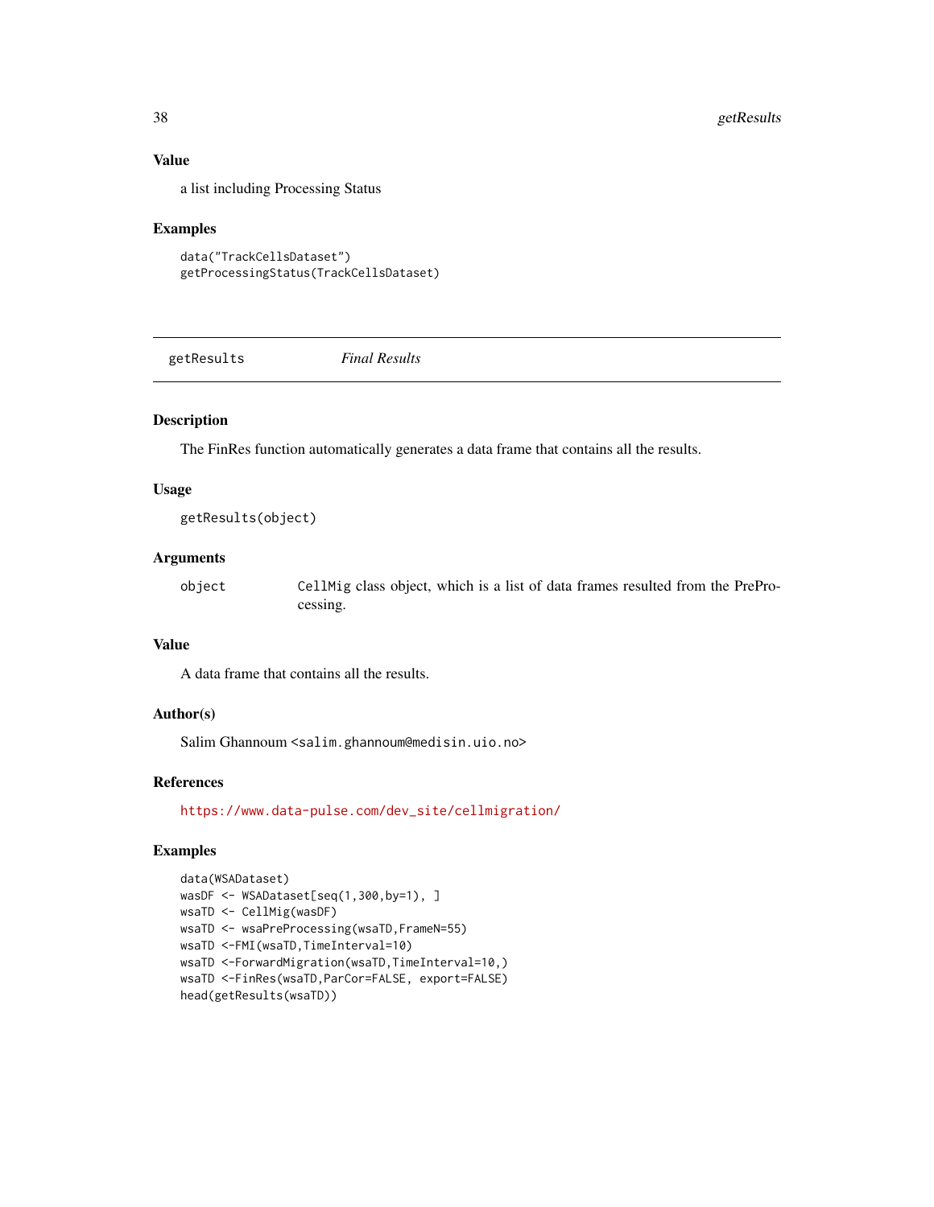### Value

a list including Processing Status

### Examples

```
data("TrackCellsDataset")
getProcessingStatus(TrackCellsDataset)
```

---

## getResults *Final Results*

---

### Description

The FinRes function automatically generates a data frame that contains all the results.

### Usage

```
getResults(object)
```

### Arguments

| | |
|---|---|
| object | `CellMig` class object, which is a list of data frames resulted from the PreProcessing. |

### Value

A data frame that contains all the results.

### Author(s)

Salim Ghannoum <salim.ghannoum@medisin.uio.no>

### References

https://www.data-pulse.com/dev_site/cellmigration/

### Examples

```
data(WSADataset)
wasDF <- WSADataset[seq(1,300,by=1), ]
wsaTD <- CellMig(wasDF)
wsaTD <- wsaPreProcessing(wsaTD,FrameN=55)
wsaTD <-FMI(wsaTD,TimeInterval=10)
wsaTD <-ForwardMigration(wsaTD,TimeInterval=10,)
wsaTD <-FinRes(wsaTD,ParCor=FALSE, export=FALSE)
head(getResults(wsaTD))
```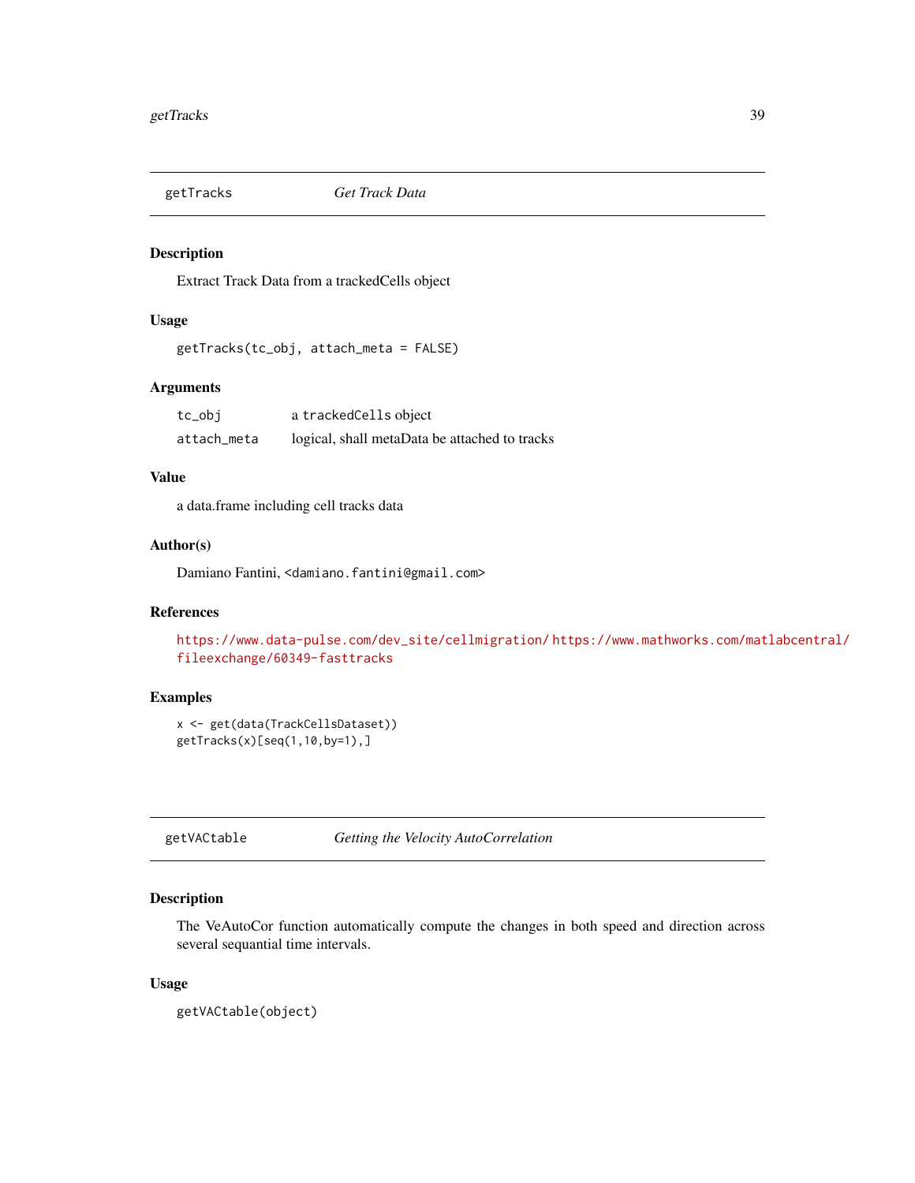## getTracks *Get Track Data*

### Description

Extract Track Data from a trackedCells object

### Usage

```
getTracks(tc_obj, attach_meta = FALSE)
```

### Arguments

| | |
|---|---|
| tc_obj | a trackedCells object |
| attach_meta | logical, shall metaData be attached to tracks |

### Value

a data.frame including cell tracks data

### Author(s)

Damiano Fantini, <damiano.fantini@gmail.com>

### References

https://www.data-pulse.com/dev_site/cellmigration/ https://www.mathworks.com/matlabcentral/fileexchange/60349-fasttracks

### Examples

```
x <- get(data(TrackCellsDataset))
getTracks(x)[seq(1,10,by=1),]
```

## getVACtable *Getting the Velocity AutoCorrelation*

### Description

The VeAutoCor function automatically compute the changes in both speed and direction across several sequantial time intervals.

### Usage

```
getVACtable(object)
```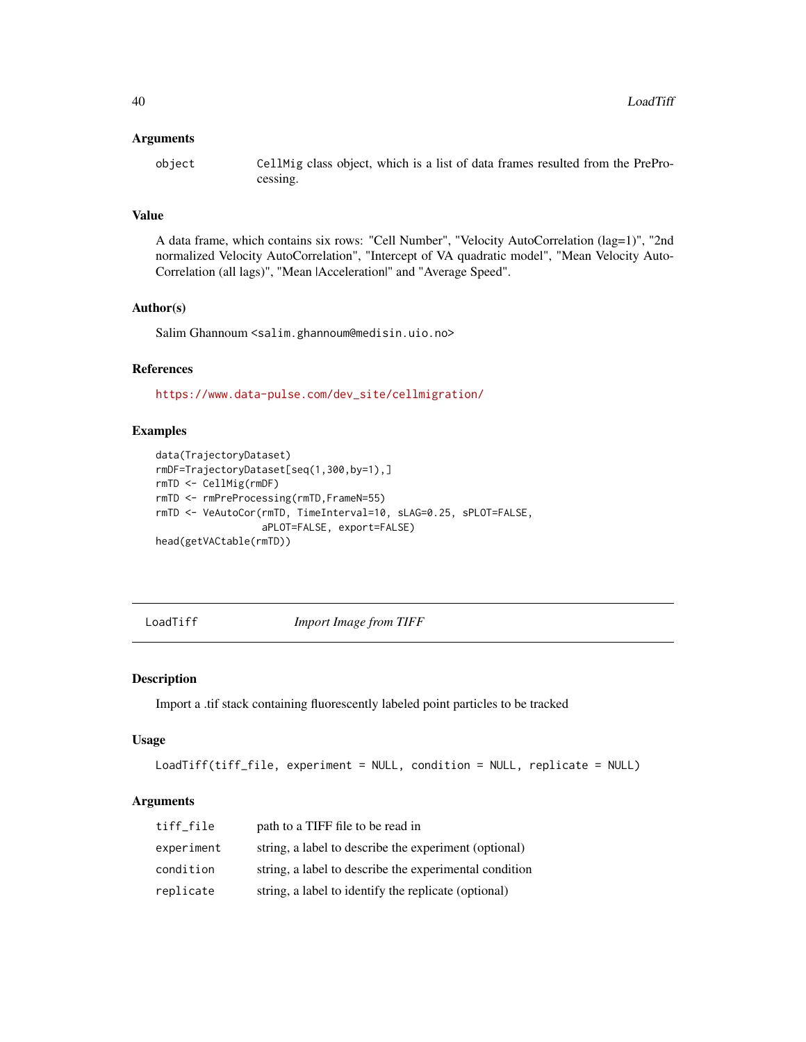## Arguments

| | |
|---|---|
| object | CellMig class object, which is a list of data frames resulted from the PreProcessing. |

## Value

A data frame, which contains six rows: "Cell Number", "Velocity AutoCorrelation (lag=1)", "2nd normalized Velocity AutoCorrelation", "Intercept of VA quadratic model", "Mean Velocity AutoCorrelation (all lags)", "Mean |Acceleration|" and "Average Speed".

## Author(s)

Salim Ghannoum <salim.ghannoum@medisin.uio.no>

## References

https://www.data-pulse.com/dev_site/cellmigration/

## Examples

```
data(TrajectoryDataset)
rmDF=TrajectoryDataset[seq(1,300,by=1),]
rmTD <- CellMig(rmDF)
rmTD <- rmPreProcessing(rmTD,FrameN=55)
rmTD <- VeAutoCor(rmTD, TimeInterval=10, sLAG=0.25, sPLOT=FALSE,
                  aPLOT=FALSE, export=FALSE)
head(getVACtable(rmTD))
```

---

# LoadTiff    *Import Image from TIFF*

## Description

Import a .tif stack containing fluorescently labeled point particles to be tracked

## Usage

```
LoadTiff(tiff_file, experiment = NULL, condition = NULL, replicate = NULL)
```

## Arguments

| | |
|---|---|
| tiff_file | path to a TIFF file to be read in |
| experiment | string, a label to describe the experiment (optional) |
| condition | string, a label to describe the experimental condition |
| replicate | string, a label to identify the replicate (optional) |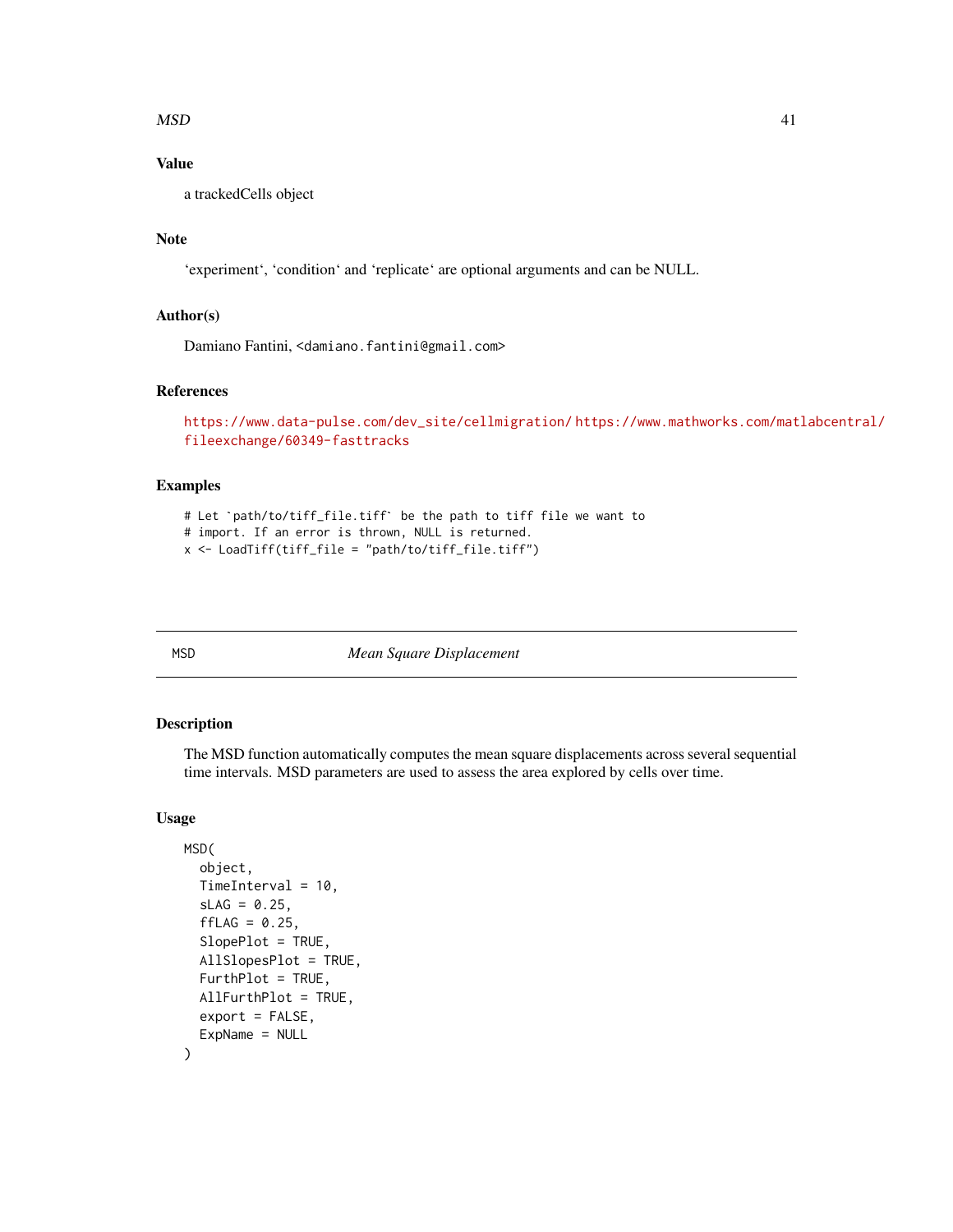### Value

a trackedCells object

### Note

'experiment', 'condition' and 'replicate' are optional arguments and can be NULL.

### Author(s)

Damiano Fantini, <damiano.fantini@gmail.com>

### References

https://www.data-pulse.com/dev_site/cellmigration/ https://www.mathworks.com/matlabcentral/fileexchange/60349-fasttracks

### Examples

```
# Let `path/to/tiff_file.tiff` be the path to tiff file we want to
# import. If an error is thrown, NULL is returned.
x <- LoadTiff(tiff_file = "path/to/tiff_file.tiff")
```

---

## MSD — *Mean Square Displacement*

### Description

The MSD function automatically computes the mean square displacements across several sequential time intervals. MSD parameters are used to assess the area explored by cells over time.

### Usage

```
MSD(
  object,
  TimeInterval = 10,
  sLAG = 0.25,
  ffLAG = 0.25,
  SlopePlot = TRUE,
  AllSlopesPlot = TRUE,
  FurthPlot = TRUE,
  AllFurthPlot = TRUE,
  export = FALSE,
  ExpName = NULL
)
```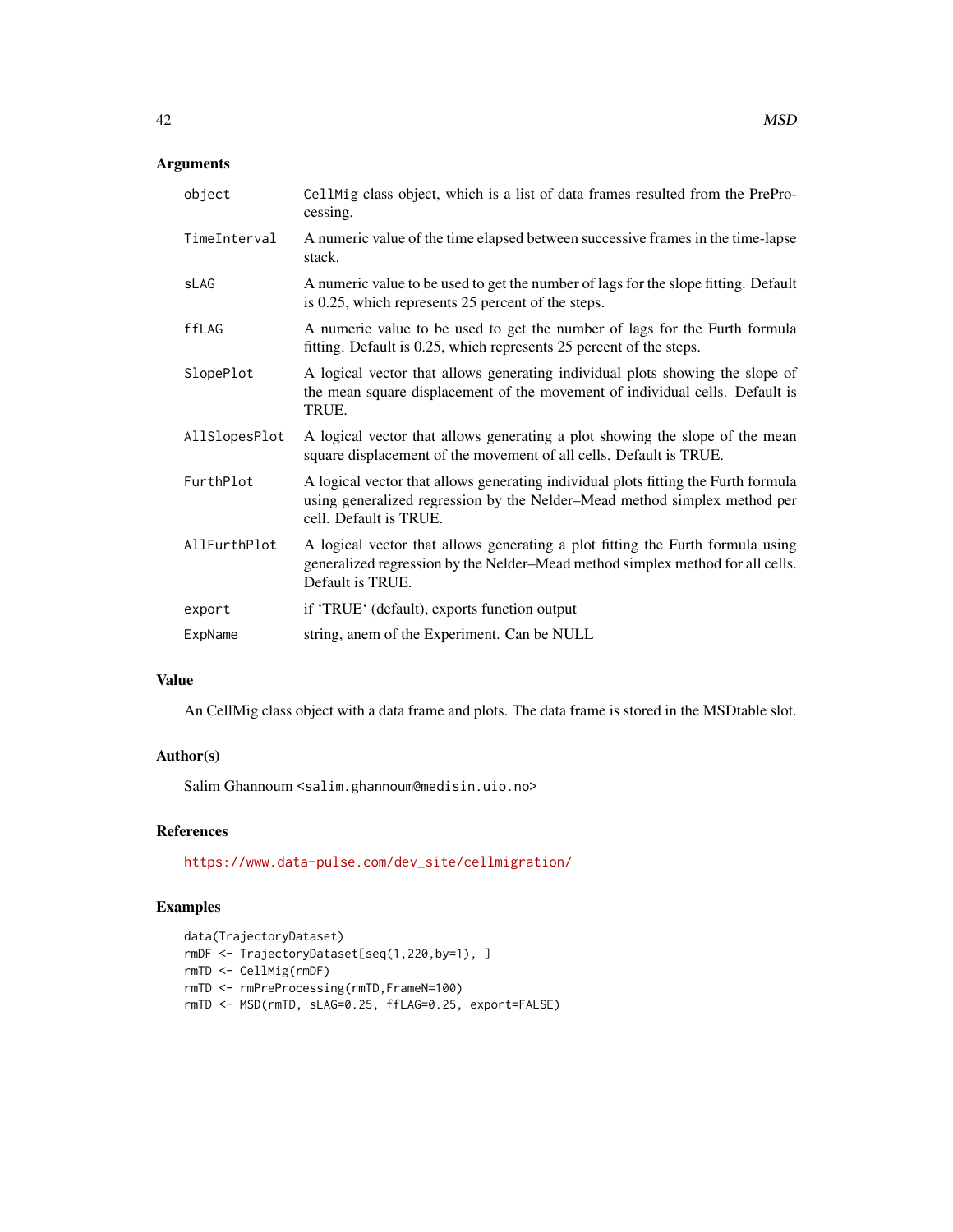## Arguments

| | |
|---|---|
| object | `CellMig` class object, which is a list of data frames resulted from the PreProcessing. |
| TimeInterval | A numeric value of the time elapsed between successive frames in the time-lapse stack. |
| sLAG | A numeric value to be used to get the number of lags for the slope fitting. Default is 0.25, which represents 25 percent of the steps. |
| ffLAG | A numeric value to be used to get the number of lags for the Furth formula fitting. Default is 0.25, which represents 25 percent of the steps. |
| SlopePlot | A logical vector that allows generating individual plots showing the slope of the mean square displacement of the movement of individual cells. Default is TRUE. |
| AllSlopesPlot | A logical vector that allows generating a plot showing the slope of the mean square displacement of the movement of all cells. Default is TRUE. |
| FurthPlot | A logical vector that allows generating individual plots fitting the Furth formula using generalized regression by the Nelder–Mead method simplex method per cell. Default is TRUE. |
| AllFurthPlot | A logical vector that allows generating a plot fitting the Furth formula using generalized regression by the Nelder–Mead method simplex method for all cells. Default is TRUE. |
| export | if 'TRUE' (default), exports function output |
| ExpName | string, anem of the Experiment. Can be NULL |

## Value

An CellMig class object with a data frame and plots. The data frame is stored in the MSDtable slot.

## Author(s)

Salim Ghannoum <salim.ghannoum@medisin.uio.no>

## References

https://www.data-pulse.com/dev_site/cellmigration/

## Examples

```
data(TrajectoryDataset)
rmDF <- TrajectoryDataset[seq(1,220,by=1), ]
rmTD <- CellMig(rmDF)
rmTD <- rmPreProcessing(rmTD,FrameN=100)
rmTD <- MSD(rmTD, sLAG=0.25, ffLAG=0.25, export=FALSE)
```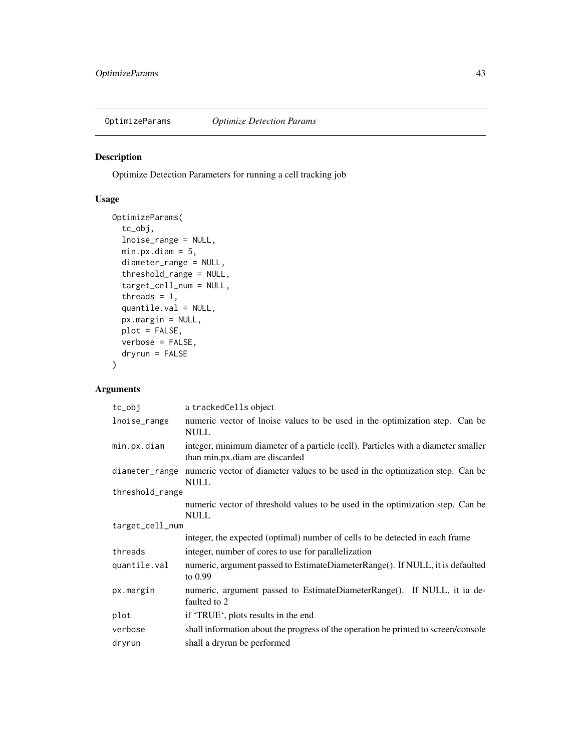# OptimizeParams *Optimize Detection Params*

## Description

Optimize Detection Parameters for running a cell tracking job

## Usage

```
OptimizeParams(
  tc_obj,
  lnoise_range = NULL,
  min.px.diam = 5,
  diameter_range = NULL,
  threshold_range = NULL,
  target_cell_num = NULL,
  threads = 1,
  quantile.val = NULL,
  px.margin = NULL,
  plot = FALSE,
  verbose = FALSE,
  dryrun = FALSE
)
```

## Arguments

| | |
|---|---|
| `tc_obj` | a `trackedCells` object |
| `lnoise_range` | numeric vector of lnoise values to be used in the optimization step. Can be NULL |
| `min.px.diam` | integer, minimum diameter of a particle (cell). Particles with a diameter smaller than min.px.diam are discarded |
| `diameter_range` | numeric vector of diameter values to be used in the optimization step. Can be NULL |
| `threshold_range` | numeric vector of threshold values to be used in the optimization step. Can be NULL |
| `target_cell_num` | integer, the expected (optimal) number of cells to be detected in each frame |
| `threads` | integer, number of cores to use for parallelization |
| `quantile.val` | numeric, argument passed to EstimateDiameterRange(). If NULL, it is defaulted to 0.99 |
| `px.margin` | numeric, argument passed to EstimateDiameterRange(). If NULL, it ia defaulted to 2 |
| `plot` | if 'TRUE', plots results in the end |
| `verbose` | shall information about the progress of the operation be printed to screen/console |
| `dryrun` | shall a dryrun be performed |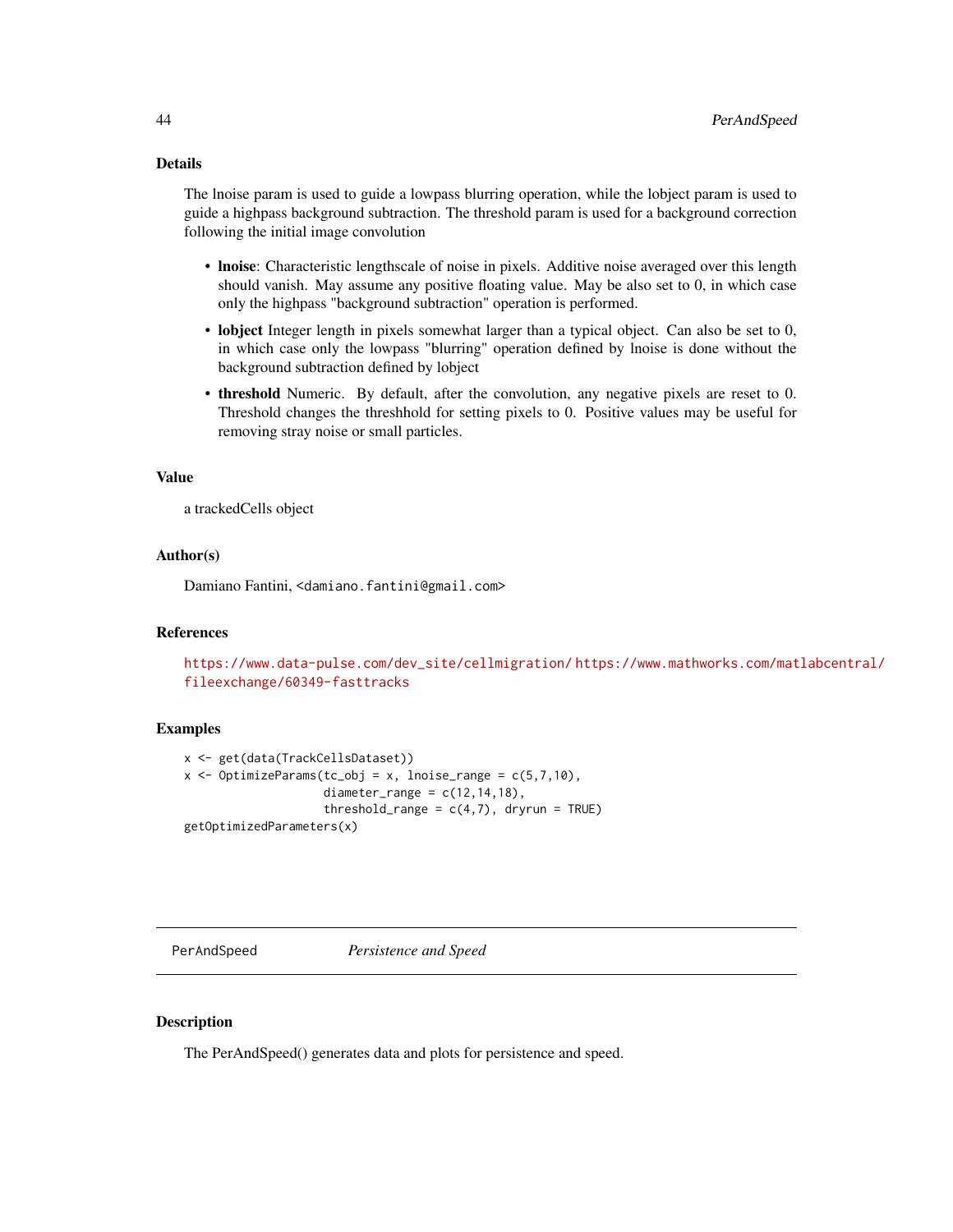### Details

The lnoise param is used to guide a lowpass blurring operation, while the lobject param is used to guide a highpass background subtraction. The threshold param is used for a background correction following the initial image convolution

- **lnoise**: Characteristic lengthscale of noise in pixels. Additive noise averaged over this length should vanish. May assume any positive floating value. May be also set to 0, in which case only the highpass "background subtraction" operation is performed.
- **lobject** Integer length in pixels somewhat larger than a typical object. Can also be set to 0, in which case only the lowpass "blurring" operation defined by lnoise is done without the background subtraction defined by lobject
- **threshold** Numeric. By default, after the convolution, any negative pixels are reset to 0. Threshold changes the threshhold for setting pixels to 0. Positive values may be useful for removing stray noise or small particles.

### Value

a trackedCells object

### Author(s)

Damiano Fantini, <damiano.fantini@gmail.com>

### References

https://www.data-pulse.com/dev_site/cellmigration/ https://www.mathworks.com/matlabcentral/fileexchange/60349-fasttracks

### Examples

```
x <- get(data(TrackCellsDataset))
x <- OptimizeParams(tc_obj = x, lnoise_range = c(5,7,10),
                    diameter_range = c(12,14,18),
                    threshold_range = c(4,7), dryrun = TRUE)
getOptimizedParameters(x)
```

---

## PerAndSpeed    *Persistence and Speed*

### Description

The PerAndSpeed() generates data and plots for persistence and speed.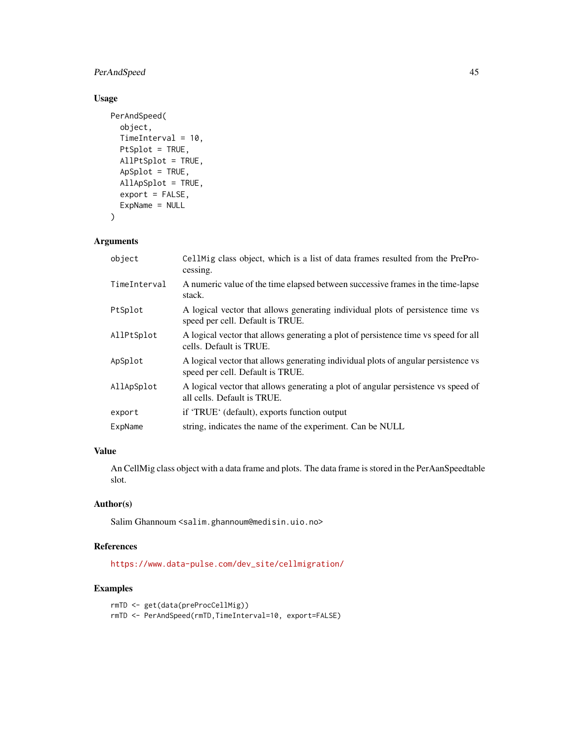### Usage

```
PerAndSpeed(
  object,
  TimeInterval = 10,
  PtSplot = TRUE,
  AllPtSplot = TRUE,
  ApSplot = TRUE,
  AllApSplot = TRUE,
  export = FALSE,
  ExpName = NULL
)
```

### Arguments

| | |
|---|---|
| `object` | `CellMig` class object, which is a list of data frames resulted from the PreProcessing. |
| `TimeInterval` | A numeric value of the time elapsed between successive frames in the time-lapse stack. |
| `PtSplot` | A logical vector that allows generating individual plots of persistence time vs speed per cell. Default is TRUE. |
| `AllPtSplot` | A logical vector that allows generating a plot of persistence time vs speed for all cells. Default is TRUE. |
| `ApSplot` | A logical vector that allows generating individual plots of angular persistence vs speed per cell. Default is TRUE. |
| `AllApSplot` | A logical vector that allows generating a plot of angular persistence vs speed of all cells. Default is TRUE. |
| `export` | if 'TRUE' (default), exports function output |
| `ExpName` | string, indicates the name of the experiment. Can be NULL |

### Value

An CellMig class object with a data frame and plots. The data frame is stored in the PerAanSpeedtable slot.

### Author(s)

Salim Ghannoum <salim.ghannoum@medisin.uio.no>

### References

https://www.data-pulse.com/dev_site/cellmigration/

### Examples

```
rmTD <- get(data(preProcCellMig))
rmTD <- PerAndSpeed(rmTD,TimeInterval=10, export=FALSE)
```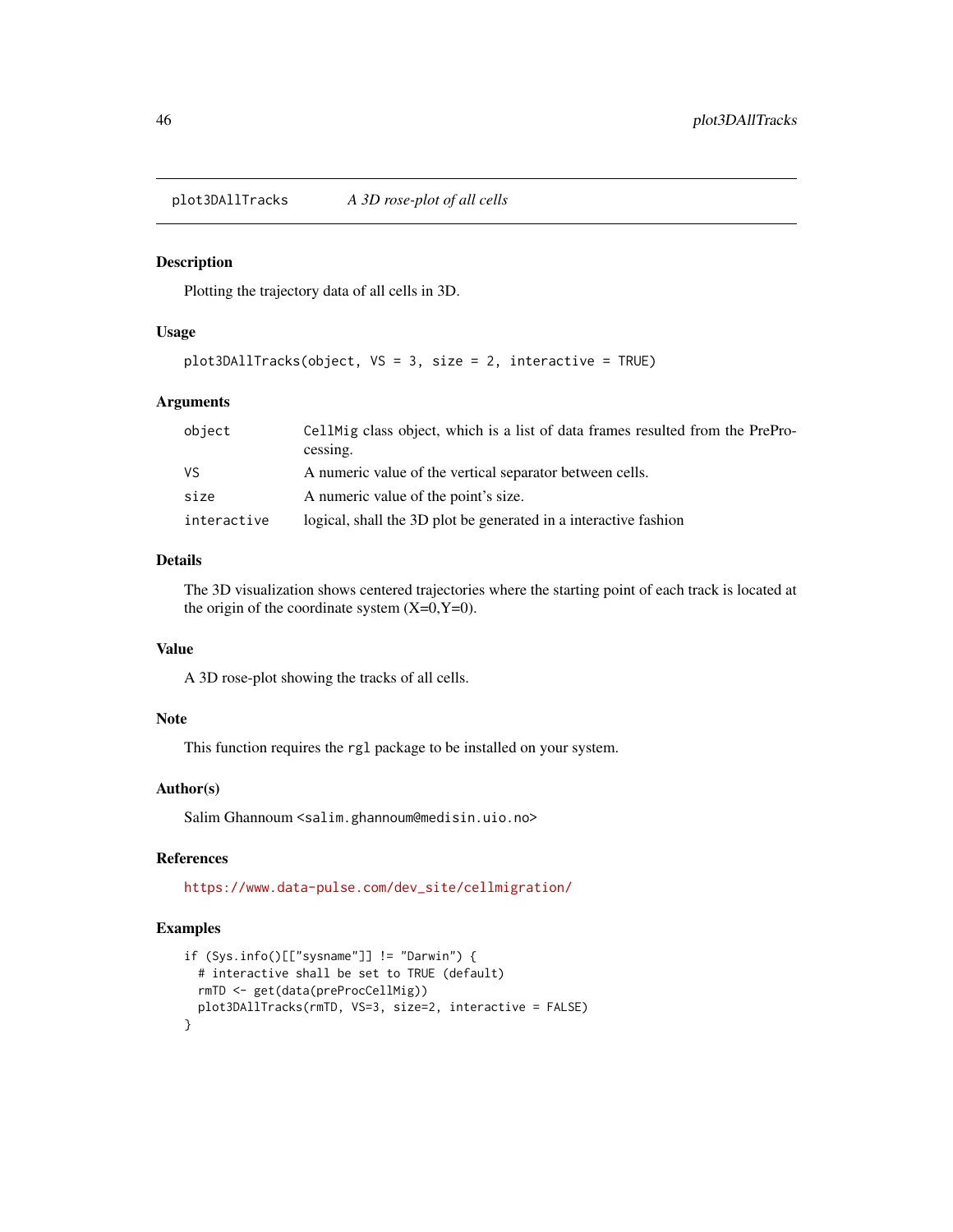## plot3DAllTracks — *A 3D rose-plot of all cells*

### Description

Plotting the trajectory data of all cells in 3D.

### Usage

```
plot3DAllTracks(object, VS = 3, size = 2, interactive = TRUE)
```

### Arguments

| | |
|---|---|
| object | CellMig class object, which is a list of data frames resulted from the PrePro-cessing. |
| VS | A numeric value of the vertical separator between cells. |
| size | A numeric value of the point's size. |
| interactive | logical, shall the 3D plot be generated in a interactive fashion |

### Details

The 3D visualization shows centered trajectories where the starting point of each track is located at the origin of the coordinate system (X=0,Y=0).

### Value

A 3D rose-plot showing the tracks of all cells.

### Note

This function requires the rgl package to be installed on your system.

### Author(s)

Salim Ghannoum <salim.ghannoum@medisin.uio.no>

### References

https://www.data-pulse.com/dev_site/cellmigration/

### Examples

```
if (Sys.info()[["sysname"]] != "Darwin") {
  # interactive shall be set to TRUE (default)
  rmTD <- get(data(preProcCellMig))
  plot3DAllTracks(rmTD, VS=3, size=2, interactive = FALSE)
}
```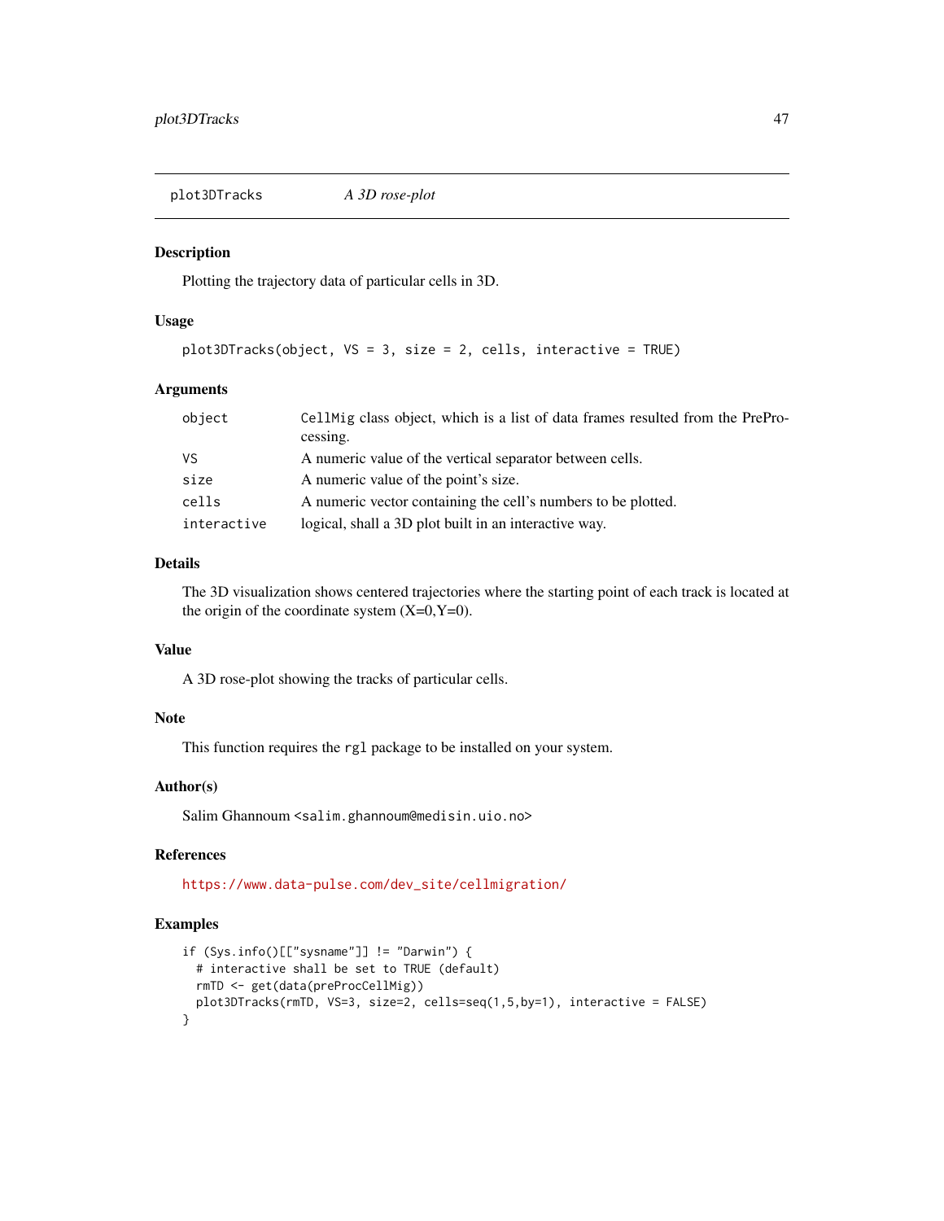## plot3DTracks *A 3D rose-plot*

### Description

Plotting the trajectory data of particular cells in 3D.

### Usage

```
plot3DTracks(object, VS = 3, size = 2, cells, interactive = TRUE)
```

### Arguments

| | |
|---|---|
| `object` | `CellMig` class object, which is a list of data frames resulted from the PreProcessing. |
| `VS` | A numeric value of the vertical separator between cells. |
| `size` | A numeric value of the point's size. |
| `cells` | A numeric vector containing the cell's numbers to be plotted. |
| `interactive` | logical, shall a 3D plot built in an interactive way. |

### Details

The 3D visualization shows centered trajectories where the starting point of each track is located at the origin of the coordinate system (X=0,Y=0).

### Value

A 3D rose-plot showing the tracks of particular cells.

### Note

This function requires the `rgl` package to be installed on your system.

### Author(s)

Salim Ghannoum <salim.ghannoum@medisin.uio.no>

### References

https://www.data-pulse.com/dev_site/cellmigration/

### Examples

```
if (Sys.info()[["sysname"]] != "Darwin") {
  # interactive shall be set to TRUE (default)
  rmTD <- get(data(preProcCellMig))
  plot3DTracks(rmTD, VS=3, size=2, cells=seq(1,5,by=1), interactive = FALSE)
}
```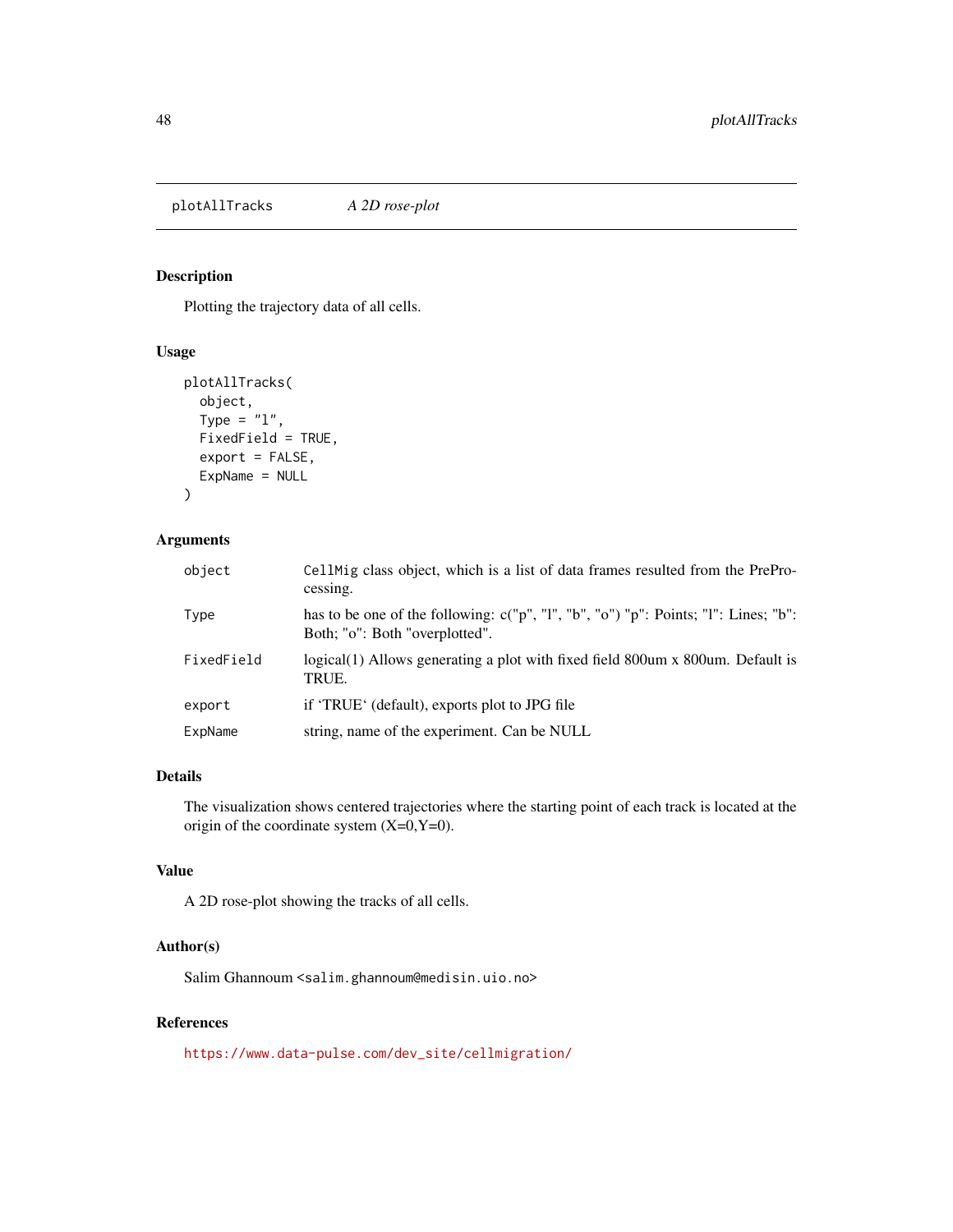# plotAllTracks *A 2D rose-plot*

## Description

Plotting the trajectory data of all cells.

## Usage

```
plotAllTracks(
  object,
  Type = "l",
  FixedField = TRUE,
  export = FALSE,
  ExpName = NULL
)
```

## Arguments

| | |
|---|---|
| object | `CellMig` class object, which is a list of data frames resulted from the PreProcessing. |
| Type | has to be one of the following: c("p", "l", "b", "o") "p": Points; "l": Lines; "b": Both; "o": Both "overplotted". |
| FixedField | logical(1) Allows generating a plot with fixed field 800um x 800um. Default is TRUE. |
| export | if 'TRUE' (default), exports plot to JPG file |
| ExpName | string, name of the experiment. Can be NULL |

## Details

The visualization shows centered trajectories where the starting point of each track is located at the origin of the coordinate system (X=0,Y=0).

## Value

A 2D rose-plot showing the tracks of all cells.

## Author(s)

Salim Ghannoum <salim.ghannoum@medisin.uio.no>

## References

https://www.data-pulse.com/dev_site/cellmigration/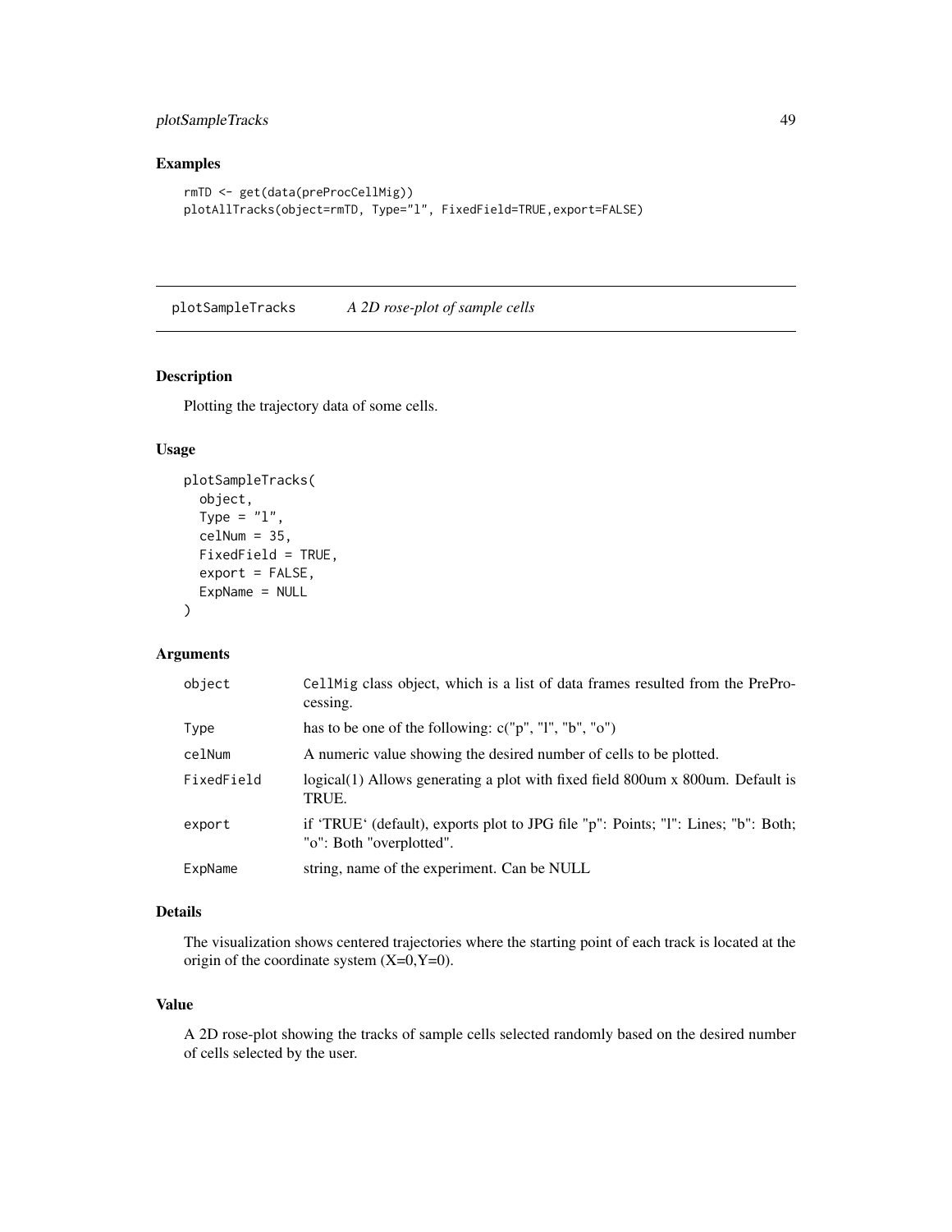## Examples

```
rmTD <- get(data(preProcCellMig))
plotAllTracks(object=rmTD, Type="l", FixedField=TRUE,export=FALSE)
```

---

# plotSampleTracks — *A 2D rose-plot of sample cells*

---

### Description

Plotting the trajectory data of some cells.

### Usage

```
plotSampleTracks(
  object,
  Type = "l",
  celNum = 35,
  FixedField = TRUE,
  export = FALSE,
  ExpName = NULL
)
```

### Arguments

| | |
|---|---|
| object | CellMig class object, which is a list of data frames resulted from the PreProcessing. |
| Type | has to be one of the following: c("p", "l", "b", "o") |
| celNum | A numeric value showing the desired number of cells to be plotted. |
| FixedField | logical(1) Allows generating a plot with fixed field 800um x 800um. Default is TRUE. |
| export | if 'TRUE' (default), exports plot to JPG file "p": Points; "l": Lines; "b": Both; "o": Both "overplotted". |
| ExpName | string, name of the experiment. Can be NULL |

### Details

The visualization shows centered trajectories where the starting point of each track is located at the origin of the coordinate system (X=0,Y=0).

### Value

A 2D rose-plot showing the tracks of sample cells selected randomly based on the desired number of cells selected by the user.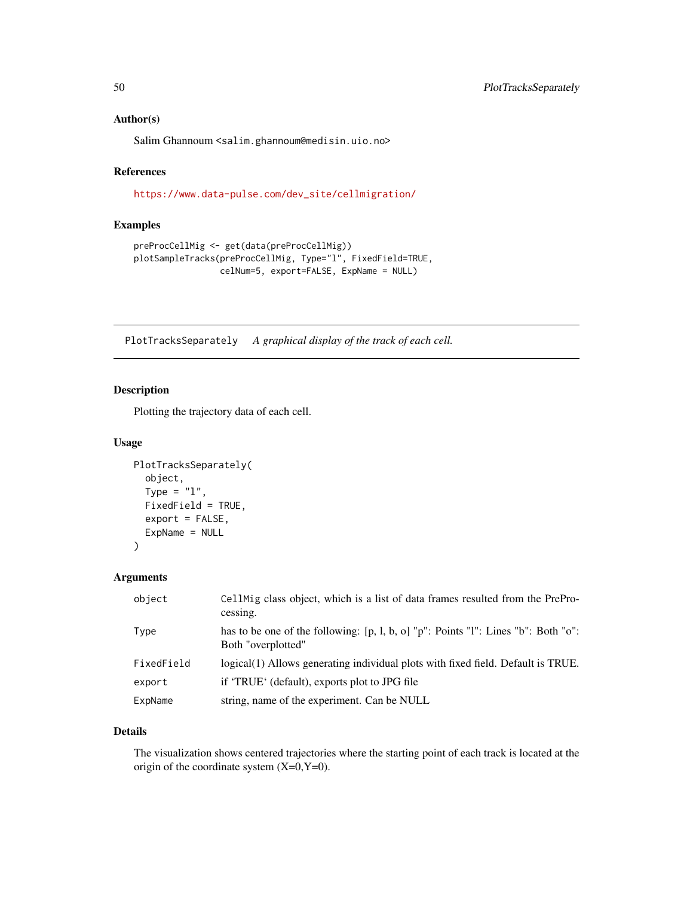### Author(s)

Salim Ghannoum <salim.ghannoum@medisin.uio.no>

### References

https://www.data-pulse.com/dev_site/cellmigration/

### Examples

```
preProcCellMig <- get(data(preProcCellMig))
plotSampleTracks(preProcCellMig, Type="l", FixedField=TRUE,
                 celNum=5, export=FALSE, ExpName = NULL)
```

---

## PlotTracksSeparately *A graphical display of the track of each cell.*

---

### Description

Plotting the trajectory data of each cell.

### Usage

```
PlotTracksSeparately(
  object,
  Type = "l",
  FixedField = TRUE,
  export = FALSE,
  ExpName = NULL
)
```

### Arguments

| Argument | Description |
|---|---|
| object | CellMig class object, which is a list of data frames resulted from the PreProcessing. |
| Type | has to be one of the following: [p, l, b, o] "p": Points "l": Lines "b": Both "o": Both "overplotted" |
| FixedField | logical(1) Allows generating individual plots with fixed field. Default is TRUE. |
| export | if 'TRUE' (default), exports plot to JPG file |
| ExpName | string, name of the experiment. Can be NULL |

### Details

The visualization shows centered trajectories where the starting point of each track is located at the origin of the coordinate system (X=0,Y=0).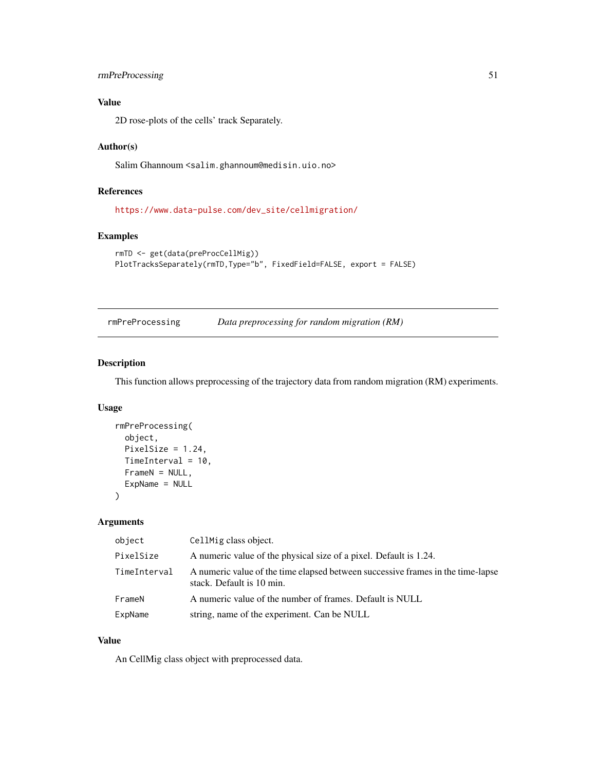### Value

2D rose-plots of the cells' track Separately.

### Author(s)

Salim Ghannoum <salim.ghannoum@medisin.uio.no>

### References

https://www.data-pulse.com/dev_site/cellmigration/

### Examples

```
rmTD <- get(data(preProcCellMig))
PlotTracksSeparately(rmTD,Type="b", FixedField=FALSE, export = FALSE)
```

---

## rmPreProcessing — *Data preprocessing for random migration (RM)*

### Description

This function allows preprocessing of the trajectory data from random migration (RM) experiments.

### Usage

```
rmPreProcessing(
  object,
  PixelSize = 1.24,
  TimeInterval = 10,
  FrameN = NULL,
  ExpName = NULL
)
```

### Arguments

| | |
|---|---|
| `object` | `CellMig` class object. |
| `PixelSize` | A numeric value of the physical size of a pixel. Default is 1.24. |
| `TimeInterval` | A numeric value of the time elapsed between successive frames in the time-lapse stack. Default is 10 min. |
| `FrameN` | A numeric value of the number of frames. Default is NULL |
| `ExpName` | string, name of the experiment. Can be NULL |

### Value

An CellMig class object with preprocessed data.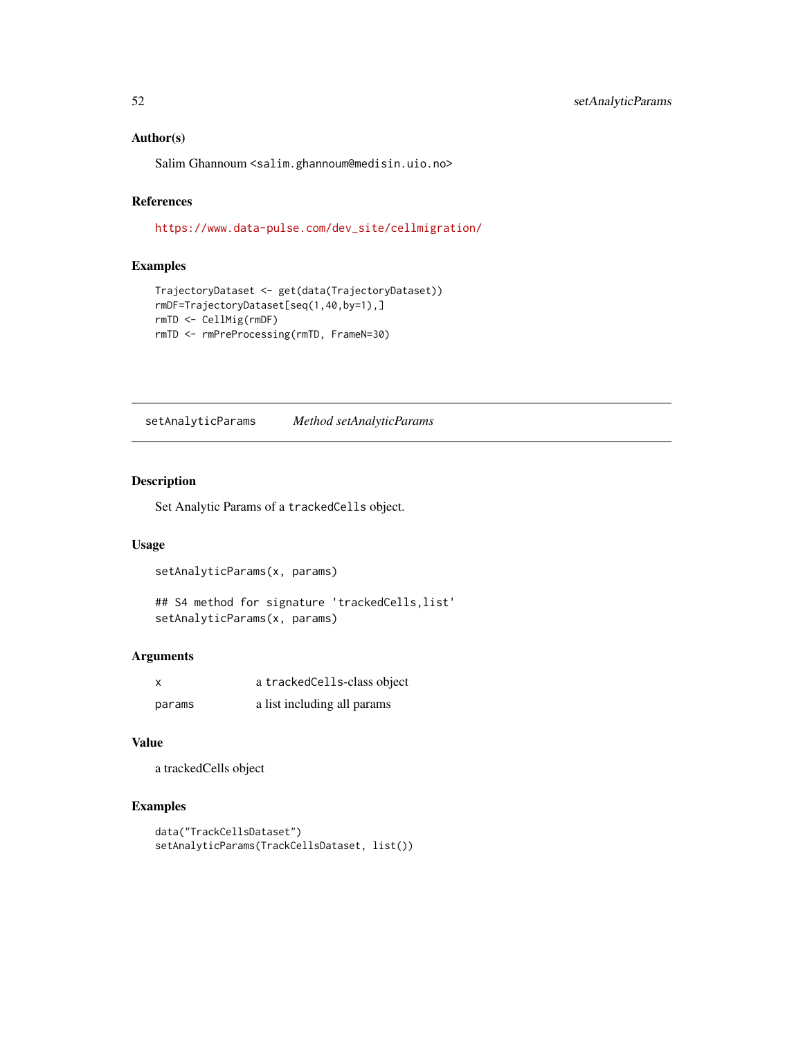## Author(s)

Salim Ghannoum <salim.ghannoum@medisin.uio.no>

## References

https://www.data-pulse.com/dev_site/cellmigration/

## Examples

```
TrajectoryDataset <- get(data(TrajectoryDataset))
rmDF=TrajectoryDataset[seq(1,40,by=1),]
rmTD <- CellMig(rmDF)
rmTD <- rmPreProcessing(rmTD, FrameN=30)
```

---

# setAnalyticParams    *Method setAnalyticParams*

---

## Description

Set Analytic Params of a `trackedCells` object.

## Usage

```
setAnalyticParams(x, params)

## S4 method for signature 'trackedCells,list'
setAnalyticParams(x, params)
```

## Arguments

| | |
|---|---|
| x | a `trackedCells`-class object |
| params | a list including all params |

## Value

a trackedCells object

## Examples

```
data("TrackCellsDataset")
setAnalyticParams(TrackCellsDataset, list())
```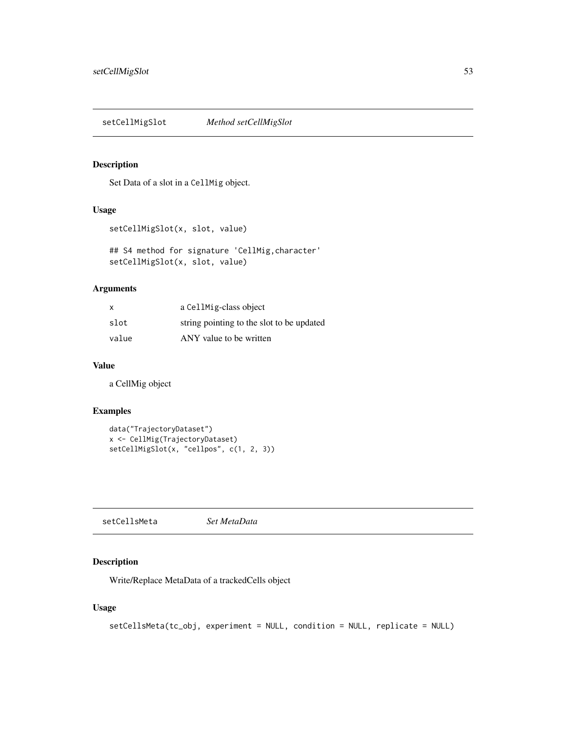## setCellMigSlot *Method setCellMigSlot*

### Description

Set Data of a slot in a `CellMig` object.

### Usage

```
setCellMigSlot(x, slot, value)

## S4 method for signature 'CellMig,character'
setCellMigSlot(x, slot, value)
```

### Arguments

| | |
|---|---|
| `x` | a `CellMig`-class object |
| `slot` | string pointing to the slot to be updated |
| `value` | ANY value to be written |

### Value

a CellMig object

### Examples

```
data("TrajectoryDataset")
x <- CellMig(TrajectoryDataset)
setCellMigSlot(x, "cellpos", c(1, 2, 3))
```

## setCellsMeta *Set MetaData*

### Description

Write/Replace MetaData of a trackedCells object

### Usage

```
setCellsMeta(tc_obj, experiment = NULL, condition = NULL, replicate = NULL)
```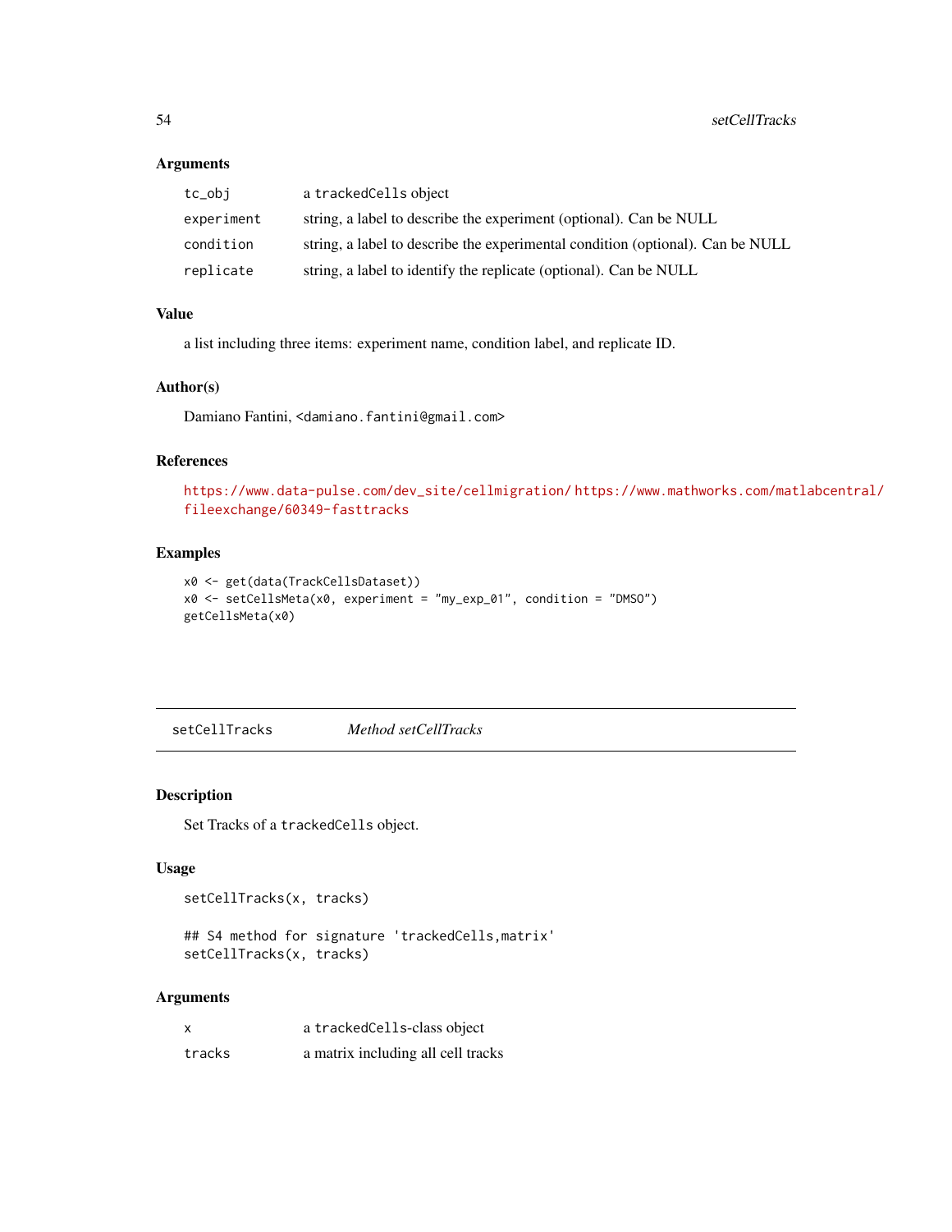### Arguments

| | |
|---|---|
| tc_obj | a trackedCells object |
| experiment | string, a label to describe the experiment (optional). Can be NULL |
| condition | string, a label to describe the experimental condition (optional). Can be NULL |
| replicate | string, a label to identify the replicate (optional). Can be NULL |

### Value

a list including three items: experiment name, condition label, and replicate ID.

### Author(s)

Damiano Fantini, <damiano.fantini@gmail.com>

### References

https://www.data-pulse.com/dev_site/cellmigration/ https://www.mathworks.com/matlabcentral/fileexchange/60349-fasttracks

### Examples

```
x0 <- get(data(TrackCellsDataset))
x0 <- setCellsMeta(x0, experiment = "my_exp_01", condition = "DMSO")
getCellsMeta(x0)
```

---

## setCellTracks — *Method setCellTracks*

### Description

Set Tracks of a trackedCells object.

### Usage

```
setCellTracks(x, tracks)

## S4 method for signature 'trackedCells,matrix'
setCellTracks(x, tracks)
```

### Arguments

| | |
|---|---|
| x | a trackedCells-class object |
| tracks | a matrix including all cell tracks |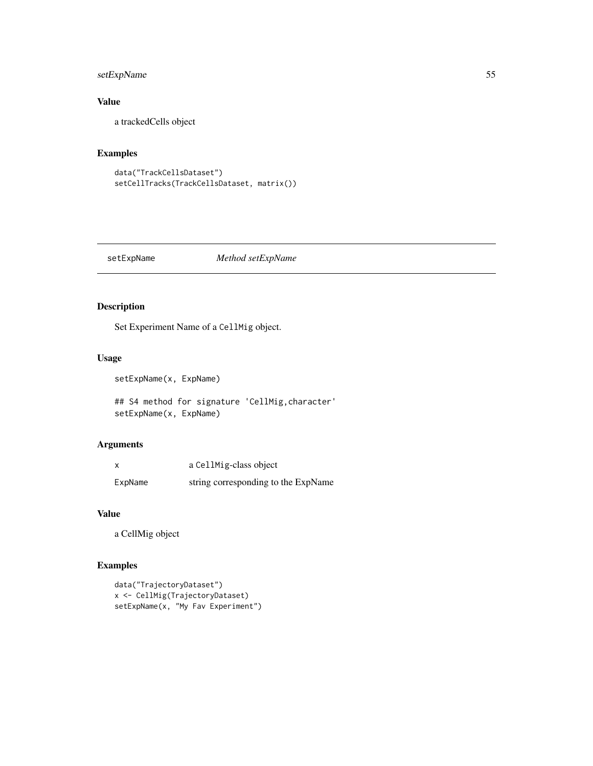### Value

a trackedCells object

### Examples

```
data("TrackCellsDataset")
setCellTracks(TrackCellsDataset, matrix())
```

---

## setExpName *Method setExpName*

---

### Description

Set Experiment Name of a `CellMig` object.

### Usage

```
setExpName(x, ExpName)

## S4 method for signature 'CellMig,character'
setExpName(x, ExpName)
```

### Arguments

| | |
|---|---|
| x | a `CellMig`-class object |
| ExpName | string corresponding to the ExpName |

### Value

a CellMig object

### Examples

```
data("TrajectoryDataset")
x <- CellMig(TrajectoryDataset)
setExpName(x, "My Fav Experiment")
```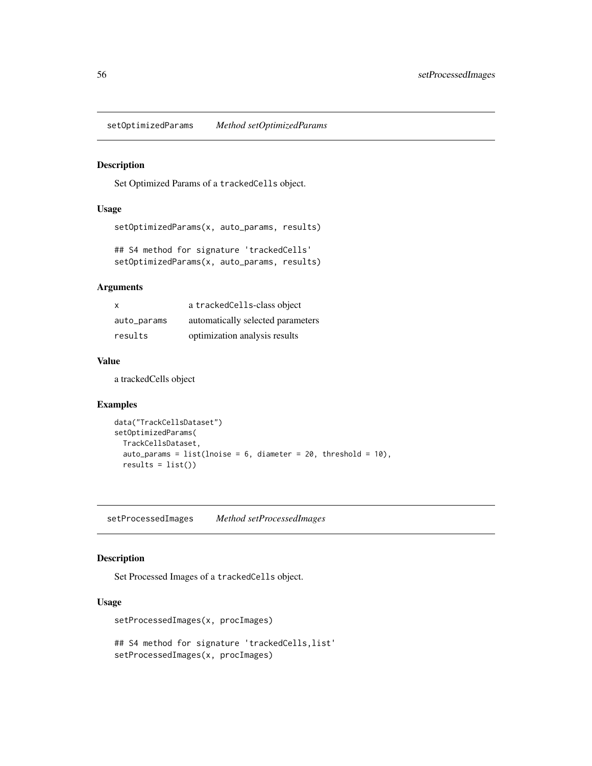## setOptimizedParams *Method setOptimizedParams*

### Description

Set Optimized Params of a `trackedCells` object.

### Usage

```
setOptimizedParams(x, auto_params, results)

## S4 method for signature 'trackedCells'
setOptimizedParams(x, auto_params, results)
```

### Arguments

| | |
|---|---|
| `x` | a `trackedCells`-class object |
| `auto_params` | automatically selected parameters |
| `results` | optimization analysis results |

### Value

a trackedCells object

### Examples

```
data("TrackCellsDataset")
setOptimizedParams(
  TrackCellsDataset,
  auto_params = list(lnoise = 6, diameter = 20, threshold = 10),
  results = list())
```

## setProcessedImages *Method setProcessedImages*

### Description

Set Processed Images of a `trackedCells` object.

### Usage

```
setProcessedImages(x, procImages)

## S4 method for signature 'trackedCells,list'
setProcessedImages(x, procImages)
```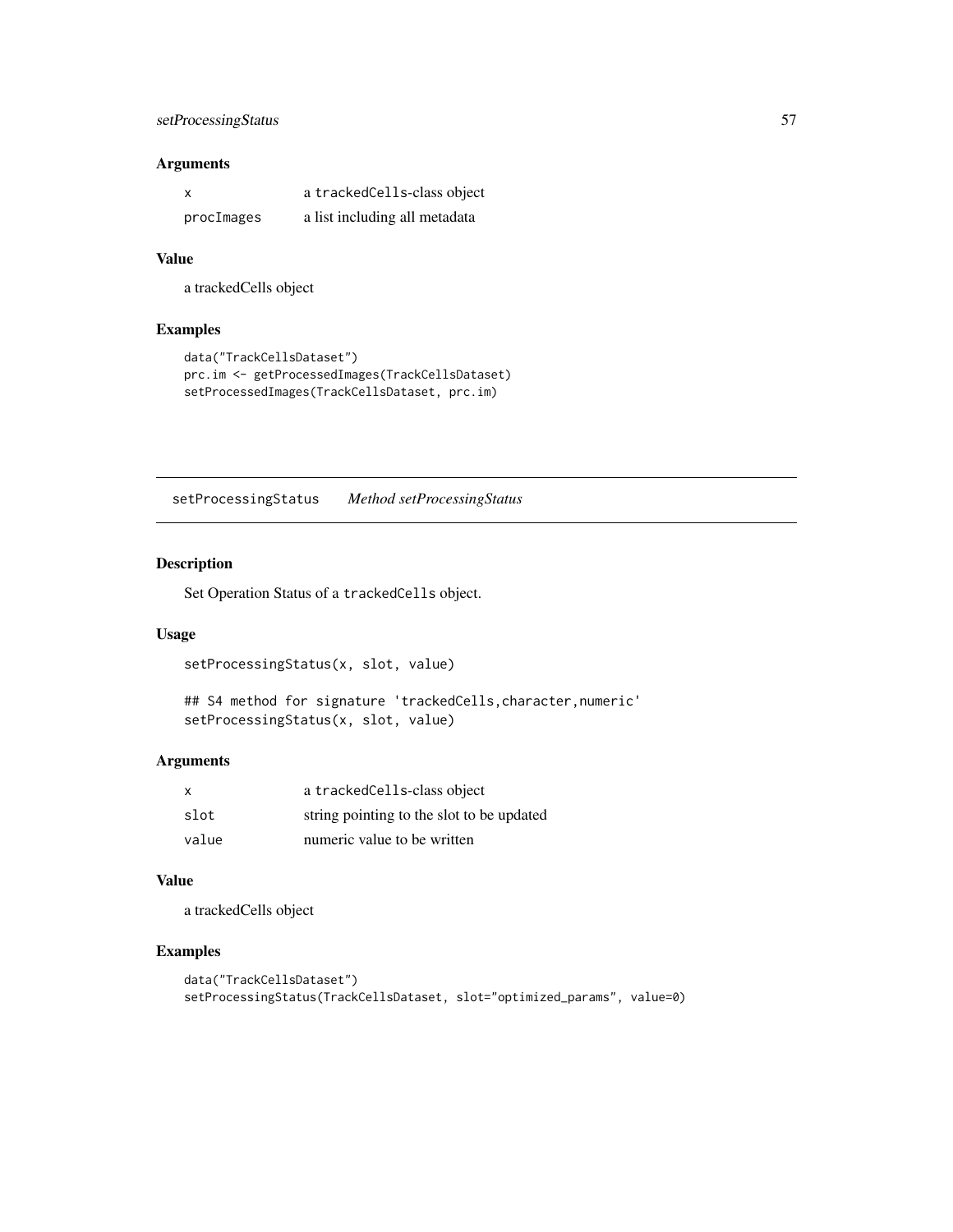### Arguments

| | |
|---|---|
| x | a trackedCells-class object |
| procImages | a list including all metadata |

### Value

a trackedCells object

### Examples

```
data("TrackCellsDataset")
prc.im <- getProcessedImages(TrackCellsDataset)
setProcessedImages(TrackCellsDataset, prc.im)
```

---

## setProcessingStatus *Method setProcessingStatus*

---

### Description

Set Operation Status of a trackedCells object.

### Usage

```
setProcessingStatus(x, slot, value)

## S4 method for signature 'trackedCells,character,numeric'
setProcessingStatus(x, slot, value)
```

### Arguments

| | |
|---|---|
| x | a trackedCells-class object |
| slot | string pointing to the slot to be updated |
| value | numeric value to be written |

### Value

a trackedCells object

### Examples

```
data("TrackCellsDataset")
setProcessingStatus(TrackCellsDataset, slot="optimized_params", value=0)
```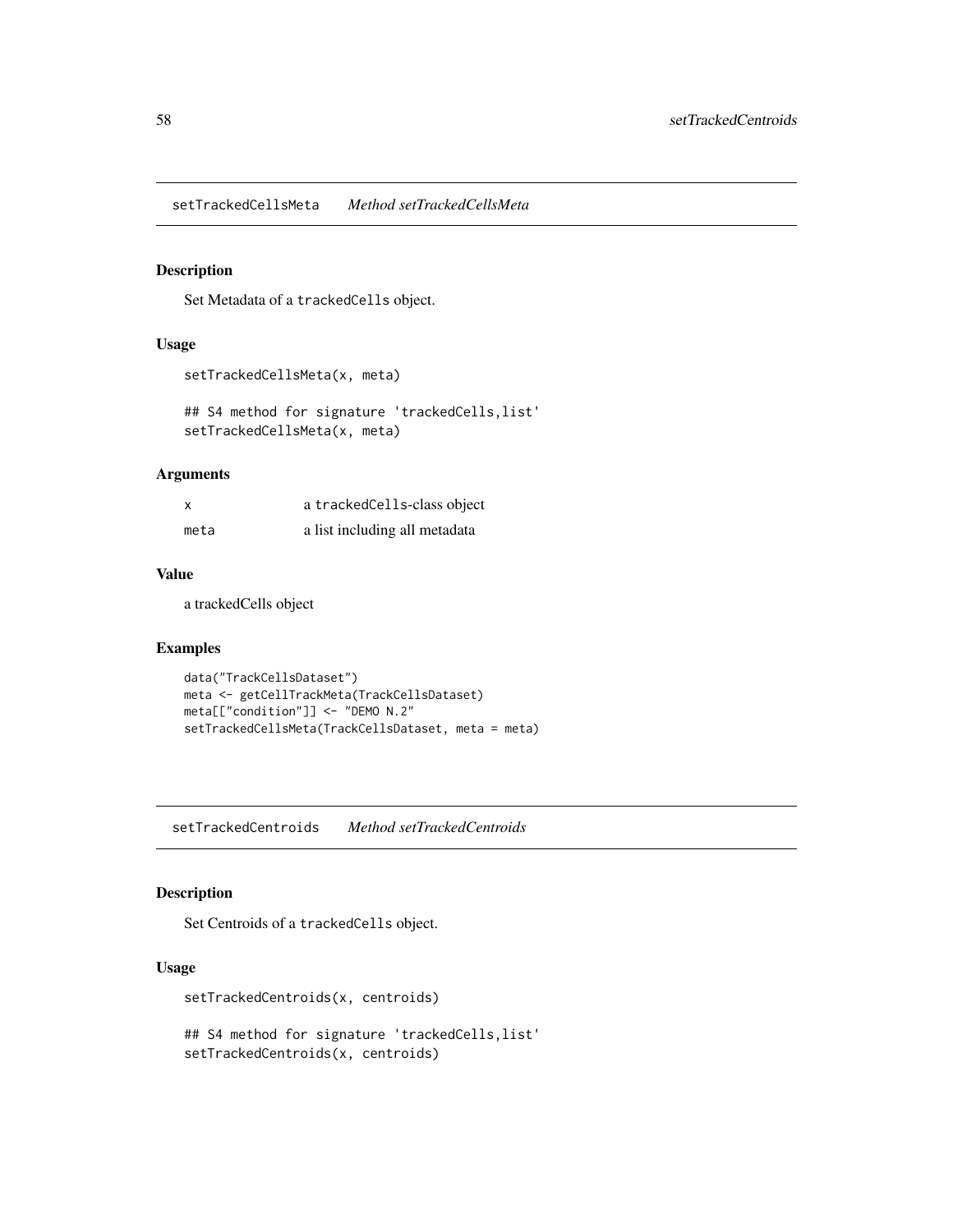## setTrackedCellsMeta *Method setTrackedCellsMeta*

### Description

Set Metadata of a trackedCells object.

### Usage

```
setTrackedCellsMeta(x, meta)

## S4 method for signature 'trackedCells,list'
setTrackedCellsMeta(x, meta)
```

### Arguments

| | |
|---|---|
| x | a trackedCells-class object |
| meta | a list including all metadata |

### Value

a trackedCells object

### Examples

```
data("TrackCellsDataset")
meta <- getCellTrackMeta(TrackCellsDataset)
meta[["condition"]] <- "DEMO N.2"
setTrackedCellsMeta(TrackCellsDataset, meta = meta)
```

## setTrackedCentroids *Method setTrackedCentroids*

### Description

Set Centroids of a trackedCells object.

### Usage

```
setTrackedCentroids(x, centroids)

## S4 method for signature 'trackedCells,list'
setTrackedCentroids(x, centroids)
```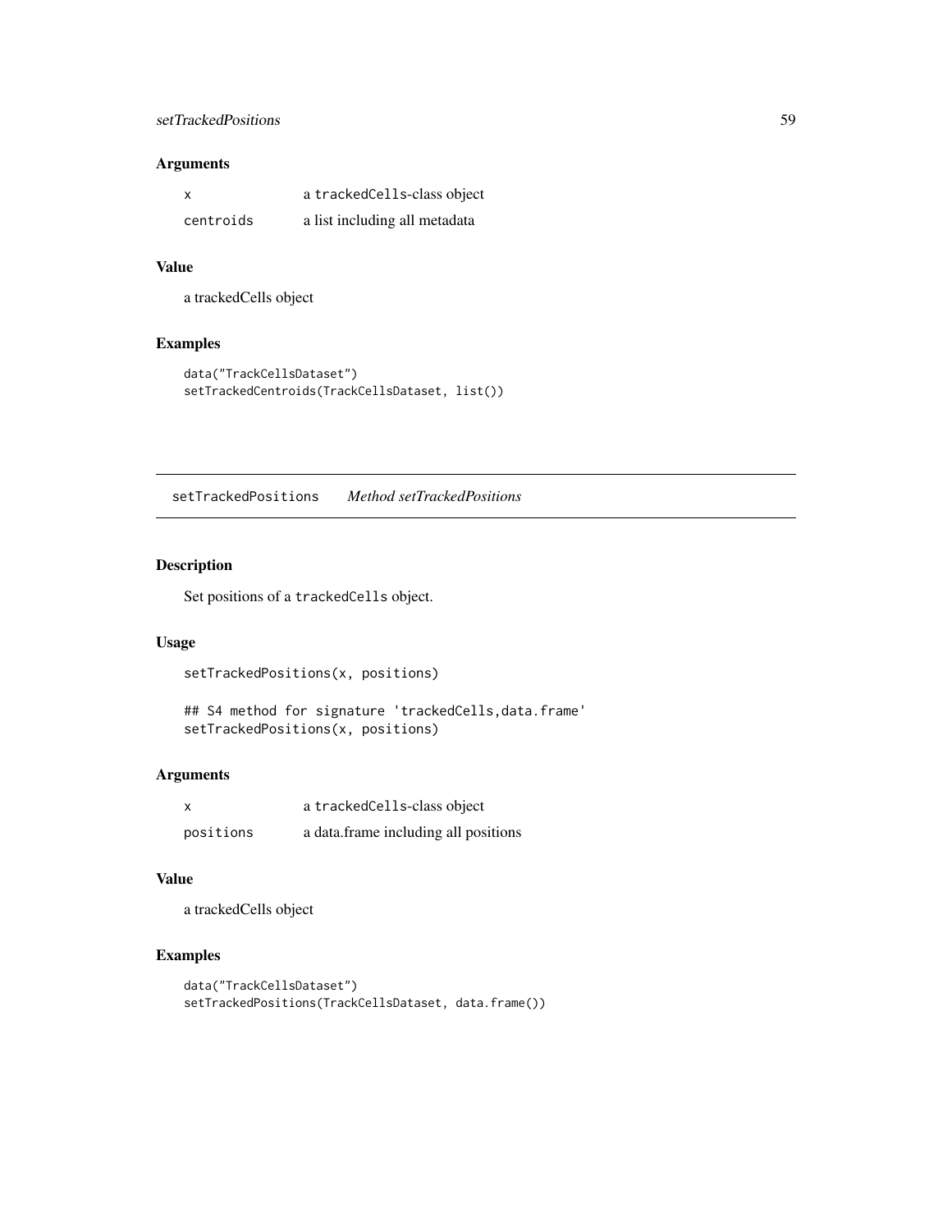### Arguments

| | |
|---|---|
| `x` | a `trackedCells`-class object |
| `centroids` | a list including all metadata |

### Value

a trackedCells object

### Examples

```
data("TrackCellsDataset")
setTrackedCentroids(TrackCellsDataset, list())
```

---

## setTrackedPositions    *Method setTrackedPositions*

---

### Description

Set positions of a `trackedCells` object.

### Usage

```
setTrackedPositions(x, positions)

## S4 method for signature 'trackedCells,data.frame'
setTrackedPositions(x, positions)
```

### Arguments

| | |
|---|---|
| `x` | a `trackedCells`-class object |
| `positions` | a data.frame including all positions |

### Value

a trackedCells object

### Examples

```
data("TrackCellsDataset")
setTrackedPositions(TrackCellsDataset, data.frame())
```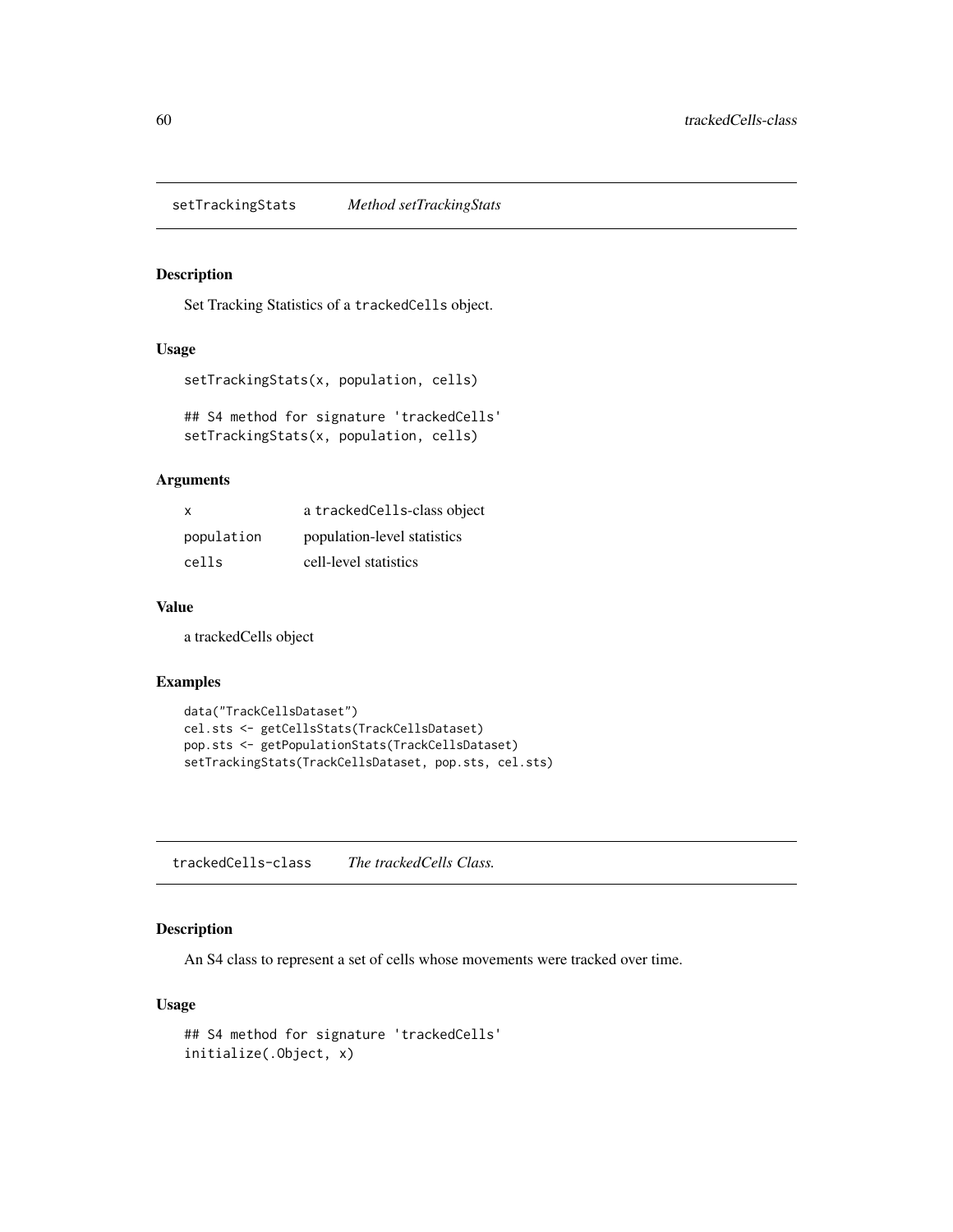## setTrackingStats *Method setTrackingStats*

### Description

Set Tracking Statistics of a `trackedCells` object.

### Usage

```
setTrackingStats(x, population, cells)

## S4 method for signature 'trackedCells'
setTrackingStats(x, population, cells)
```

### Arguments

| | |
|---|---|
| `x` | a `trackedCells`-class object |
| `population` | population-level statistics |
| `cells` | cell-level statistics |

### Value

a trackedCells object

### Examples

```
data("TrackCellsDataset")
cel.sts <- getCellsStats(TrackCellsDataset)
pop.sts <- getPopulationStats(TrackCellsDataset)
setTrackingStats(TrackCellsDataset, pop.sts, cel.sts)
```

## trackedCells-class *The trackedCells Class.*

### Description

An S4 class to represent a set of cells whose movements were tracked over time.

### Usage

```
## S4 method for signature 'trackedCells'
initialize(.Object, x)
```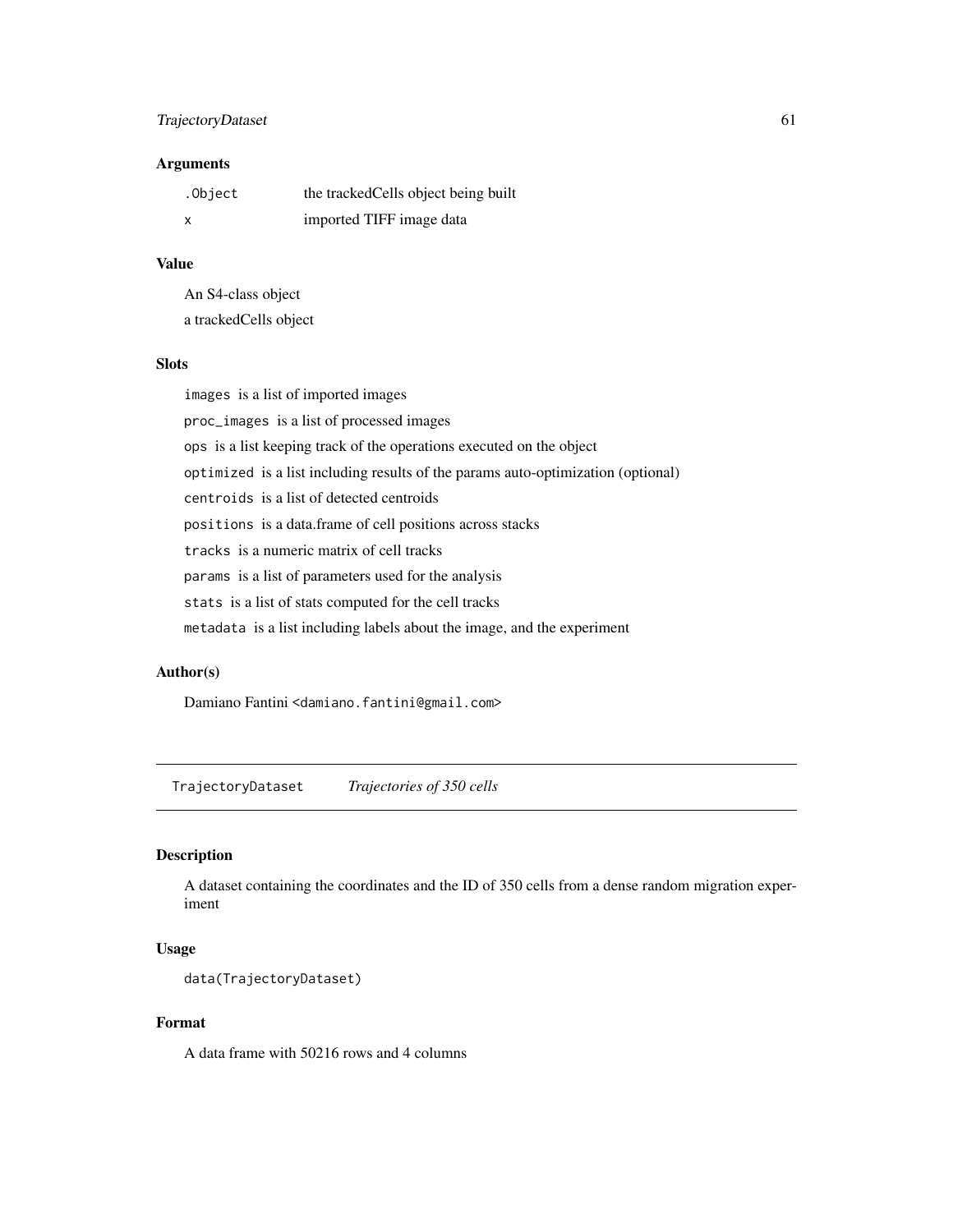### Arguments

| | |
|---|---|
| `.Object` | the trackedCells object being built |
| `x` | imported TIFF image data |

### Value

An S4-class object

a trackedCells object

### Slots

`images` is a list of imported images

`proc_images` is a list of processed images

`ops` is a list keeping track of the operations executed on the object

`optimized` is a list including results of the params auto-optimization (optional)

`centroids` is a list of detected centroids

`positions` is a data.frame of cell positions across stacks

`tracks` is a numeric matrix of cell tracks

`params` is a list of parameters used for the analysis

`stats` is a list of stats computed for the cell tracks

`metadata` is a list including labels about the image, and the experiment

### Author(s)

Damiano Fantini <damiano.fantini@gmail.com>

---

## `TrajectoryDataset` *Trajectories of 350 cells*

---

### Description

A dataset containing the coordinates and the ID of 350 cells from a dense random migration experiment

### Usage

```
data(TrajectoryDataset)
```

### Format

A data frame with 50216 rows and 4 columns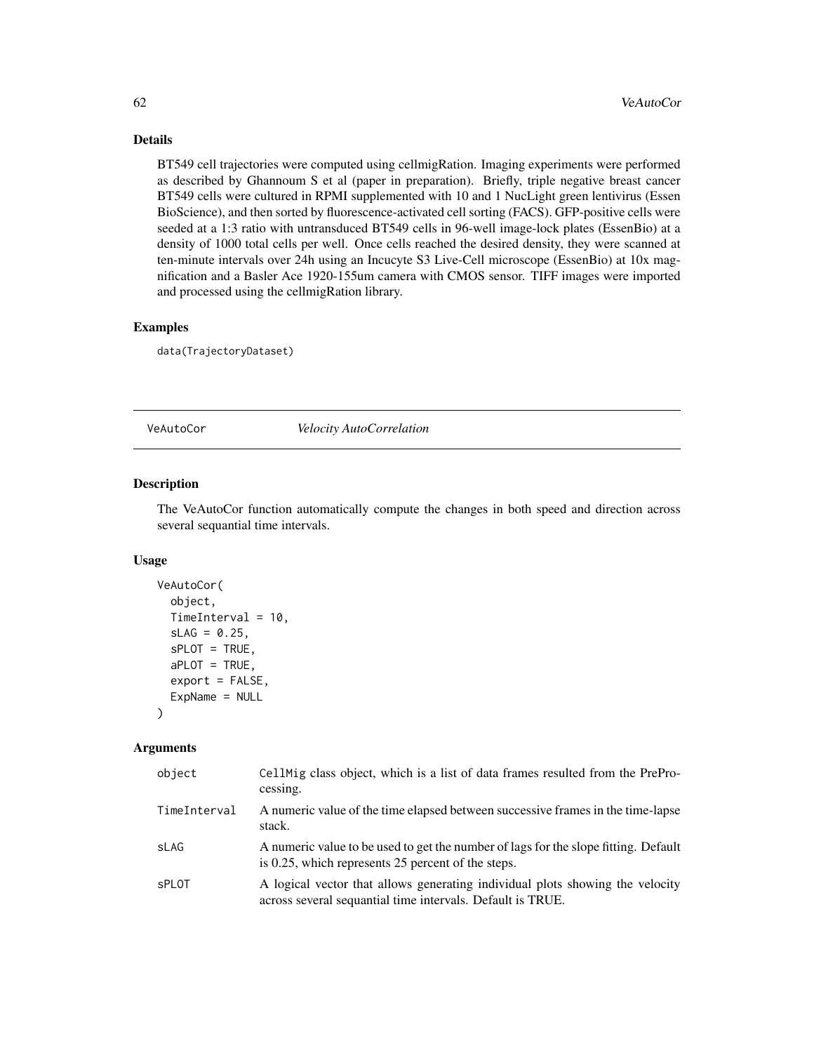## Details

BT549 cell trajectories were computed using cellmigRation. Imaging experiments were performed as described by Ghannoum S et al (paper in preparation). Briefly, triple negative breast cancer BT549 cells were cultured in RPMI supplemented with 10 and 1 NucLight green lentivirus (Essen BioScience), and then sorted by fluorescence-activated cell sorting (FACS). GFP-positive cells were seeded at a 1:3 ratio with untransduced BT549 cells in 96-well image-lock plates (EssenBio) at a density of 1000 total cells per well. Once cells reached the desired density, they were scanned at ten-minute intervals over 24h using an Incucyte S3 Live-Cell microscope (EssenBio) at 10x magnification and a Basler Ace 1920-155um camera with CMOS sensor. TIFF images were imported and processed using the cellmigRation library.

## Examples

```
data(TrajectoryDataset)
```

---

# VeAutoCor *Velocity AutoCorrelation*

## Description

The VeAutoCor function automatically compute the changes in both speed and direction across several sequantial time intervals.

## Usage

```
VeAutoCor(
  object,
  TimeInterval = 10,
  sLAG = 0.25,
  sPLOT = TRUE,
  aPLOT = TRUE,
  export = FALSE,
  ExpName = NULL
)
```

## Arguments

| | |
|---|---|
| object | CellMig class object, which is a list of data frames resulted from the PreProcessing. |
| TimeInterval | A numeric value of the time elapsed between successive frames in the time-lapse stack. |
| sLAG | A numeric value to be used to get the number of lags for the slope fitting. Default is 0.25, which represents 25 percent of the steps. |
| sPLOT | A logical vector that allows generating individual plots showing the velocity across several sequantial time intervals. Default is TRUE. |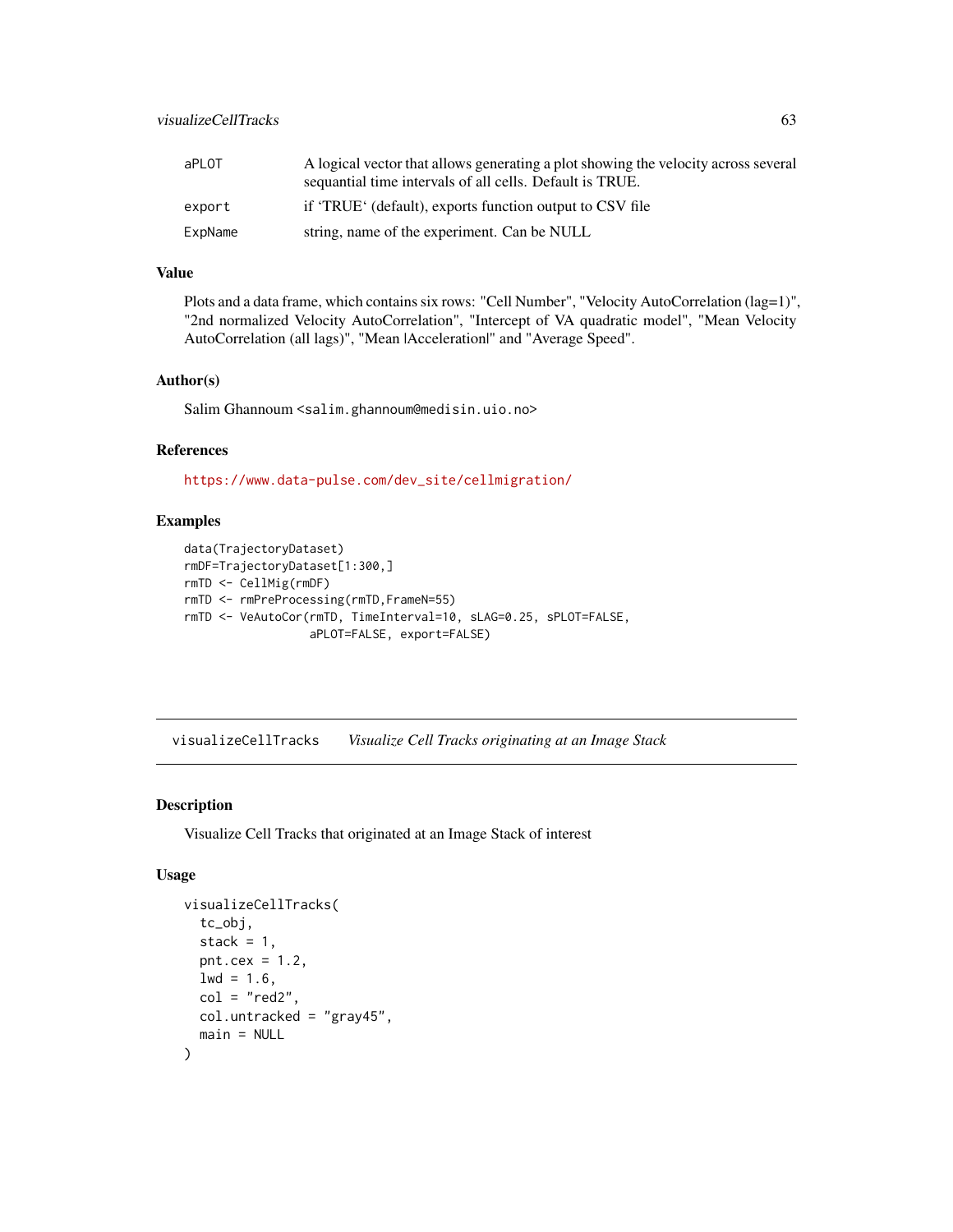| | |
|---|---|
| aPLOT | A logical vector that allows generating a plot showing the velocity across several sequantial time intervals of all cells. Default is TRUE. |
| export | if 'TRUE' (default), exports function output to CSV file |
| ExpName | string, name of the experiment. Can be NULL |

### Value

Plots and a data frame, which contains six rows: "Cell Number", "Velocity AutoCorrelation (lag=1)", "2nd normalized Velocity AutoCorrelation", "Intercept of VA quadratic model", "Mean Velocity AutoCorrelation (all lags)", "Mean |Acceleration|" and "Average Speed".

### Author(s)

Salim Ghannoum <salim.ghannoum@medisin.uio.no>

### References

https://www.data-pulse.com/dev_site/cellmigration/

### Examples

```
data(TrajectoryDataset)
rmDF=TrajectoryDataset[1:300,]
rmTD <- CellMig(rmDF)
rmTD <- rmPreProcessing(rmTD,FrameN=55)
rmTD <- VeAutoCor(rmTD, TimeInterval=10, sLAG=0.25, sPLOT=FALSE,
                aPLOT=FALSE, export=FALSE)
```

---

## visualizeCellTracks    *Visualize Cell Tracks originating at an Image Stack*

### Description

Visualize Cell Tracks that originated at an Image Stack of interest

### Usage

```
visualizeCellTracks(
  tc_obj,
  stack = 1,
  pnt.cex = 1.2,
  lwd = 1.6,
  col = "red2",
  col.untracked = "gray45",
  main = NULL
)
```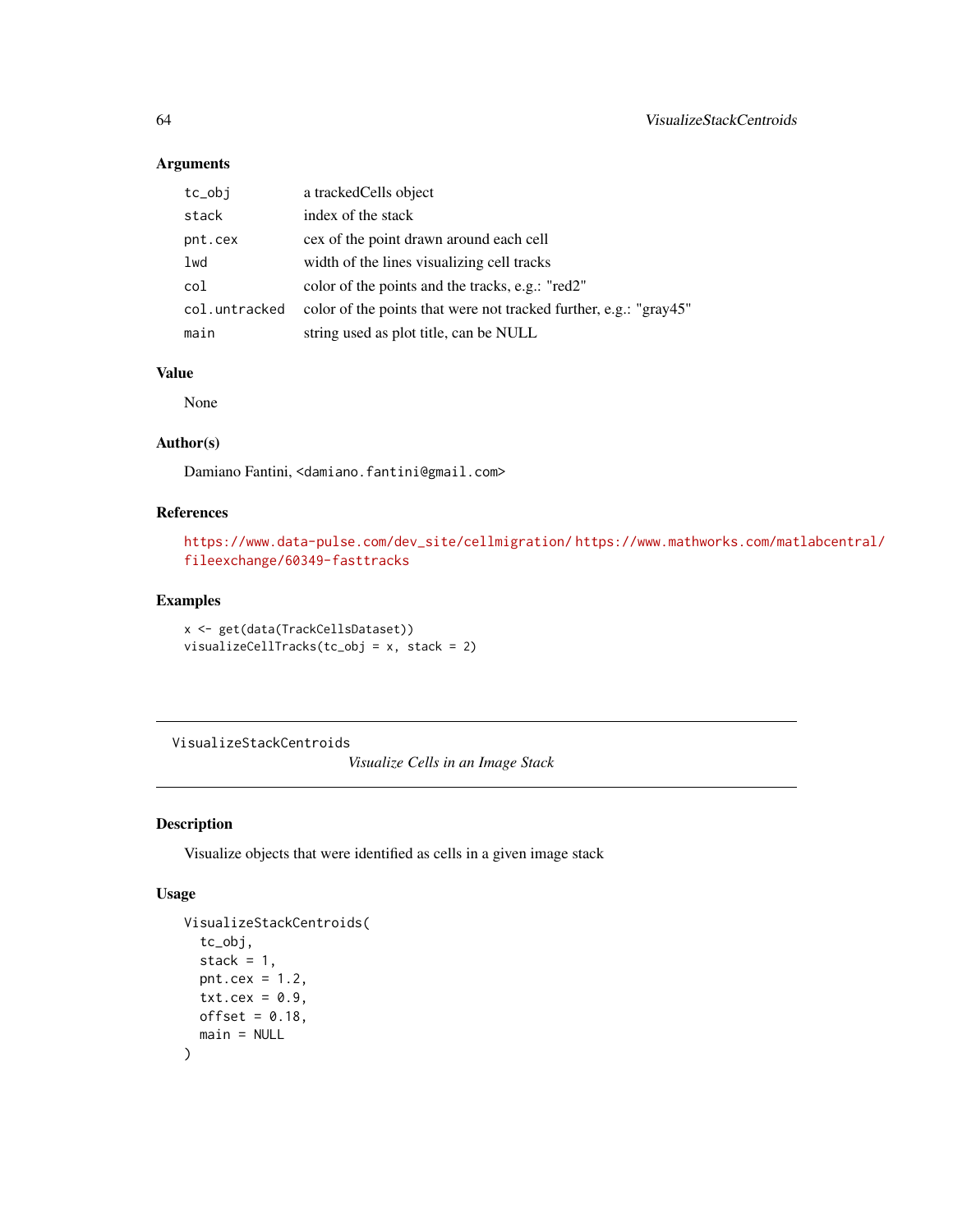### Arguments

| | |
|---|---|
| tc_obj | a trackedCells object |
| stack | index of the stack |
| pnt.cex | cex of the point drawn around each cell |
| lwd | width of the lines visualizing cell tracks |
| col | color of the points and the tracks, e.g.: "red2" |
| col.untracked | color of the points that were not tracked further, e.g.: "gray45" |
| main | string used as plot title, can be NULL |

### Value

None

### Author(s)

Damiano Fantini, <damiano.fantini@gmail.com>

### References

https://www.data-pulse.com/dev_site/cellmigration/ https://www.mathworks.com/matlabcentral/fileexchange/60349-fasttracks

### Examples

```
x <- get(data(TrackCellsDataset))
visualizeCellTracks(tc_obj = x, stack = 2)
```

---

## VisualizeStackCentroids — *Visualize Cells in an Image Stack*

---

### Description

Visualize objects that were identified as cells in a given image stack

### Usage

```
VisualizeStackCentroids(
  tc_obj,
  stack = 1,
  pnt.cex = 1.2,
  txt.cex = 0.9,
  offset = 0.18,
  main = NULL
)
```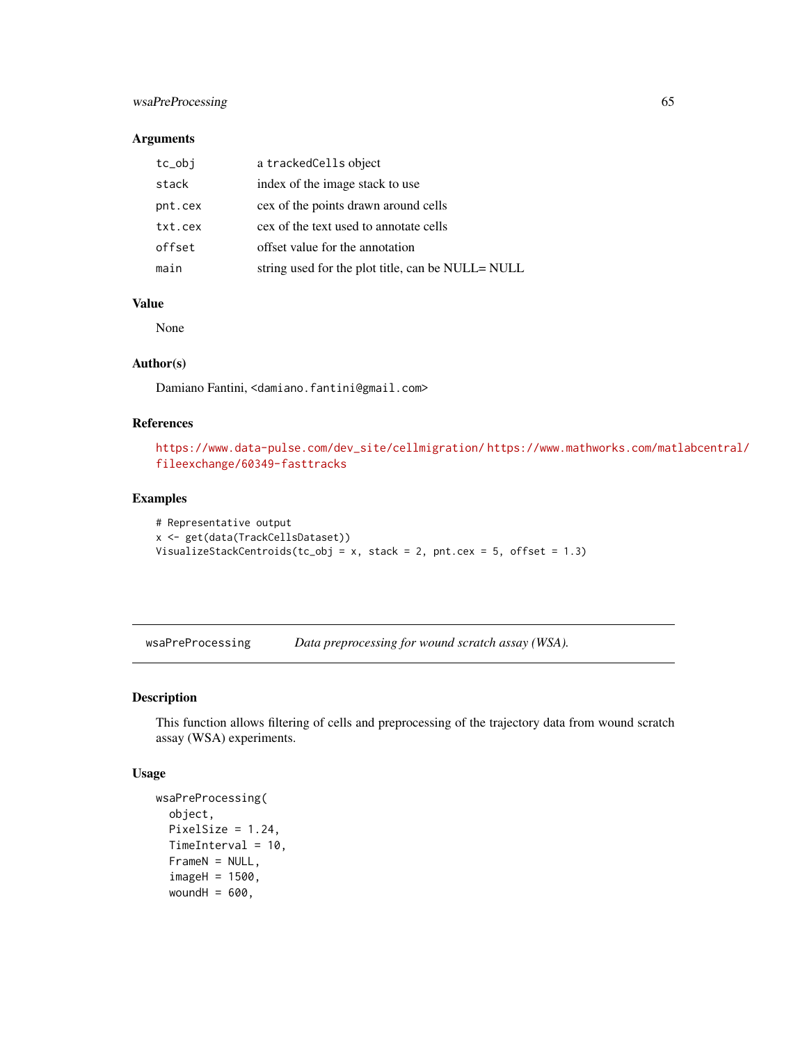## Arguments

| | |
|---|---|
| tc_obj | a trackedCells object |
| stack | index of the image stack to use |
| pnt.cex | cex of the points drawn around cells |
| txt.cex | cex of the text used to annotate cells |
| offset | offset value for the annotation |
| main | string used for the plot title, can be NULL= NULL |

## Value

None

## Author(s)

Damiano Fantini, <damiano.fantini@gmail.com>

## References

https://www.data-pulse.com/dev_site/cellmigration/ https://www.mathworks.com/matlabcentral/fileexchange/60349-fasttracks

## Examples

```
# Representative output
x <- get(data(TrackCellsDataset))
VisualizeStackCentroids(tc_obj = x, stack = 2, pnt.cex = 5, offset = 1.3)
```

---

# wsaPreProcessing — *Data preprocessing for wound scratch assay (WSA).*

## Description

This function allows filtering of cells and preprocessing of the trajectory data from wound scratch assay (WSA) experiments.

## Usage

```
wsaPreProcessing(
  object,
  PixelSize = 1.24,
  TimeInterval = 10,
  FrameN = NULL,
  imageH = 1500,
  woundH = 600,
```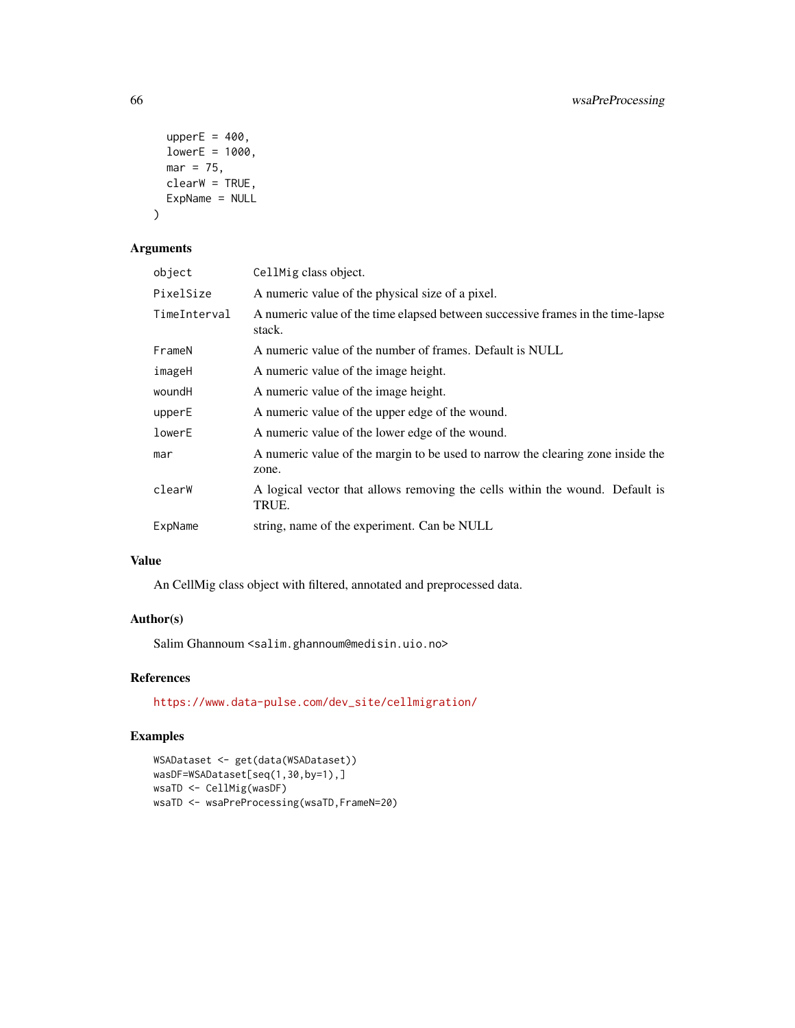```
  upperE = 400,
  lowerE = 1000,
  mar = 75,
  clearW = TRUE,
  ExpName = NULL
)
```

## Arguments

| | |
|---|---|
| object | CellMig class object. |
| PixelSize | A numeric value of the physical size of a pixel. |
| TimeInterval | A numeric value of the time elapsed between successive frames in the time-lapse stack. |
| FrameN | A numeric value of the number of frames. Default is NULL |
| imageH | A numeric value of the image height. |
| woundH | A numeric value of the image height. |
| upperE | A numeric value of the upper edge of the wound. |
| lowerE | A numeric value of the lower edge of the wound. |
| mar | A numeric value of the margin to be used to narrow the clearing zone inside the zone. |
| clearW | A logical vector that allows removing the cells within the wound. Default is TRUE. |
| ExpName | string, name of the experiment. Can be NULL |

## Value

An CellMig class object with filtered, annotated and preprocessed data.

## Author(s)

Salim Ghannoum <salim.ghannoum@medisin.uio.no>

## References

https://www.data-pulse.com/dev_site/cellmigration/

## Examples

```
WSADataset <- get(data(WSADataset))
wasDF=WSADataset[seq(1,30,by=1),]
wsaTD <- CellMig(wasDF)
wsaTD <- wsaPreProcessing(wsaTD,FrameN=20)
```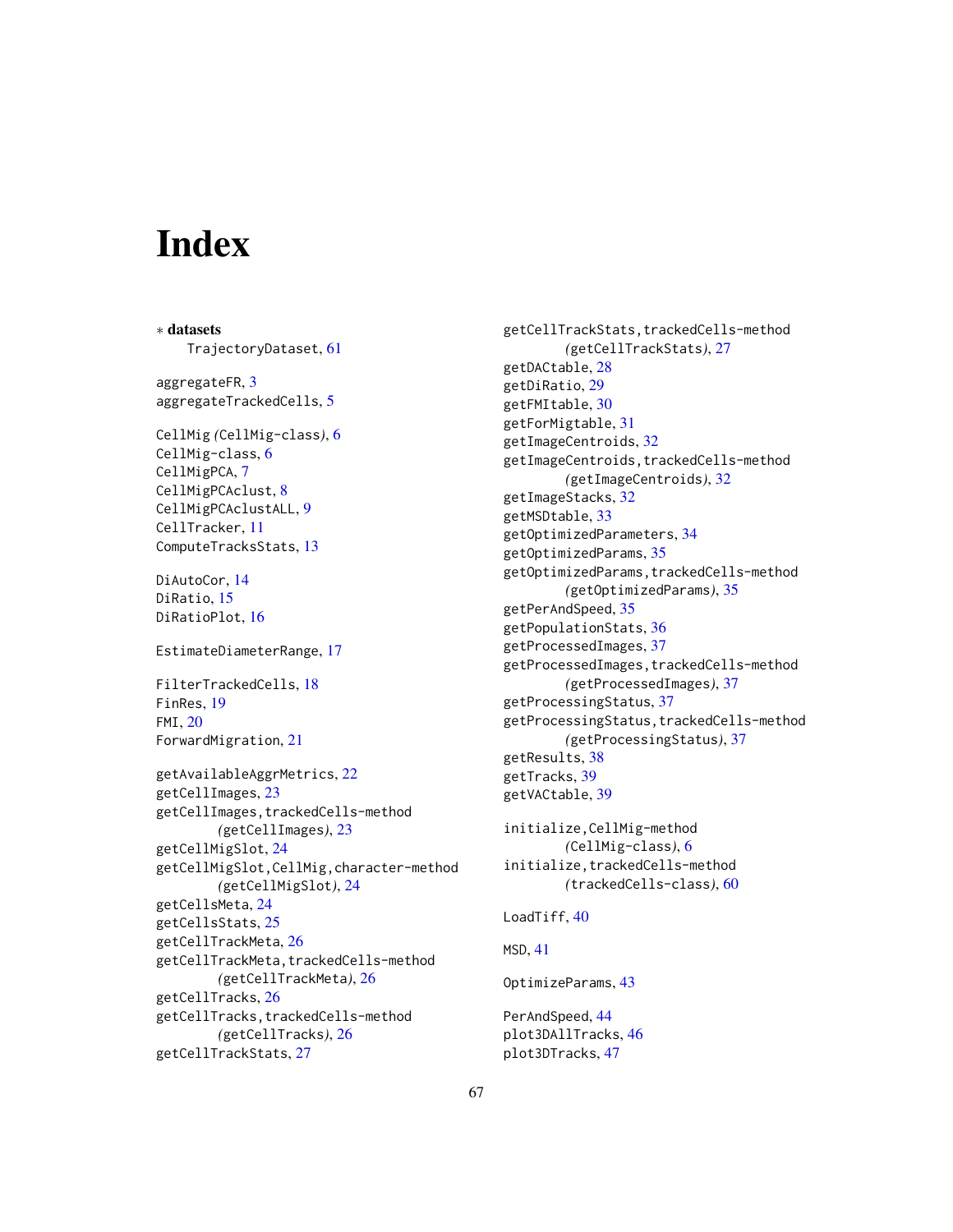# Index

∗ **datasets**
  TrajectoryDataset, 61

aggregateFR, 3
aggregateTrackedCells, 5

CellMig *(CellMig-class)*, 6
CellMig-class, 6
CellMigPCA, 7
CellMigPCAclust, 8
CellMigPCAclustALL, 9
CellTracker, 11
ComputeTracksStats, 13

DiAutoCor, 14
DiRatio, 15
DiRatioPlot, 16

EstimateDiameterRange, 17

FilterTrackedCells, 18
FinRes, 19
FMI, 20
ForwardMigration, 21

getAvailableAggrMetrics, 22
getCellImages, 23
getCellImages,trackedCells-method *(getCellImages)*, 23
getCellMigSlot, 24
getCellMigSlot,CellMig,character-method *(getCellMigSlot)*, 24
getCellsMeta, 24
getCellsStats, 25
getCellTrackMeta, 26
getCellTrackMeta,trackedCells-method *(getCellTrackMeta)*, 26
getCellTracks, 26
getCellTracks,trackedCells-method *(getCellTracks)*, 26
getCellTrackStats, 27
getCellTrackStats,trackedCells-method *(getCellTrackStats)*, 27
getDACtable, 28
getDiRatio, 29
getFMItable, 30
getForMigtable, 31
getImageCentroids, 32
getImageCentroids,trackedCells-method *(getImageCentroids)*, 32
getImageStacks, 32
getMSDtable, 33
getOptimizedParameters, 34
getOptimizedParams, 35
getOptimizedParams,trackedCells-method *(getOptimizedParams)*, 35
getPerAndSpeed, 35
getPopulationStats, 36
getProcessedImages, 37
getProcessedImages,trackedCells-method *(getProcessedImages)*, 37
getProcessingStatus, 37
getProcessingStatus,trackedCells-method *(getProcessingStatus)*, 37
getResults, 38
getTracks, 39
getVACtable, 39

initialize,CellMig-method *(CellMig-class)*, 6
initialize,trackedCells-method *(trackedCells-class)*, 60

LoadTiff, 40

MSD, 41

OptimizeParams, 43

PerAndSpeed, 44
plot3DAllTracks, 46
plot3DTracks, 47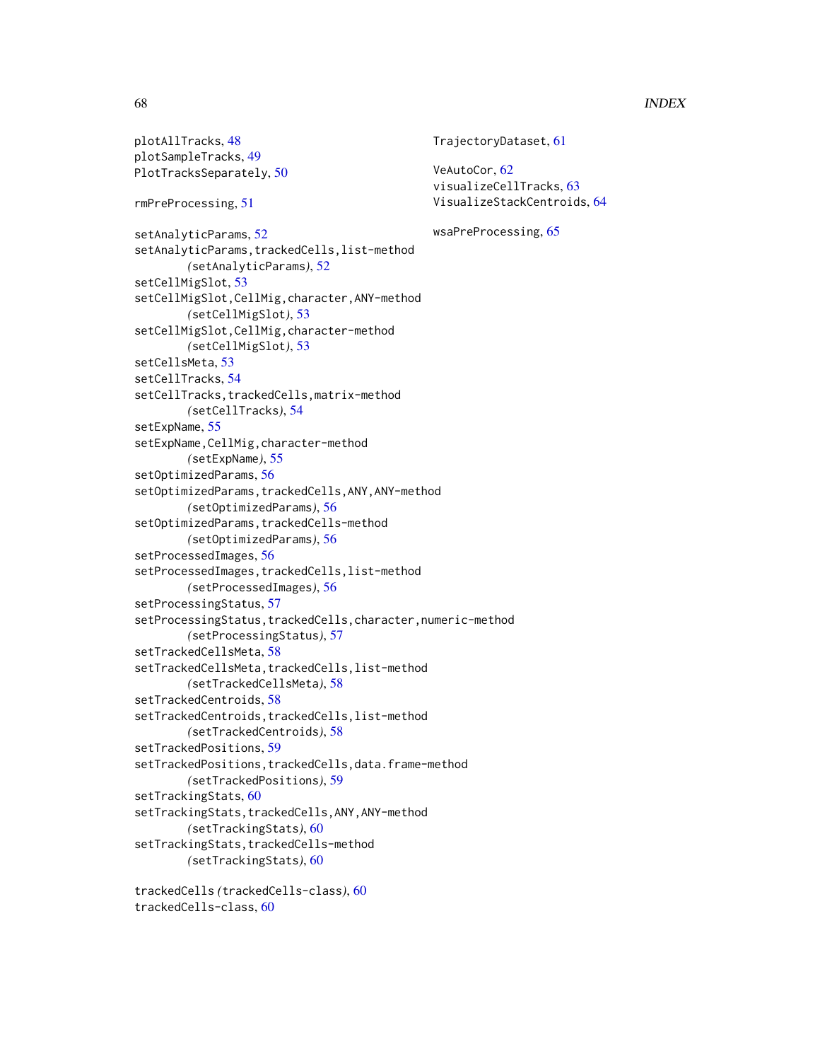plotAllTracks, 48
plotSampleTracks, 49
PlotTracksSeparately, 50

rmPreProcessing, 51

setAnalyticParams, 52
setAnalyticParams,trackedCells,list-method
        *(*setAnalyticParams*)*, 52
setCellMigSlot, 53
setCellMigSlot,CellMig,character,ANY-method
        *(*setCellMigSlot*)*, 53
setCellMigSlot,CellMig,character-method
        *(*setCellMigSlot*)*, 53
setCellsMeta, 53
setCellTracks, 54
setCellTracks,trackedCells,matrix-method
        *(*setCellTracks*)*, 54
setExpName, 55
setExpName,CellMig,character-method
        *(*setExpName*)*, 55
setOptimizedParams, 56
setOptimizedParams,trackedCells,ANY,ANY-method
        *(*setOptimizedParams*)*, 56
setOptimizedParams,trackedCells-method
        *(*setOptimizedParams*)*, 56
setProcessedImages, 56
setProcessedImages,trackedCells,list-method
        *(*setProcessedImages*)*, 56
setProcessingStatus, 57
setProcessingStatus,trackedCells,character,numeric-method
        *(*setProcessingStatus*)*, 57
setTrackedCellsMeta, 58
setTrackedCellsMeta,trackedCells,list-method
        *(*setTrackedCellsMeta*)*, 58
setTrackedCentroids, 58
setTrackedCentroids,trackedCells,list-method
        *(*setTrackedCentroids*)*, 58
setTrackedPositions, 59
setTrackedPositions,trackedCells,data.frame-method
        *(*setTrackedPositions*)*, 59
setTrackingStats, 60
setTrackingStats,trackedCells,ANY,ANY-method
        *(*setTrackingStats*)*, 60
setTrackingStats,trackedCells-method
        *(*setTrackingStats*)*, 60

trackedCells *(*trackedCells-class*)*, 60
trackedCells-class, 60
TrajectoryDataset, 61

VeAutoCor, 62
visualizeCellTracks, 63
VisualizeStackCentroids, 64

wsaPreProcessing, 65